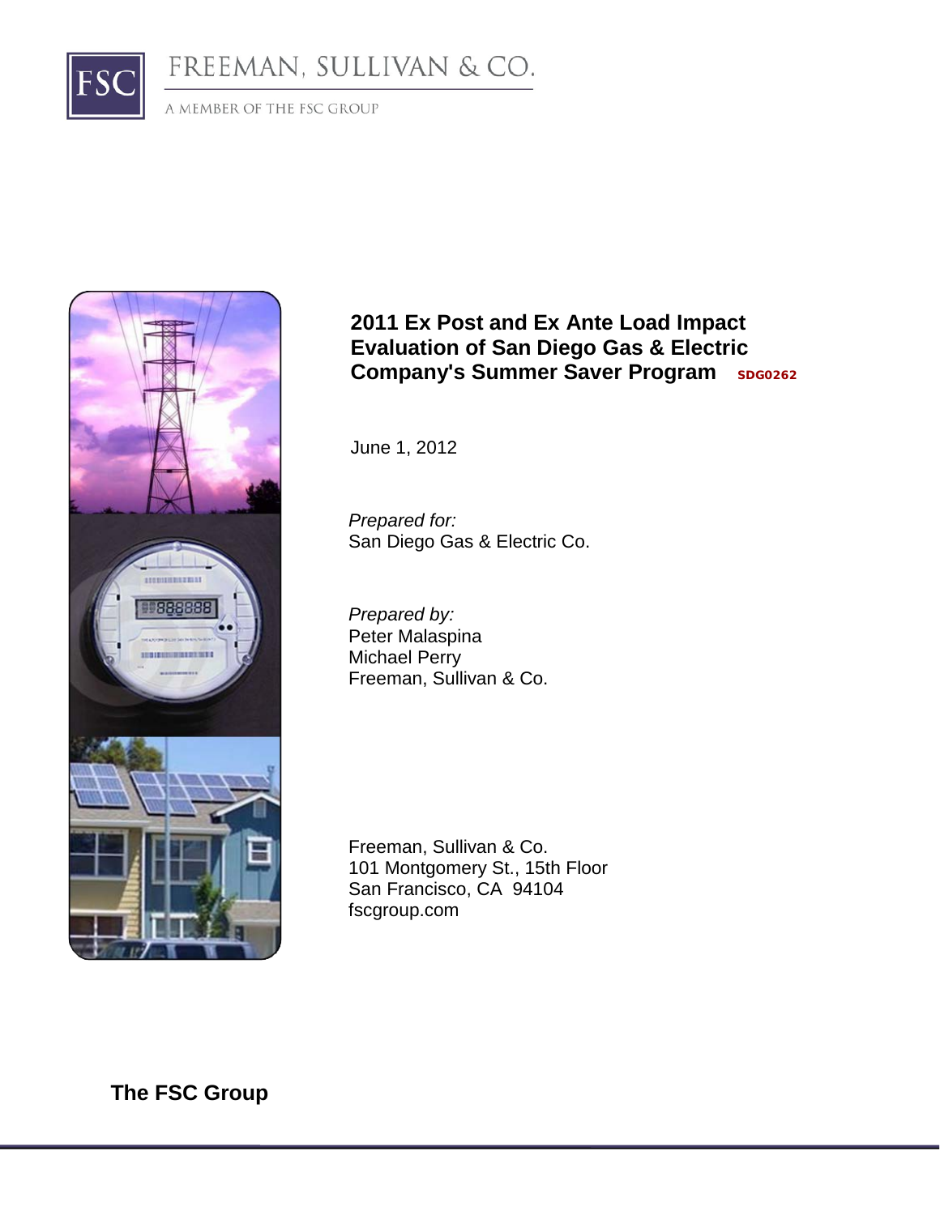FREEMAN, SULLIVAN & CO.

A MEMBER OF THE FSC GROUP

# 2011 Ex Post and Ex Ante Load Impact Evaluation of San Diego Gas & Electric Company's Summer Saver Program SDG0262

June 1, 2012

*Prepared for:*
San Diego Gas & Electric Co.

*Prepared by:*
Peter Malaspina
Michael Perry
Freeman, Sullivan & Co.

Freeman, Sullivan & Co.
101 Montgomery St., 15th Floor
San Francisco, CA 94104
fscgroup.com

**The FSC Group**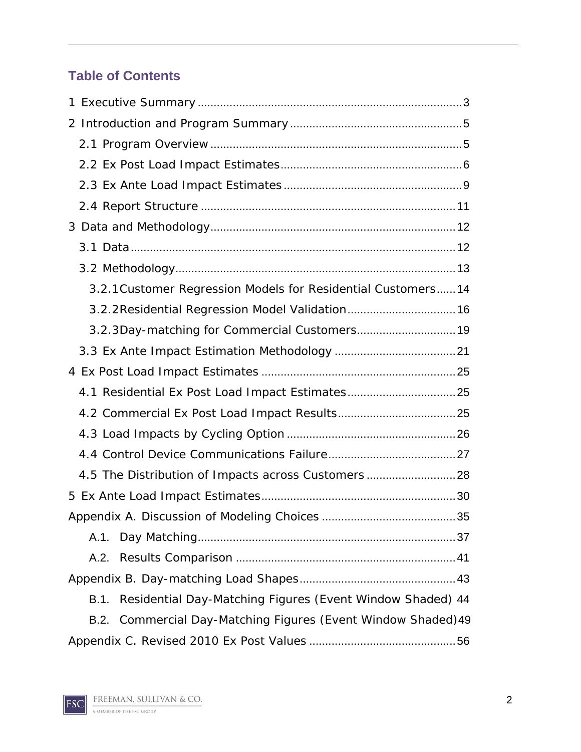## Table of Contents

1 Executive Summary .......... 3

2 Introduction and Program Summary .......... 5

- 2.1 Program Overview .......... 5
- 2.2 Ex Post Load Impact Estimates .......... 6
- 2.3 Ex Ante Load Impact Estimates .......... 9
- 2.4 Report Structure .......... 11

3 Data and Methodology .......... 12

- 3.1 Data .......... 12
- 3.2 Methodology .......... 13
  - 3.2.1 Customer Regression Models for Residential Customers .......... 14
  - 3.2.2 Residential Regression Model Validation .......... 16
  - 3.2.3 Day-matching for Commercial Customers .......... 19
- 3.3 Ex Ante Impact Estimation Methodology .......... 21

4 Ex Post Load Impact Estimates .......... 25

- 4.1 Residential Ex Post Load Impact Estimates .......... 25
- 4.2 Commercial Ex Post Load Impact Results .......... 25
- 4.3 Load Impacts by Cycling Option .......... 26
- 4.4 Control Device Communications Failure .......... 27
- 4.5 The Distribution of Impacts across Customers .......... 28

5 Ex Ante Load Impact Estimates .......... 30

Appendix A. Discussion of Modeling Choices .......... 35

- A.1. Day Matching .......... 37
- A.2. Results Comparison .......... 41

Appendix B. Day-matching Load Shapes .......... 43

- B.1. Residential Day-Matching Figures (Event Window Shaded) 44
- B.2. Commercial Day-Matching Figures (Event Window Shaded) 49

Appendix C. Revised 2010 Ex Post Values .......... 56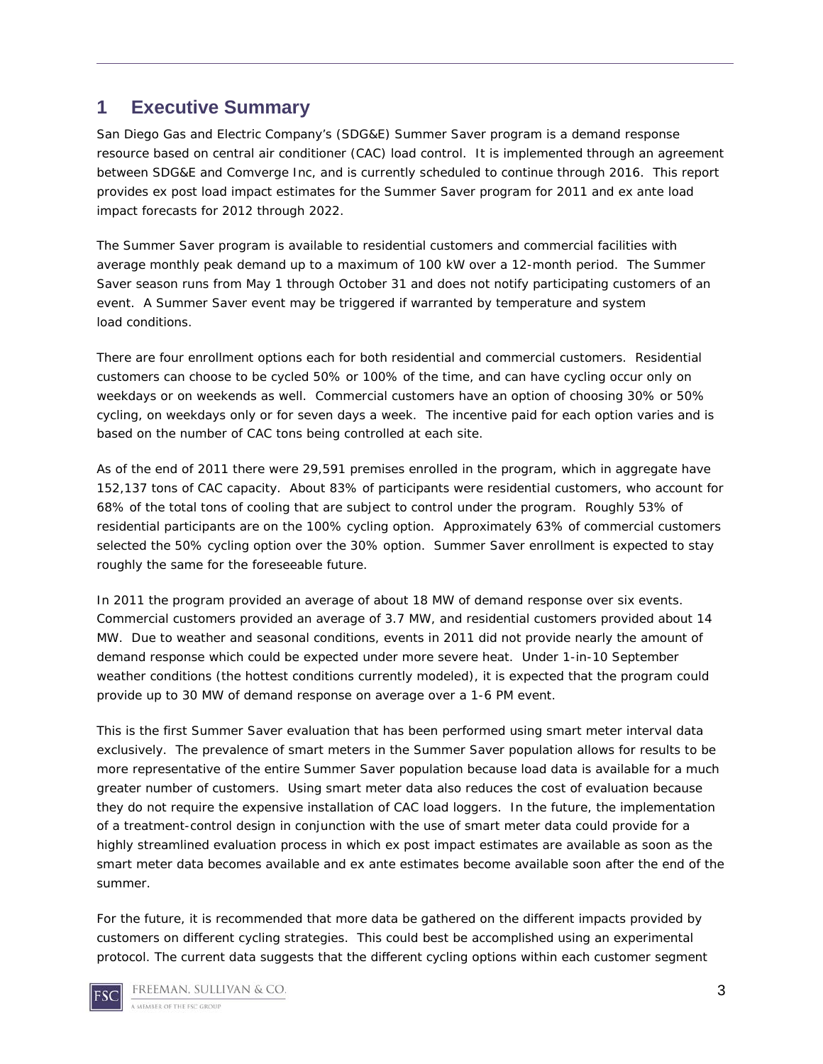# 1 Executive Summary

San Diego Gas and Electric Company's (SDG&E) Summer Saver program is a demand response resource based on central air conditioner (CAC) load control. It is implemented through an agreement between SDG&E and Comverge Inc, and is currently scheduled to continue through 2016. This report provides ex post load impact estimates for the Summer Saver program for 2011 and ex ante load impact forecasts for 2012 through 2022.

The Summer Saver program is available to residential customers and commercial facilities with average monthly peak demand up to a maximum of 100 kW over a 12-month period. The Summer Saver season runs from May 1 through October 31 and does not notify participating customers of an event. A Summer Saver event may be triggered if warranted by temperature and system load conditions.

There are four enrollment options each for both residential and commercial customers. Residential customers can choose to be cycled 50% or 100% of the time, and can have cycling occur only on weekdays or on weekends as well. Commercial customers have an option of choosing 30% or 50% cycling, on weekdays only or for seven days a week. The incentive paid for each option varies and is based on the number of CAC tons being controlled at each site.

As of the end of 2011 there were 29,591 premises enrolled in the program, which in aggregate have 152,137 tons of CAC capacity. About 83% of participants were residential customers, who account for 68% of the total tons of cooling that are subject to control under the program. Roughly 53% of residential participants are on the 100% cycling option. Approximately 63% of commercial customers selected the 50% cycling option over the 30% option. Summer Saver enrollment is expected to stay roughly the same for the foreseeable future.

In 2011 the program provided an average of about 18 MW of demand response over six events. Commercial customers provided an average of 3.7 MW, and residential customers provided about 14 MW. Due to weather and seasonal conditions, events in 2011 did not provide nearly the amount of demand response which could be expected under more severe heat. Under 1-in-10 September weather conditions (the hottest conditions currently modeled), it is expected that the program could provide up to 30 MW of demand response on average over a 1-6 PM event.

This is the first Summer Saver evaluation that has been performed using smart meter interval data exclusively. The prevalence of smart meters in the Summer Saver population allows for results to be more representative of the entire Summer Saver population because load data is available for a much greater number of customers. Using smart meter data also reduces the cost of evaluation because they do not require the expensive installation of CAC load loggers. In the future, the implementation of a treatment-control design in conjunction with the use of smart meter data could provide for a highly streamlined evaluation process in which ex post impact estimates are available as soon as the smart meter data becomes available and ex ante estimates become available soon after the end of the summer.

For the future, it is recommended that more data be gathered on the different impacts provided by customers on different cycling strategies. This could best be accomplished using an experimental protocol. The current data suggests that the different cycling options within each customer segment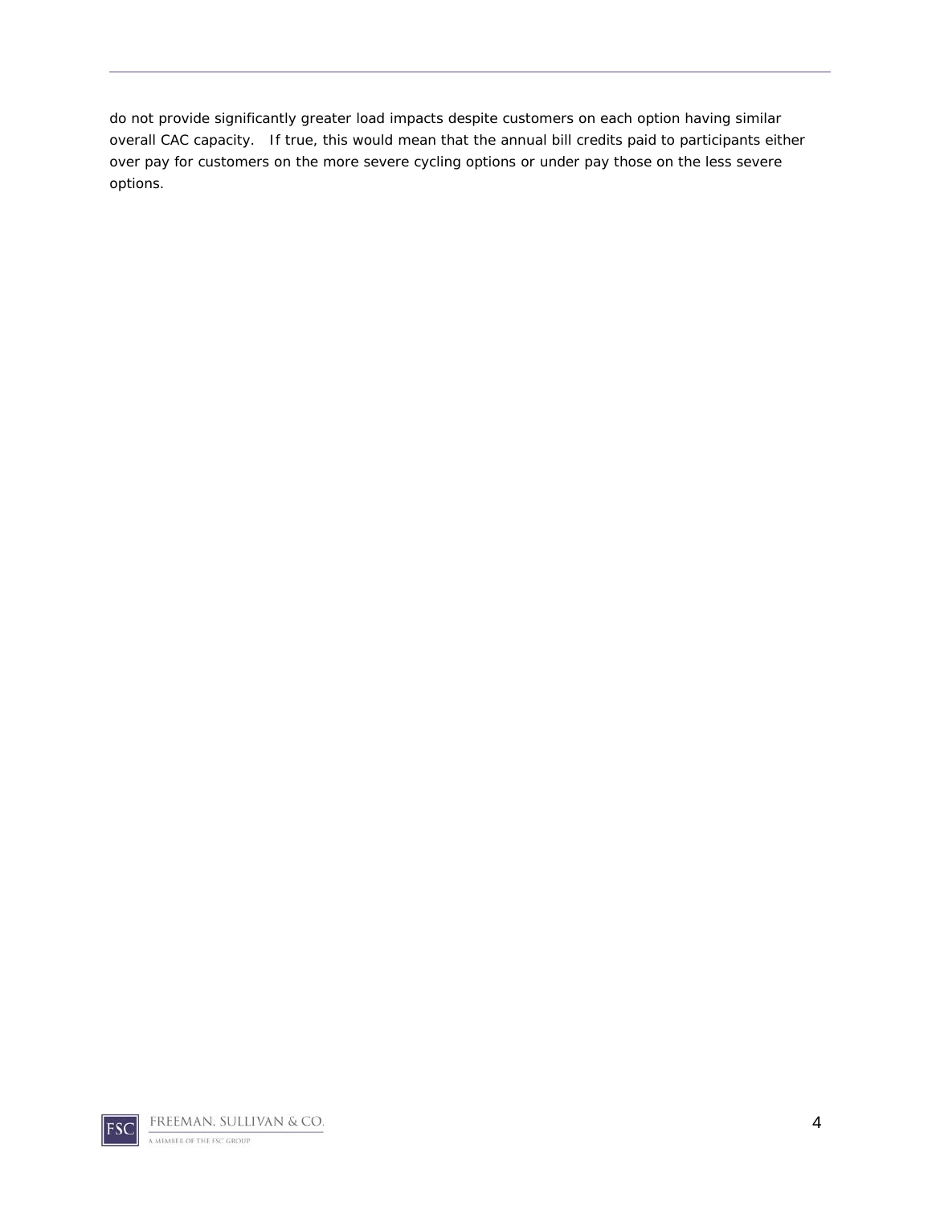do not provide significantly greater load impacts despite customers on each option having similar overall CAC capacity. If true, this would mean that the annual bill credits paid to participants either over pay for customers on the more severe cycling options or under pay those on the less severe options.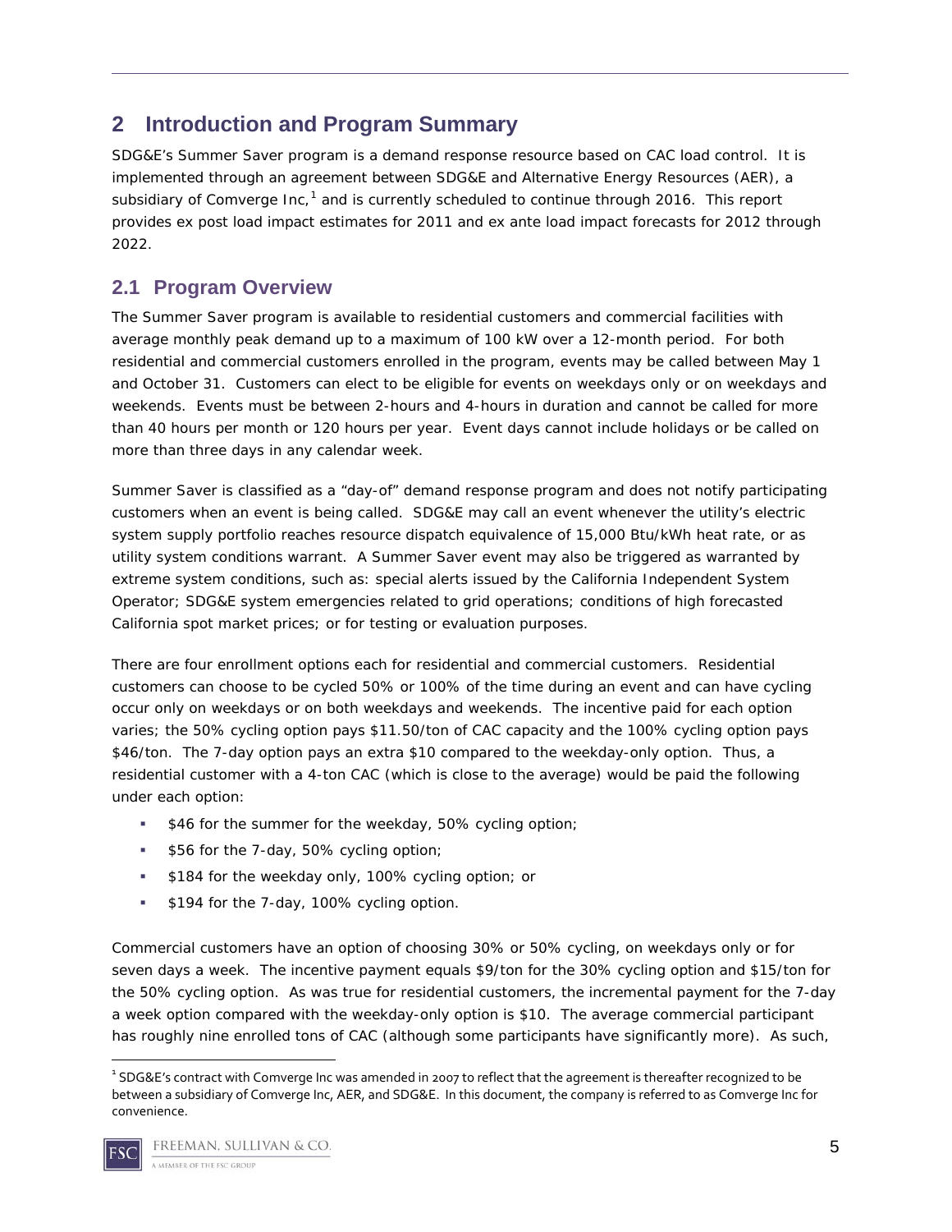## 2 Introduction and Program Summary

SDG&E's Summer Saver program is a demand response resource based on CAC load control. It is implemented through an agreement between SDG&E and Alternative Energy Resources (AER), a subsidiary of Comverge Inc,[1] and is currently scheduled to continue through 2016. This report provides ex post load impact estimates for 2011 and ex ante load impact forecasts for 2012 through 2022.

### 2.1 Program Overview

The Summer Saver program is available to residential customers and commercial facilities with average monthly peak demand up to a maximum of 100 kW over a 12-month period. For both residential and commercial customers enrolled in the program, events may be called between May 1 and October 31. Customers can elect to be eligible for events on weekdays only or on weekdays and weekends. Events must be between 2-hours and 4-hours in duration and cannot be called for more than 40 hours per month or 120 hours per year. Event days cannot include holidays or be called on more than three days in any calendar week.

Summer Saver is classified as a "day-of" demand response program and does not notify participating customers when an event is being called. SDG&E may call an event whenever the utility's electric system supply portfolio reaches resource dispatch equivalence of 15,000 Btu/kWh heat rate, or as utility system conditions warrant. A Summer Saver event may also be triggered as warranted by extreme system conditions, such as: special alerts issued by the California Independent System Operator; SDG&E system emergencies related to grid operations; conditions of high forecasted California spot market prices; or for testing or evaluation purposes.

There are four enrollment options each for residential and commercial customers. Residential customers can choose to be cycled 50% or 100% of the time during an event and can have cycling occur only on weekdays or on both weekdays and weekends. The incentive paid for each option varies; the 50% cycling option pays $11.50/ton of CAC capacity and the 100% cycling option pays $46/ton. The 7-day option pays an extra $10 compared to the weekday-only option. Thus, a residential customer with a 4-ton CAC (which is close to the average) would be paid the following under each option:

- $46 for the summer for the weekday, 50% cycling option;
- $56 for the 7-day, 50% cycling option;
- $184 for the weekday only, 100% cycling option; or
- $194 for the 7-day, 100% cycling option.

Commercial customers have an option of choosing 30% or 50% cycling, on weekdays only or for seven days a week. The incentive payment equals $9/ton for the 30% cycling option and $15/ton for the 50% cycling option. As was true for residential customers, the incremental payment for the 7-day a week option compared with the weekday-only option is $10. The average commercial participant has roughly nine enrolled tons of CAC (although some participants have significantly more). As such,

[1] SDG&E's contract with Comverge Inc was amended in 2007 to reflect that the agreement is thereafter recognized to be between a subsidiary of Comverge Inc, AER, and SDG&E. In this document, the company is referred to as Comverge Inc for convenience.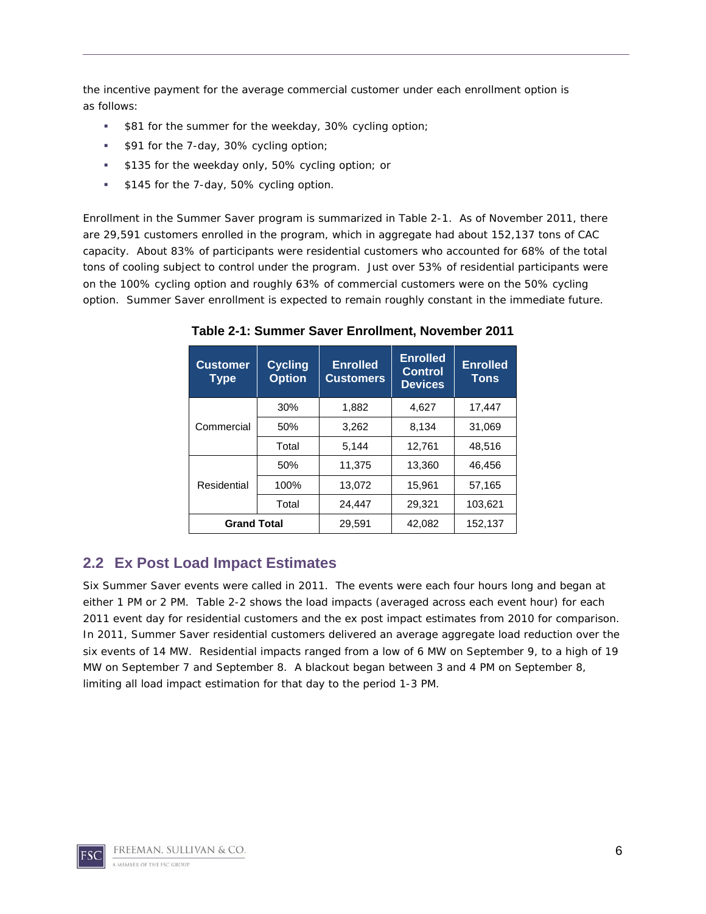the incentive payment for the average commercial customer under each enrollment option is as follows:

- $81 for the summer for the weekday, 30% cycling option;
- $91 for the 7-day, 30% cycling option;
- $135 for the weekday only, 50% cycling option; or
- $145 for the 7-day, 50% cycling option.

Enrollment in the Summer Saver program is summarized in Table 2-1. As of November 2011, there are 29,591 customers enrolled in the program, which in aggregate had about 152,137 tons of CAC capacity. About 83% of participants were residential customers who accounted for 68% of the total tons of cooling subject to control under the program. Just over 53% of residential participants were on the 100% cycling option and roughly 63% of commercial customers were on the 50% cycling option. Summer Saver enrollment is expected to remain roughly constant in the immediate future.

**Table 2-1: Summer Saver Enrollment, November 2011**

| Customer Type | Cycling Option | Enrolled Customers | Enrolled Control Devices | Enrolled Tons |
|---|---|---|---|---|
| Commercial | 30% | 1,882 | 4,627 | 17,447 |
| | 50% | 3,262 | 8,134 | 31,069 |
| | Total | 5,144 | 12,761 | 48,516 |
| Residential | 50% | 11,375 | 13,360 | 46,456 |
| | 100% | 13,072 | 15,961 | 57,165 |
| | Total | 24,447 | 29,321 | 103,621 |
| **Grand Total** | | 29,591 | 42,082 | 152,137 |

## 2.2 Ex Post Load Impact Estimates

Six Summer Saver events were called in 2011. The events were each four hours long and began at either 1 PM or 2 PM. Table 2-2 shows the load impacts (averaged across each event hour) for each 2011 event day for residential customers and the ex post impact estimates from 2010 for comparison. In 2011, Summer Saver residential customers delivered an average aggregate load reduction over the six events of 14 MW. Residential impacts ranged from a low of 6 MW on September 9, to a high of 19 MW on September 7 and September 8. A blackout began between 3 and 4 PM on September 8, limiting all load impact estimation for that day to the period 1-3 PM.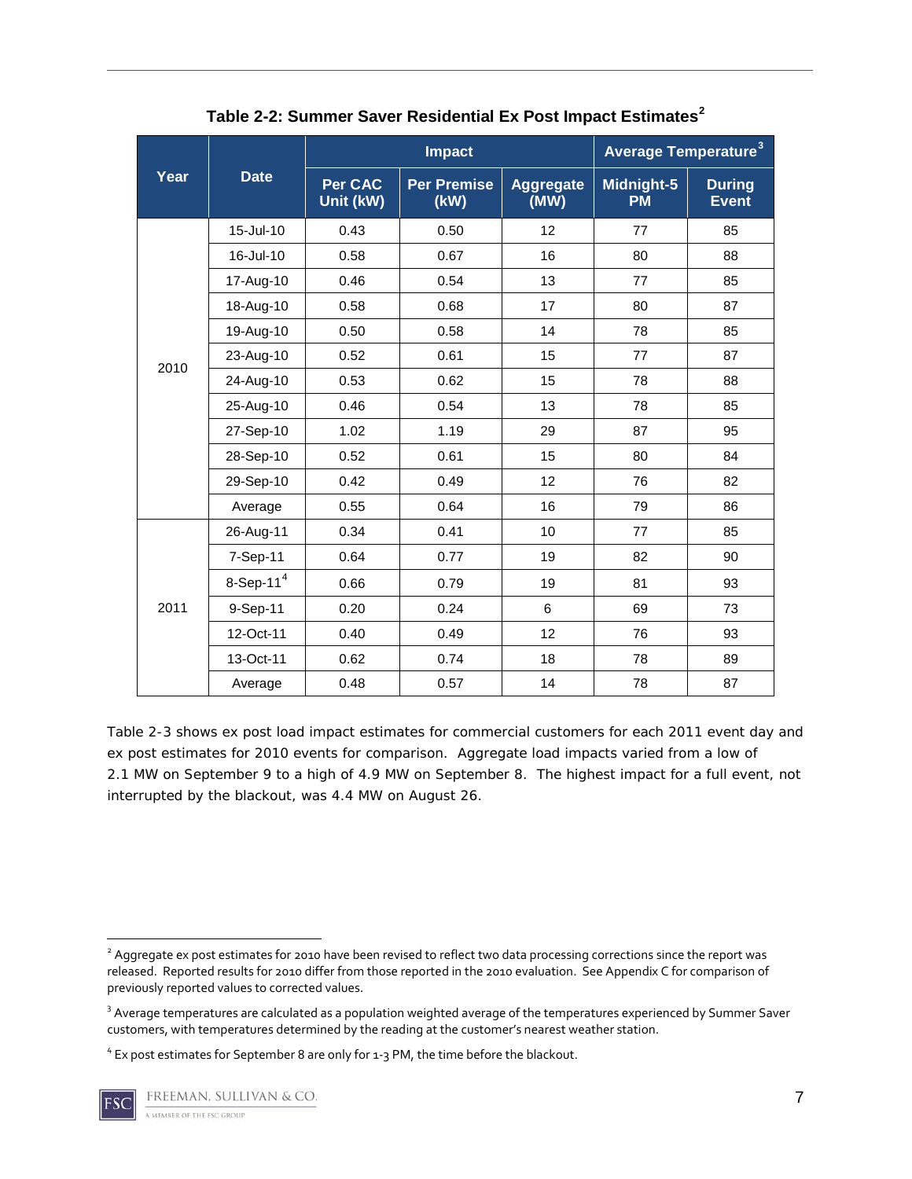**Table 2-2: Summer Saver Residential Ex Post Impact Estimates[2]**

| Year | Date | Impact | | | Average Temperature[3] | |
|---|---|---|---|---|---|---|
| | | Per CAC Unit (kW) | Per Premise (kW) | Aggregate (MW) | Midnight-5 PM | During Event |
| 2010 | 15-Jul-10 | 0.43 | 0.50 | 12 | 77 | 85 |
| | 16-Jul-10 | 0.58 | 0.67 | 16 | 80 | 88 |
| | 17-Aug-10 | 0.46 | 0.54 | 13 | 77 | 85 |
| | 18-Aug-10 | 0.58 | 0.68 | 17 | 80 | 87 |
| | 19-Aug-10 | 0.50 | 0.58 | 14 | 78 | 85 |
| | 23-Aug-10 | 0.52 | 0.61 | 15 | 77 | 87 |
| | 24-Aug-10 | 0.53 | 0.62 | 15 | 78 | 88 |
| | 25-Aug-10 | 0.46 | 0.54 | 13 | 78 | 85 |
| | 27-Sep-10 | 1.02 | 1.19 | 29 | 87 | 95 |
| | 28-Sep-10 | 0.52 | 0.61 | 15 | 80 | 84 |
| | 29-Sep-10 | 0.42 | 0.49 | 12 | 76 | 82 |
| | Average | 0.55 | 0.64 | 16 | 79 | 86 |
| 2011 | 26-Aug-11 | 0.34 | 0.41 | 10 | 77 | 85 |
| | 7-Sep-11 | 0.64 | 0.77 | 19 | 82 | 90 |
| | 8-Sep-11[4] | 0.66 | 0.79 | 19 | 81 | 93 |
| | 9-Sep-11 | 0.20 | 0.24 | 6 | 69 | 73 |
| | 12-Oct-11 | 0.40 | 0.49 | 12 | 76 | 93 |
| | 13-Oct-11 | 0.62 | 0.74 | 18 | 78 | 89 |
| | Average | 0.48 | 0.57 | 14 | 78 | 87 |

Table 2-3 shows ex post load impact estimates for commercial customers for each 2011 event day and ex post estimates for 2010 events for comparison. Aggregate load impacts varied from a low of 2.1 MW on September 9 to a high of 4.9 MW on September 8. The highest impact for a full event, not interrupted by the blackout, was 4.4 MW on August 26.

---

[2] Aggregate ex post estimates for 2010 have been revised to reflect two data processing corrections since the report was released. Reported results for 2010 differ from those reported in the 2010 evaluation. See Appendix C for comparison of previously reported values to corrected values.

[3] Average temperatures are calculated as a population weighted average of the temperatures experienced by Summer Saver customers, with temperatures determined by the reading at the customer's nearest weather station.

[4] Ex post estimates for September 8 are only for 1-3 PM, the time before the blackout.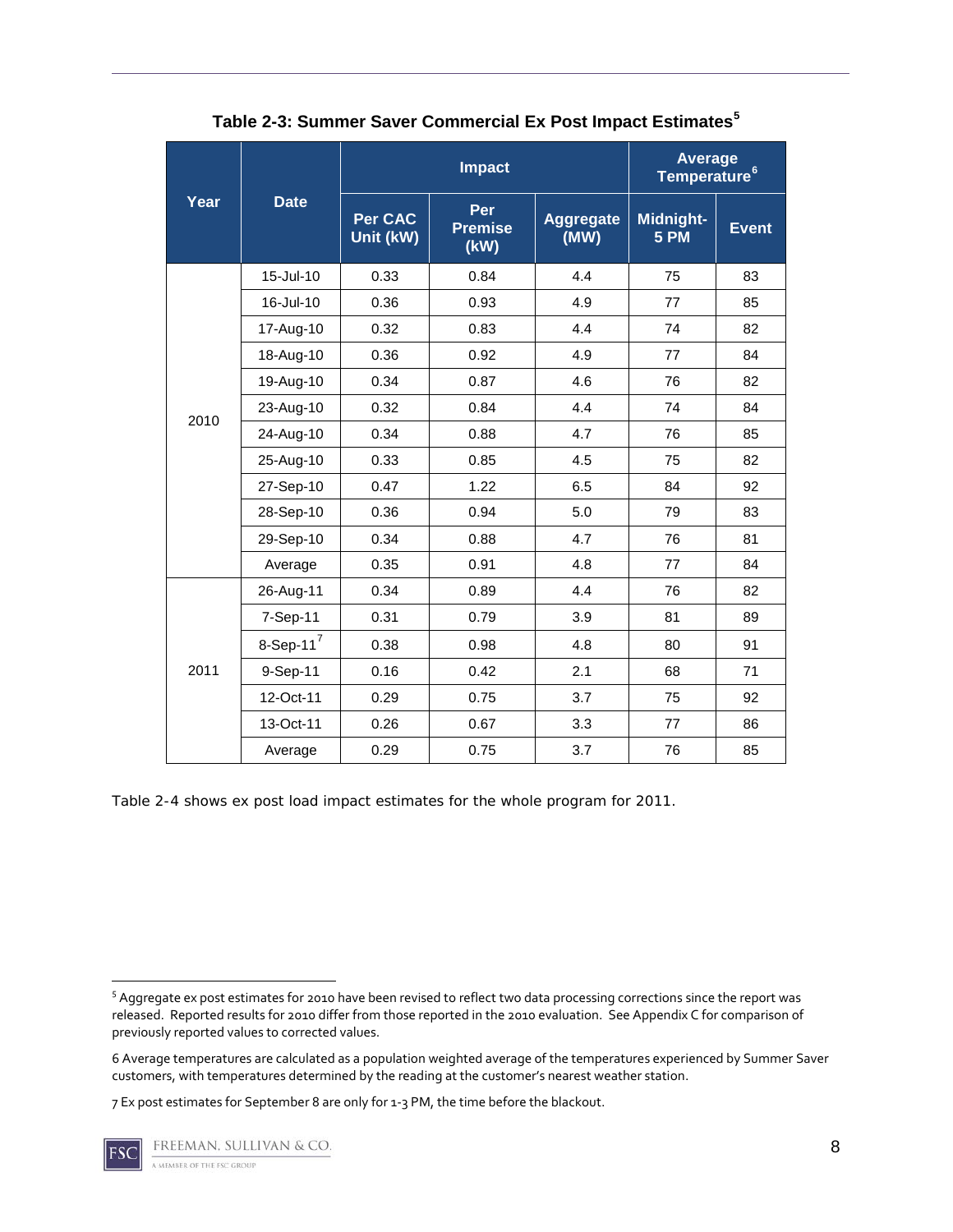**Table 2-3: Summer Saver Commercial Ex Post Impact Estimates[5]**

| Year | Date | Impact | | | Average Temperature[6] | |
|---|---|---|---|---|---|---|
| | | Per CAC Unit (kW) | Per Premise (kW) | Aggregate (MW) | Midnight-5 PM | Event |
| 2010 | 15-Jul-10 | 0.33 | 0.84 | 4.4 | 75 | 83 |
| | 16-Jul-10 | 0.36 | 0.93 | 4.9 | 77 | 85 |
| | 17-Aug-10 | 0.32 | 0.83 | 4.4 | 74 | 82 |
| | 18-Aug-10 | 0.36 | 0.92 | 4.9 | 77 | 84 |
| | 19-Aug-10 | 0.34 | 0.87 | 4.6 | 76 | 82 |
| | 23-Aug-10 | 0.32 | 0.84 | 4.4 | 74 | 84 |
| | 24-Aug-10 | 0.34 | 0.88 | 4.7 | 76 | 85 |
| | 25-Aug-10 | 0.33 | 0.85 | 4.5 | 75 | 82 |
| | 27-Sep-10 | 0.47 | 1.22 | 6.5 | 84 | 92 |
| | 28-Sep-10 | 0.36 | 0.94 | 5.0 | 79 | 83 |
| | 29-Sep-10 | 0.34 | 0.88 | 4.7 | 76 | 81 |
| | Average | 0.35 | 0.91 | 4.8 | 77 | 84 |
| 2011 | 26-Aug-11 | 0.34 | 0.89 | 4.4 | 76 | 82 |
| | 7-Sep-11 | 0.31 | 0.79 | 3.9 | 81 | 89 |
| | 8-Sep-11[7] | 0.38 | 0.98 | 4.8 | 80 | 91 |
| | 9-Sep-11 | 0.16 | 0.42 | 2.1 | 68 | 71 |
| | 12-Oct-11 | 0.29 | 0.75 | 3.7 | 75 | 92 |
| | 13-Oct-11 | 0.26 | 0.67 | 3.3 | 77 | 86 |
| | Average | 0.29 | 0.75 | 3.7 | 76 | 85 |

Table 2-4 shows ex post load impact estimates for the whole program for 2011.

[5] Aggregate ex post estimates for 2010 have been revised to reflect two data processing corrections since the report was released. Reported results for 2010 differ from those reported in the 2010 evaluation. See Appendix C for comparison of previously reported values to corrected values.

[6] Average temperatures are calculated as a population weighted average of the temperatures experienced by Summer Saver customers, with temperatures determined by the reading at the customer's nearest weather station.

[7] Ex post estimates for September 8 are only for 1-3 PM, the time before the blackout.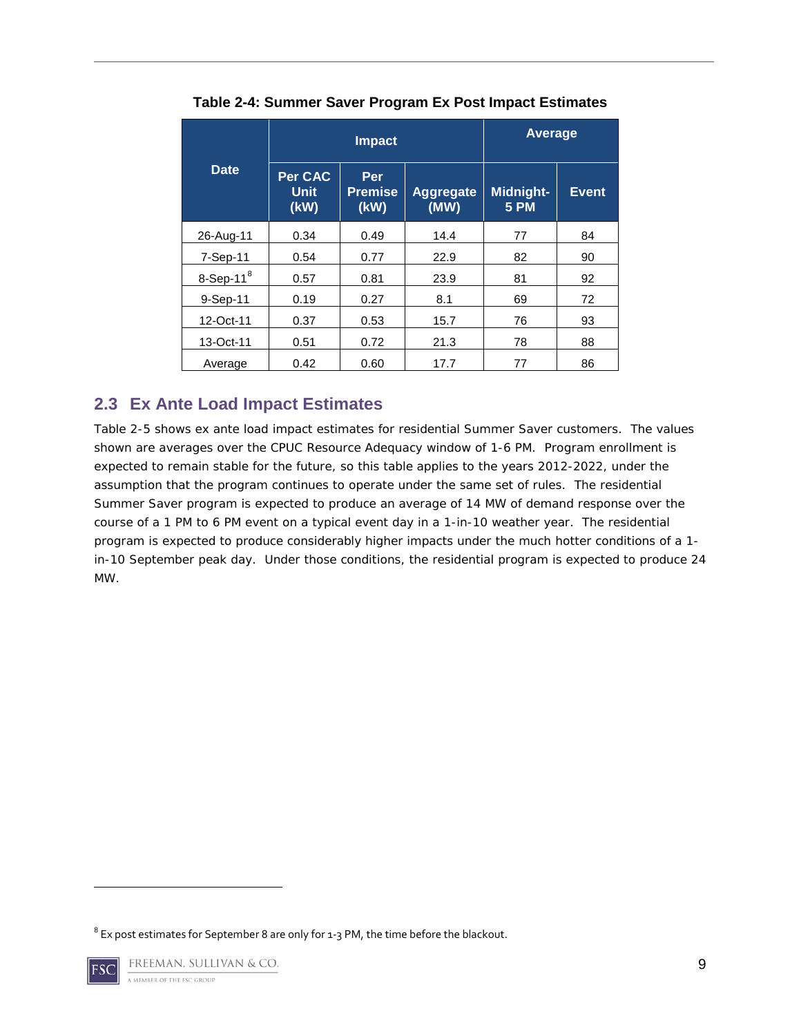**Table 2-4: Summer Saver Program Ex Post Impact Estimates**

| Date | Impact | | | Average | |
|---|---|---|---|---|---|
| | Per CAC Unit (kW) | Per Premise (kW) | Aggregate (MW) | Midnight-5 PM | Event |
| 26-Aug-11 | 0.34 | 0.49 | 14.4 | 77 | 84 |
| 7-Sep-11 | 0.54 | 0.77 | 22.9 | 82 | 90 |
| 8-Sep-11[8] | 0.57 | 0.81 | 23.9 | 81 | 92 |
| 9-Sep-11 | 0.19 | 0.27 | 8.1 | 69 | 72 |
| 12-Oct-11 | 0.37 | 0.53 | 15.7 | 76 | 93 |
| 13-Oct-11 | 0.51 | 0.72 | 21.3 | 78 | 88 |
| Average | 0.42 | 0.60 | 17.7 | 77 | 86 |

## 2.3 Ex Ante Load Impact Estimates

Table 2-5 shows ex ante load impact estimates for residential Summer Saver customers. The values shown are averages over the CPUC Resource Adequacy window of 1-6 PM. Program enrollment is expected to remain stable for the future, so this table applies to the years 2012-2022, under the assumption that the program continues to operate under the same set of rules. The residential Summer Saver program is expected to produce an average of 14 MW of demand response over the course of a 1 PM to 6 PM event on a typical event day in a 1-in-10 weather year. The residential program is expected to produce considerably higher impacts under the much hotter conditions of a 1-in-10 September peak day. Under those conditions, the residential program is expected to produce 24 MW.

[8] Ex post estimates for September 8 are only for 1-3 PM, the time before the blackout.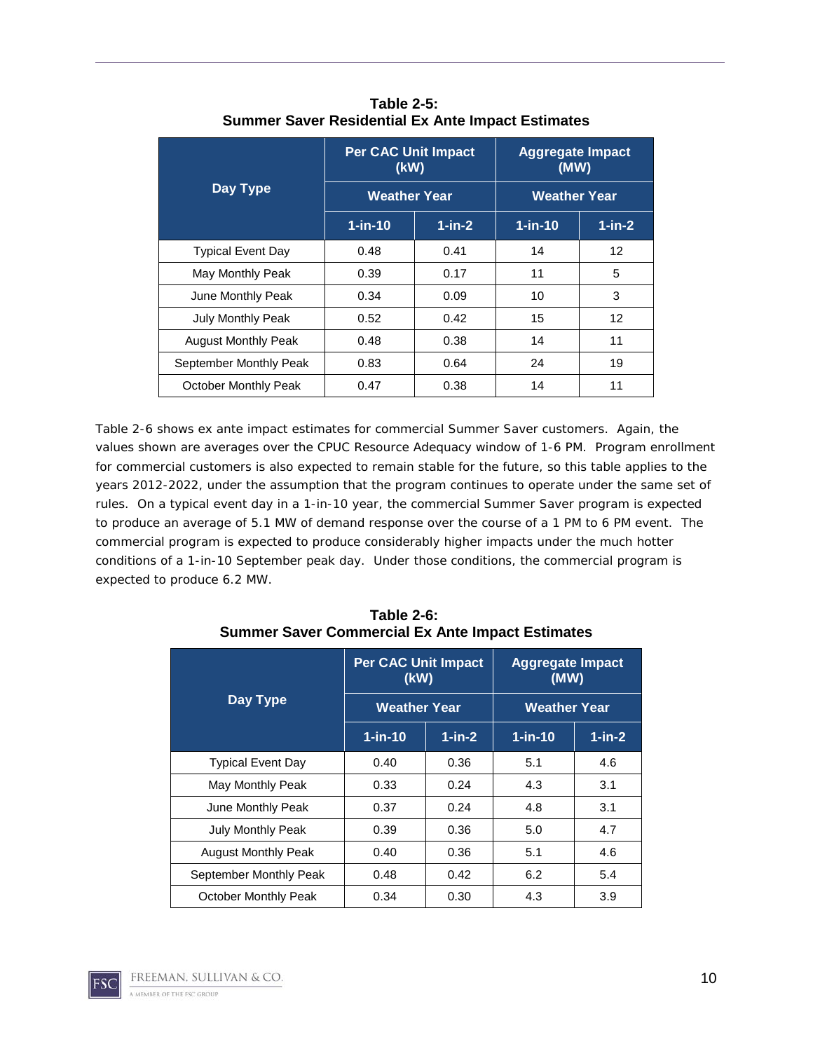**Table 2-5:**
**Summer Saver Residential Ex Ante Impact Estimates**

| Day Type | Per CAC Unit Impact (kW) | | Aggregate Impact (MW) | |
|---|---|---|---|---|
| | Weather Year | | Weather Year | |
| | 1-in-10 | 1-in-2 | 1-in-10 | 1-in-2 |
| Typical Event Day | 0.48 | 0.41 | 14 | 12 |
| May Monthly Peak | 0.39 | 0.17 | 11 | 5 |
| June Monthly Peak | 0.34 | 0.09 | 10 | 3 |
| July Monthly Peak | 0.52 | 0.42 | 15 | 12 |
| August Monthly Peak | 0.48 | 0.38 | 14 | 11 |
| September Monthly Peak | 0.83 | 0.64 | 24 | 19 |
| October Monthly Peak | 0.47 | 0.38 | 14 | 11 |

Table 2-6 shows ex ante impact estimates for commercial Summer Saver customers. Again, the values shown are averages over the CPUC Resource Adequacy window of 1-6 PM. Program enrollment for commercial customers is also expected to remain stable for the future, so this table applies to the years 2012-2022, under the assumption that the program continues to operate under the same set of rules. On a typical event day in a 1-in-10 year, the commercial Summer Saver program is expected to produce an average of 5.1 MW of demand response over the course of a 1 PM to 6 PM event. The commercial program is expected to produce considerably higher impacts under the much hotter conditions of a 1-in-10 September peak day. Under those conditions, the commercial program is expected to produce 6.2 MW.

**Table 2-6:**
**Summer Saver Commercial Ex Ante Impact Estimates**

| Day Type | Per CAC Unit Impact (kW) | | Aggregate Impact (MW) | |
|---|---|---|---|---|
| | Weather Year | | Weather Year | |
| | 1-in-10 | 1-in-2 | 1-in-10 | 1-in-2 |
| Typical Event Day | 0.40 | 0.36 | 5.1 | 4.6 |
| May Monthly Peak | 0.33 | 0.24 | 4.3 | 3.1 |
| June Monthly Peak | 0.37 | 0.24 | 4.8 | 3.1 |
| July Monthly Peak | 0.39 | 0.36 | 5.0 | 4.7 |
| August Monthly Peak | 0.40 | 0.36 | 5.1 | 4.6 |
| September Monthly Peak | 0.48 | 0.42 | 6.2 | 5.4 |
| October Monthly Peak | 0.34 | 0.30 | 4.3 | 3.9 |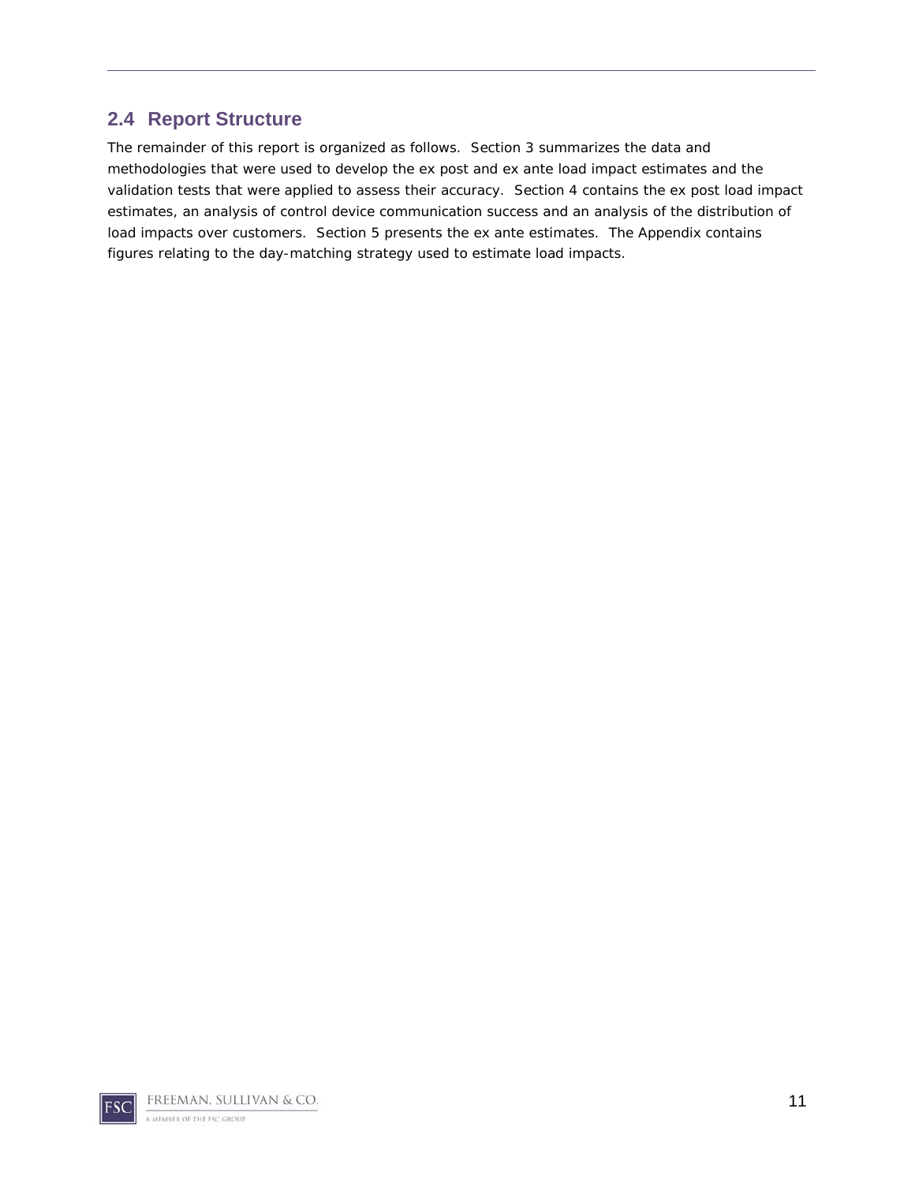## 2.4 Report Structure

The remainder of this report is organized as follows. Section 3 summarizes the data and methodologies that were used to develop the ex post and ex ante load impact estimates and the validation tests that were applied to assess their accuracy. Section 4 contains the ex post load impact estimates, an analysis of control device communication success and an analysis of the distribution of load impacts over customers. Section 5 presents the ex ante estimates. The Appendix contains figures relating to the day-matching strategy used to estimate load impacts.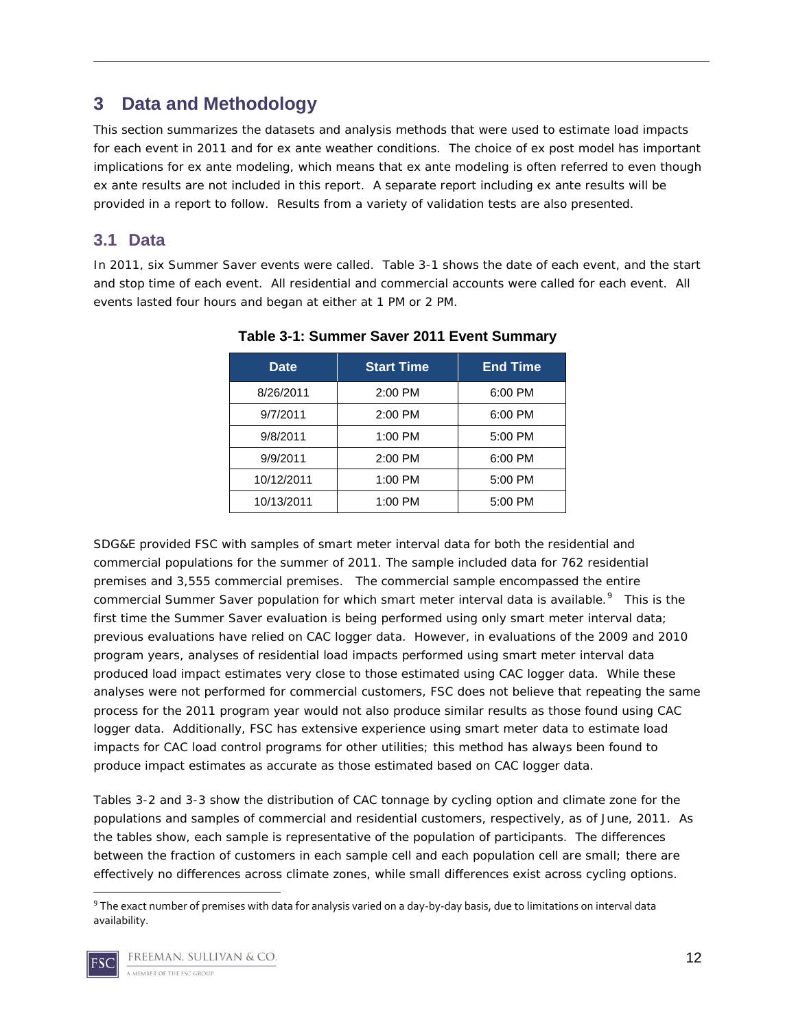# 3 Data and Methodology

This section summarizes the datasets and analysis methods that were used to estimate load impacts for each event in 2011 and for ex ante weather conditions. The choice of ex post model has important implications for ex ante modeling, which means that ex ante modeling is often referred to even though ex ante results are not included in this report. A separate report including ex ante results will be provided in a report to follow. Results from a variety of validation tests are also presented.

## 3.1 Data

In 2011, six Summer Saver events were called. Table 3-1 shows the date of each event, and the start and stop time of each event. All residential and commercial accounts were called for each event. All events lasted four hours and began at either at 1 PM or 2 PM.

**Table 3-1: Summer Saver 2011 Event Summary**

| Date | Start Time | End Time |
|---|---|---|
| 8/26/2011 | 2:00 PM | 6:00 PM |
| 9/7/2011 | 2:00 PM | 6:00 PM |
| 9/8/2011 | 1:00 PM | 5:00 PM |
| 9/9/2011 | 2:00 PM | 6:00 PM |
| 10/12/2011 | 1:00 PM | 5:00 PM |
| 10/13/2011 | 1:00 PM | 5:00 PM |

SDG&E provided FSC with samples of smart meter interval data for both the residential and commercial populations for the summer of 2011. The sample included data for 762 residential premises and 3,555 commercial premises. The commercial sample encompassed the entire commercial Summer Saver population for which smart meter interval data is available.[9] This is the first time the Summer Saver evaluation is being performed using only smart meter interval data; previous evaluations have relied on CAC logger data. However, in evaluations of the 2009 and 2010 program years, analyses of residential load impacts performed using smart meter interval data produced load impact estimates very close to those estimated using CAC logger data. While these analyses were not performed for commercial customers, FSC does not believe that repeating the same process for the 2011 program year would not also produce similar results as those found using CAC logger data. Additionally, FSC has extensive experience using smart meter data to estimate load impacts for CAC load control programs for other utilities; this method has always been found to produce impact estimates as accurate as those estimated based on CAC logger data.

Tables 3-2 and 3-3 show the distribution of CAC tonnage by cycling option and climate zone for the populations and samples of commercial and residential customers, respectively, as of June, 2011. As the tables show, each sample is representative of the population of participants. The differences between the fraction of customers in each sample cell and each population cell are small; there are effectively no differences across climate zones, while small differences exist across cycling options.

[9] The exact number of premises with data for analysis varied on a day-by-day basis, due to limitations on interval data availability.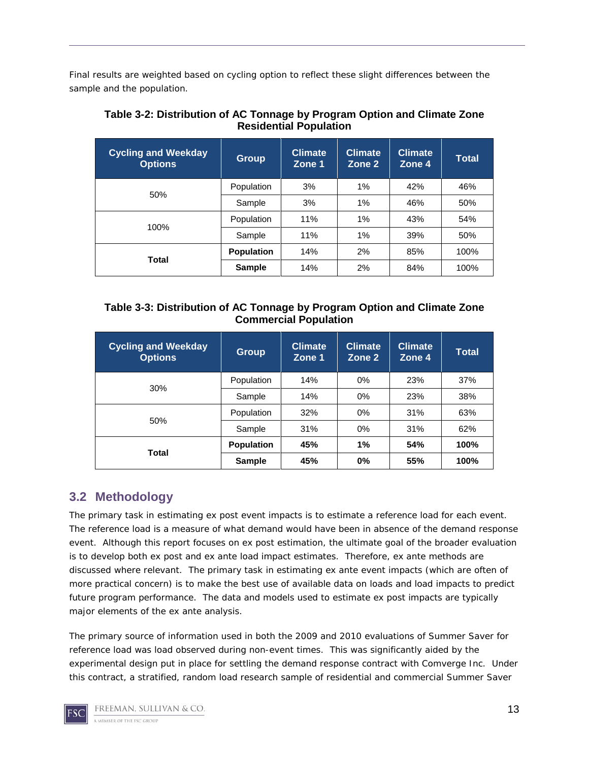Final results are weighted based on cycling option to reflect these slight differences between the sample and the population.

**Table 3-2: Distribution of AC Tonnage by Program Option and Climate Zone Residential Population**

| Cycling and Weekday Options | Group | Climate Zone 1 | Climate Zone 2 | Climate Zone 4 | Total |
|---|---|---|---|---|---|
| 50% | Population | 3% | 1% | 42% | 46% |
| | Sample | 3% | 1% | 46% | 50% |
| 100% | Population | 11% | 1% | 43% | 54% |
| | Sample | 11% | 1% | 39% | 50% |
| **Total** | **Population** | 14% | 2% | 85% | 100% |
| | **Sample** | 14% | 2% | 84% | 100% |

**Table 3-3: Distribution of AC Tonnage by Program Option and Climate Zone Commercial Population**

| Cycling and Weekday Options | Group | Climate Zone 1 | Climate Zone 2 | Climate Zone 4 | Total |
|---|---|---|---|---|---|
| 30% | Population | 14% | 0% | 23% | 37% |
| | Sample | 14% | 0% | 23% | 38% |
| 50% | Population | 32% | 0% | 31% | 63% |
| | Sample | 31% | 0% | 31% | 62% |
| **Total** | **Population** | **45%** | **1%** | **54%** | **100%** |
| | **Sample** | **45%** | **0%** | **55%** | **100%** |

## 3.2 Methodology

The primary task in estimating ex post event impacts is to estimate a reference load for each event. The reference load is a measure of what demand would have been in absence of the demand response event. Although this report focuses on ex post estimation, the ultimate goal of the broader evaluation is to develop both ex post and ex ante load impact estimates. Therefore, ex ante methods are discussed where relevant. The primary task in estimating ex ante event impacts (which are often of more practical concern) is to make the best use of available data on loads and load impacts to predict future program performance. The data and models used to estimate ex post impacts are typically major elements of the ex ante analysis.

The primary source of information used in both the 2009 and 2010 evaluations of Summer Saver for reference load was load observed during non-event times. This was significantly aided by the experimental design put in place for settling the demand response contract with Comverge Inc. Under this contract, a stratified, random load research sample of residential and commercial Summer Saver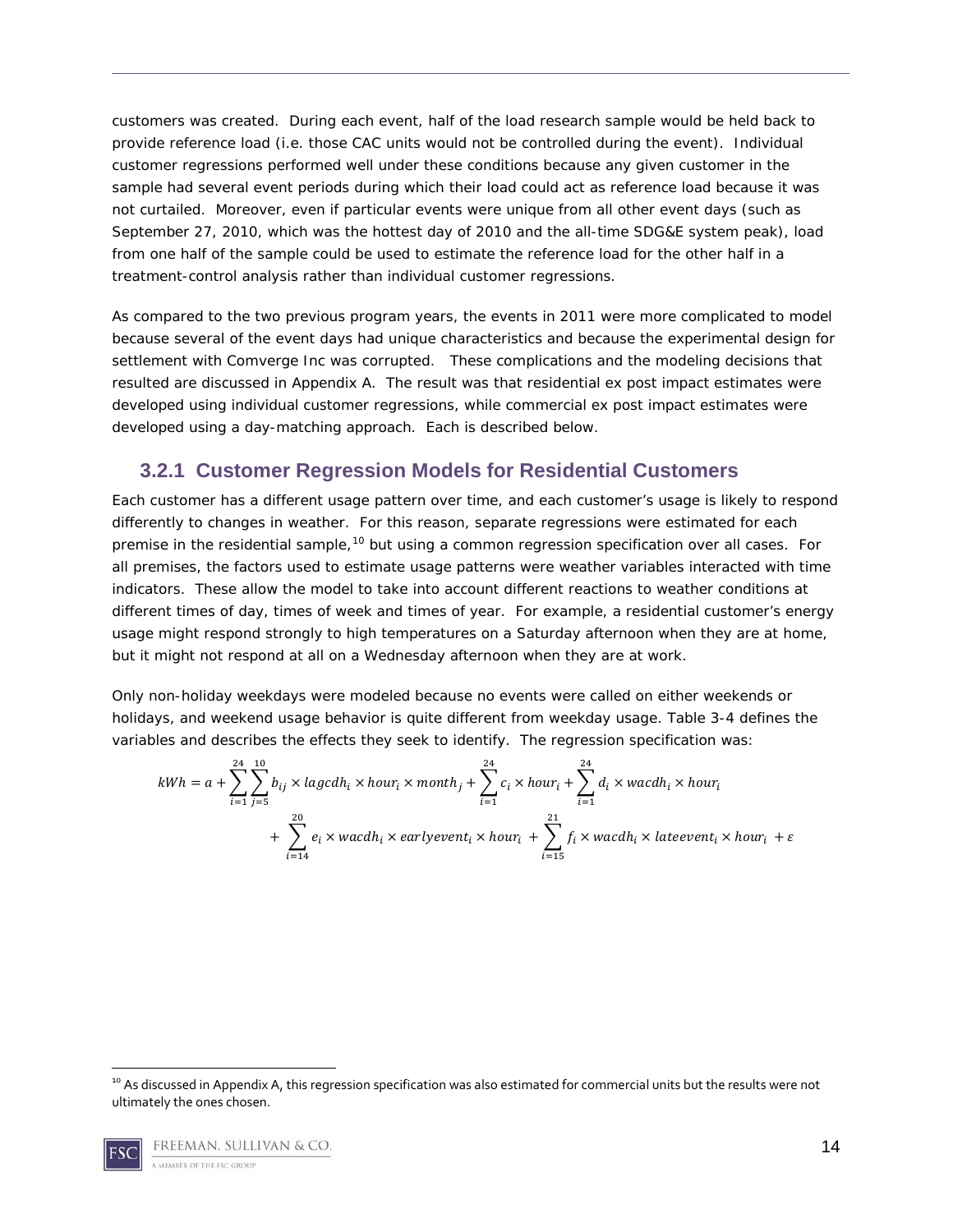customers was created. During each event, half of the load research sample would be held back to provide reference load (i.e. those CAC units would not be controlled during the event). Individual customer regressions performed well under these conditions because any given customer in the sample had several event periods during which their load could act as reference load because it was not curtailed. Moreover, even if particular events were unique from all other event days (such as September 27, 2010, which was the hottest day of 2010 and the all-time SDG&E system peak), load from one half of the sample could be used to estimate the reference load for the other half in a treatment-control analysis rather than individual customer regressions.

As compared to the two previous program years, the events in 2011 were more complicated to model because several of the event days had unique characteristics and because the experimental design for settlement with Comverge Inc was corrupted. These complications and the modeling decisions that resulted are discussed in Appendix A. The result was that residential ex post impact estimates were developed using individual customer regressions, while commercial ex post impact estimates were developed using a day-matching approach. Each is described below.

### 3.2.1 Customer Regression Models for Residential Customers

Each customer has a different usage pattern over time, and each customer's usage is likely to respond differently to changes in weather. For this reason, separate regressions were estimated for each premise in the residential sample,[10] but using a common regression specification over all cases. For all premises, the factors used to estimate usage patterns were weather variables interacted with time indicators. These allow the model to take into account different reactions to weather conditions at different times of day, times of week and times of year. For example, a residential customer's energy usage might respond strongly to high temperatures on a Saturday afternoon when they are at home, but it might not respond at all on a Wednesday afternoon when they are at work.

Only non-holiday weekdays were modeled because no events were called on either weekends or holidays, and weekend usage behavior is quite different from weekday usage. Table 3-4 defines the variables and describes the effects they seek to identify. The regression specification was:

$$kWh = a + \sum_{i=1}^{24}\sum_{j=5}^{10} b_{ij} \times lagcdh_i \times hour_i \times month_j + \sum_{i=1}^{24} c_i \times hour_i + \sum_{i=1}^{24} d_i \times wacdh_i \times hour_i$$
$$+ \sum_{i=14}^{20} e_i \times wacdh_i \times earlyevent_i \times hour_i + \sum_{i=15}^{21} f_i \times wacdh_i \times lateevent_i \times hour_i + \varepsilon$$

[10] As discussed in Appendix A, this regression specification was also estimated for commercial units but the results were not ultimately the ones chosen.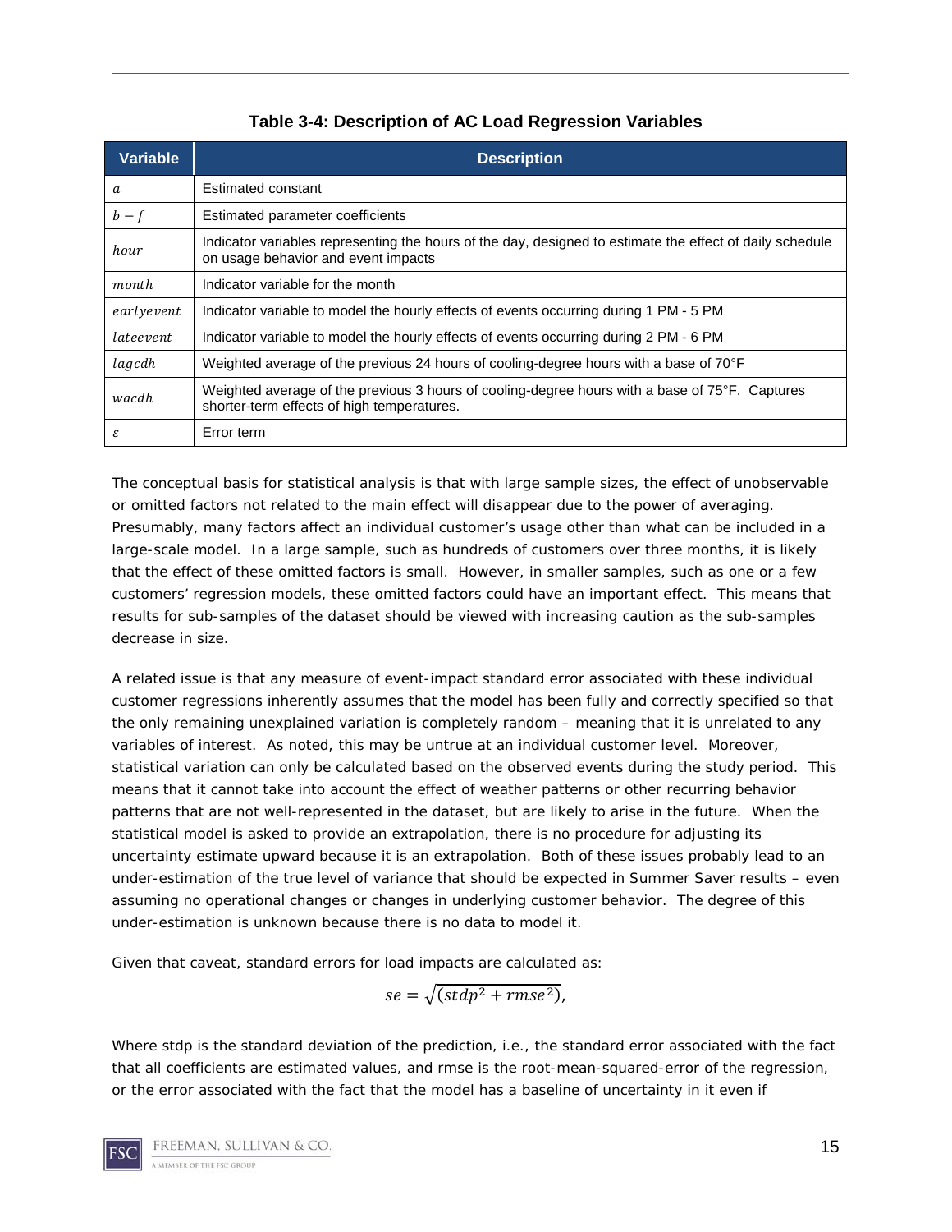**Table 3-4: Description of AC Load Regression Variables**

| Variable | Description |
|---|---|
| $a$ | Estimated constant |
| $b - f$ | Estimated parameter coefficients |
| $hour$ | Indicator variables representing the hours of the day, designed to estimate the effect of daily schedule on usage behavior and event impacts |
| $month$ | Indicator variable for the month |
| $earlyevent$ | Indicator variable to model the hourly effects of events occurring during 1 PM - 5 PM |
| $lateevent$ | Indicator variable to model the hourly effects of events occurring during 2 PM - 6 PM |
| $lagcdh$ | Weighted average of the previous 24 hours of cooling-degree hours with a base of 70°F |
| $wacdh$ | Weighted average of the previous 3 hours of cooling-degree hours with a base of 75°F. Captures shorter-term effects of high temperatures. |
| $\varepsilon$ | Error term |

The conceptual basis for statistical analysis is that with large sample sizes, the effect of unobservable or omitted factors not related to the main effect will disappear due to the power of averaging. Presumably, many factors affect an individual customer's usage other than what can be included in a large-scale model. In a large sample, such as hundreds of customers over three months, it is likely that the effect of these omitted factors is small. However, in smaller samples, such as one or a few customers' regression models, these omitted factors could have an important effect. This means that results for sub-samples of the dataset should be viewed with increasing caution as the sub-samples decrease in size.

A related issue is that any measure of event-impact standard error associated with these individual customer regressions inherently assumes that the model has been fully and correctly specified so that the only remaining unexplained variation is completely random – meaning that it is unrelated to any variables of interest. As noted, this may be untrue at an individual customer level. Moreover, statistical variation can only be calculated based on the observed events during the study period. This means that it cannot take into account the effect of weather patterns or other recurring behavior patterns that are not well-represented in the dataset, but are likely to arise in the future. When the statistical model is asked to provide an extrapolation, there is no procedure for adjusting its uncertainty estimate upward because it is an extrapolation. Both of these issues probably lead to an under-estimation of the true level of variance that should be expected in Summer Saver results – even assuming no operational changes or changes in underlying customer behavior. The degree of this under-estimation is unknown because there is no data to model it.

Given that caveat, standard errors for load impacts are calculated as:

$$se = \sqrt{(stdp^2 + rmse^2)},$$

Where stdp is the standard deviation of the prediction, i.e., the standard error associated with the fact that all coefficients are estimated values, and rmse is the root-mean-squared-error of the regression, or the error associated with the fact that the model has a baseline of uncertainty in it even if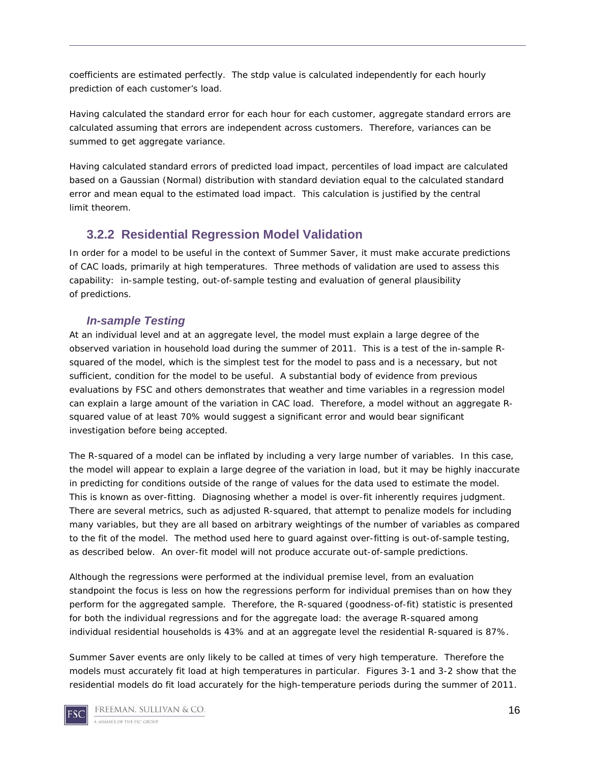coefficients are estimated perfectly. The stdp value is calculated independently for each hourly prediction of each customer's load.

Having calculated the standard error for each hour for each customer, aggregate standard errors are calculated assuming that errors are independent across customers. Therefore, variances can be summed to get aggregate variance.

Having calculated standard errors of predicted load impact, percentiles of load impact are calculated based on a Gaussian (Normal) distribution with standard deviation equal to the calculated standard error and mean equal to the estimated load impact. This calculation is justified by the central limit theorem.

### 3.2.2 Residential Regression Model Validation

In order for a model to be useful in the context of Summer Saver, it must make accurate predictions of CAC loads, primarily at high temperatures. Three methods of validation are used to assess this capability: in-sample testing, out-of-sample testing and evaluation of general plausibility of predictions.

#### *In-sample Testing*

At an individual level and at an aggregate level, the model must explain a large degree of the observed variation in household load during the summer of 2011. This is a test of the in-sample R-squared of the model, which is the simplest test for the model to pass and is a necessary, but not sufficient, condition for the model to be useful. A substantial body of evidence from previous evaluations by FSC and others demonstrates that weather and time variables in a regression model can explain a large amount of the variation in CAC load. Therefore, a model without an aggregate R-squared value of at least 70% would suggest a significant error and would bear significant investigation before being accepted.

The R-squared of a model can be inflated by including a very large number of variables. In this case, the model will appear to explain a large degree of the variation in load, but it may be highly inaccurate in predicting for conditions outside of the range of values for the data used to estimate the model. This is known as over-fitting. Diagnosing whether a model is over-fit inherently requires judgment. There are several metrics, such as adjusted R-squared, that attempt to penalize models for including many variables, but they are all based on arbitrary weightings of the number of variables as compared to the fit of the model. The method used here to guard against over-fitting is out-of-sample testing, as described below. An over-fit model will not produce accurate out-of-sample predictions.

Although the regressions were performed at the individual premise level, from an evaluation standpoint the focus is less on how the regressions perform for individual premises than on how they perform for the aggregated sample. Therefore, the R-squared (goodness-of-fit) statistic is presented for both the individual regressions and for the aggregate load: the average R-squared among individual residential households is 43% and at an aggregate level the residential R-squared is 87%.

Summer Saver events are only likely to be called at times of very high temperature. Therefore the models must accurately fit load at high temperatures in particular. Figures 3-1 and 3-2 show that the residential models do fit load accurately for the high-temperature periods during the summer of 2011.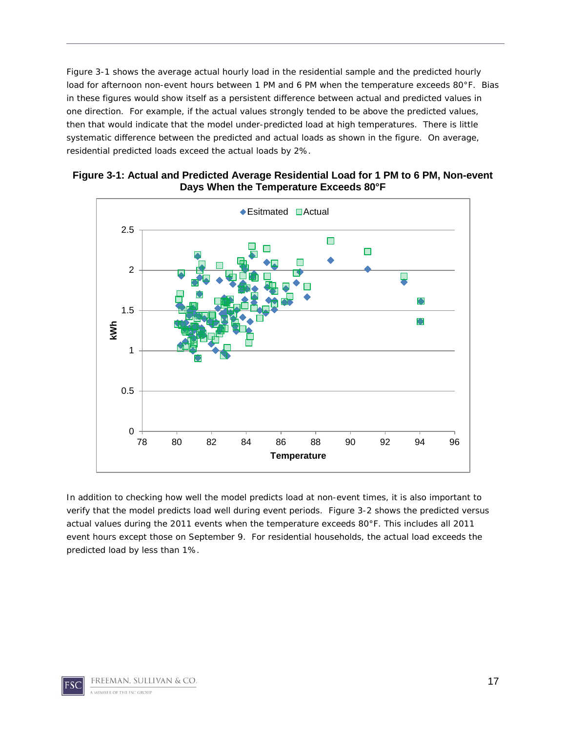Figure 3-1 shows the average actual hourly load in the residential sample and the predicted hourly load for afternoon non-event hours between 1 PM and 6 PM when the temperature exceeds 80°F. Bias in these figures would show itself as a persistent difference between actual and predicted values in one direction. For example, if the actual values strongly tended to be above the predicted values, then that would indicate that the model under-predicted load at high temperatures. There is little systematic difference between the predicted and actual loads as shown in the figure. On average, residential predicted loads exceed the actual loads by 2%.

**Figure 3-1: Actual and Predicted Average Residential Load for 1 PM to 6 PM, Non-event Days When the Temperature Exceeds 80°F**

In addition to checking how well the model predicts load at non-event times, it is also important to verify that the model predicts load well during event periods. Figure 3-2 shows the predicted versus actual values during the 2011 events when the temperature exceeds 80°F. This includes all 2011 event hours except those on September 9. For residential households, the actual load exceeds the predicted load by less than 1%.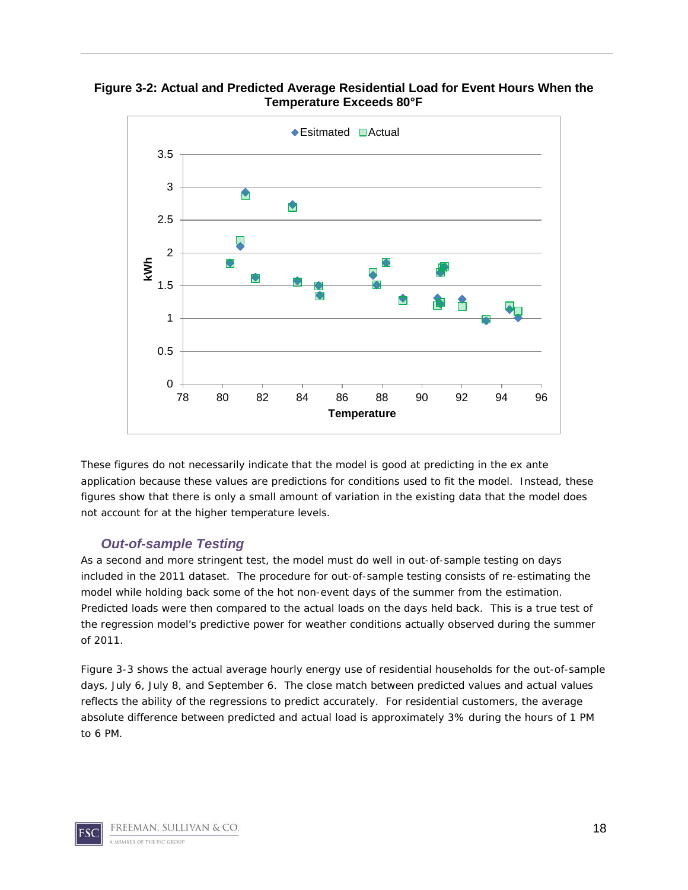**Figure 3-2: Actual and Predicted Average Residential Load for Event Hours When the Temperature Exceeds 80°F**

These figures do not necessarily indicate that the model is good at predicting in the ex ante application because these values are predictions for conditions used to fit the model. Instead, these figures show that there is only a small amount of variation in the existing data that the model does not account for at the higher temperature levels.

### *Out-of-sample Testing*

As a second and more stringent test, the model must do well in out-of-sample testing on days included in the 2011 dataset. The procedure for out-of-sample testing consists of re-estimating the model while holding back some of the hot non-event days of the summer from the estimation. Predicted loads were then compared to the actual loads on the days held back. This is a true test of the regression model's predictive power for weather conditions actually observed during the summer of 2011.

Figure 3-3 shows the actual average hourly energy use of residential households for the out-of-sample days, July 6, July 8, and September 6. The close match between predicted values and actual values reflects the ability of the regressions to predict accurately. For residential customers, the average absolute difference between predicted and actual load is approximately 3% during the hours of 1 PM to 6 PM.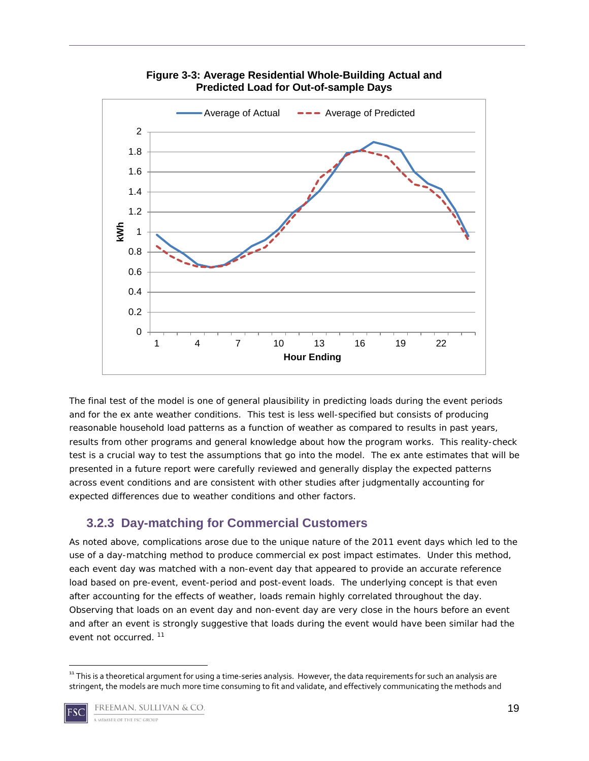**Figure 3-3: Average Residential Whole-Building Actual and Predicted Load for Out-of-sample Days**

The final test of the model is one of general plausibility in predicting loads during the event periods and for the ex ante weather conditions. This test is less well-specified but consists of producing reasonable household load patterns as a function of weather as compared to results in past years, results from other programs and general knowledge about how the program works. This reality-check test is a crucial way to test the assumptions that go into the model. The ex ante estimates that will be presented in a future report were carefully reviewed and generally display the expected patterns across event conditions and are consistent with other studies after judgmentally accounting for expected differences due to weather conditions and other factors.

### 3.2.3 Day-matching for Commercial Customers

As noted above, complications arose due to the unique nature of the 2011 event days which led to the use of a day-matching method to produce commercial ex post impact estimates. Under this method, each event day was matched with a non-event day that appeared to provide an accurate reference load based on pre-event, event-period and post-event loads. The underlying concept is that even after accounting for the effects of weather, loads remain highly correlated throughout the day. Observing that loads on an event day and non-event day are very close in the hours before an event and after an event is strongly suggestive that loads during the event would have been similar had the event not occurred. [11]

[11] This is a theoretical argument for using a time-series analysis. However, the data requirements for such an analysis are stringent, the models are much more time consuming to fit and validate, and effectively communicating the methods and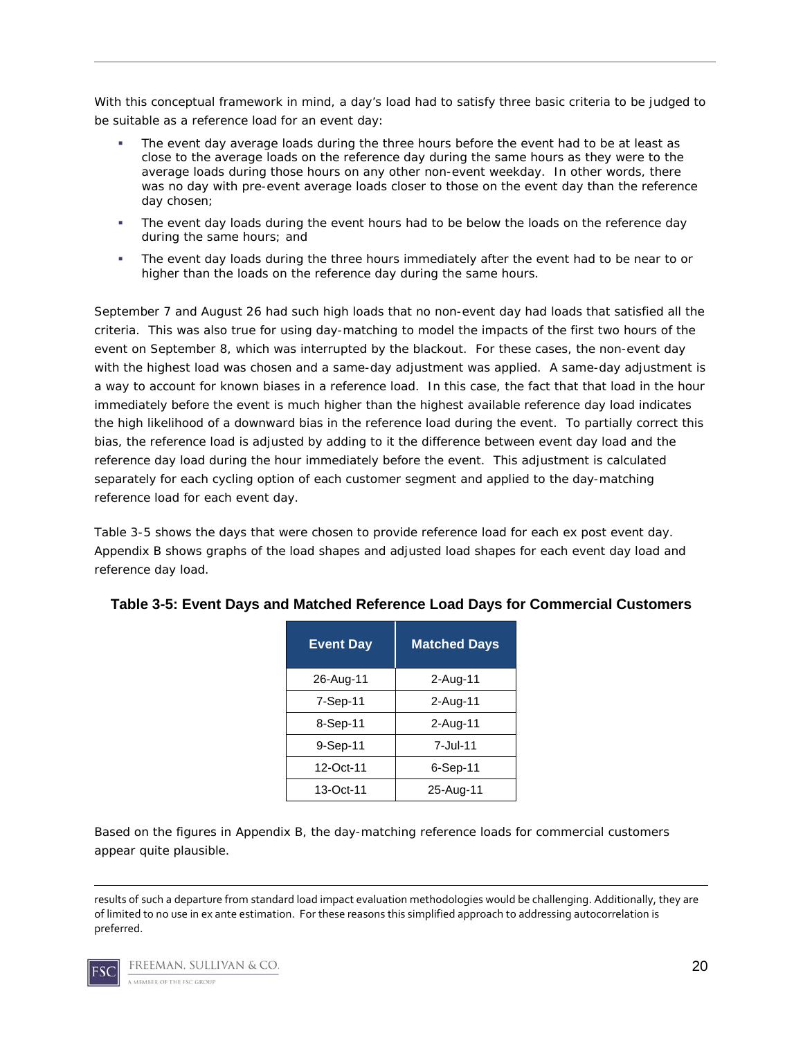With this conceptual framework in mind, a day's load had to satisfy three basic criteria to be judged to be suitable as a reference load for an event day:

- The event day average loads during the three hours before the event had to be at least as close to the average loads on the reference day during the same hours as they were to the average loads during those hours on any other non-event weekday. In other words, there was no day with pre-event average loads closer to those on the event day than the reference day chosen;
- The event day loads during the event hours had to be below the loads on the reference day during the same hours; and
- The event day loads during the three hours immediately after the event had to be near to or higher than the loads on the reference day during the same hours.

September 7 and August 26 had such high loads that no non-event day had loads that satisfied all the criteria. This was also true for using day-matching to model the impacts of the first two hours of the event on September 8, which was interrupted by the blackout. For these cases, the non-event day with the highest load was chosen and a same-day adjustment was applied. A same-day adjustment is a way to account for known biases in a reference load. In this case, the fact that that load in the hour immediately before the event is much higher than the highest available reference day load indicates the high likelihood of a downward bias in the reference load during the event. To partially correct this bias, the reference load is adjusted by adding to it the difference between event day load and the reference day load during the hour immediately before the event. This adjustment is calculated separately for each cycling option of each customer segment and applied to the day-matching reference load for each event day.

Table 3-5 shows the days that were chosen to provide reference load for each ex post event day. Appendix B shows graphs of the load shapes and adjusted load shapes for each event day load and reference day load.

**Table 3-5: Event Days and Matched Reference Load Days for Commercial Customers**

| Event Day | Matched Days |
|---|---|
| 26-Aug-11 | 2-Aug-11 |
| 7-Sep-11 | 2-Aug-11 |
| 8-Sep-11 | 2-Aug-11 |
| 9-Sep-11 | 7-Jul-11 |
| 12-Oct-11 | 6-Sep-11 |
| 13-Oct-11 | 25-Aug-11 |

Based on the figures in Appendix B, the day-matching reference loads for commercial customers appear quite plausible.

---

results of such a departure from standard load impact evaluation methodologies would be challenging. Additionally, they are of limited to no use in ex ante estimation. For these reasons this simplified approach to addressing autocorrelation is preferred.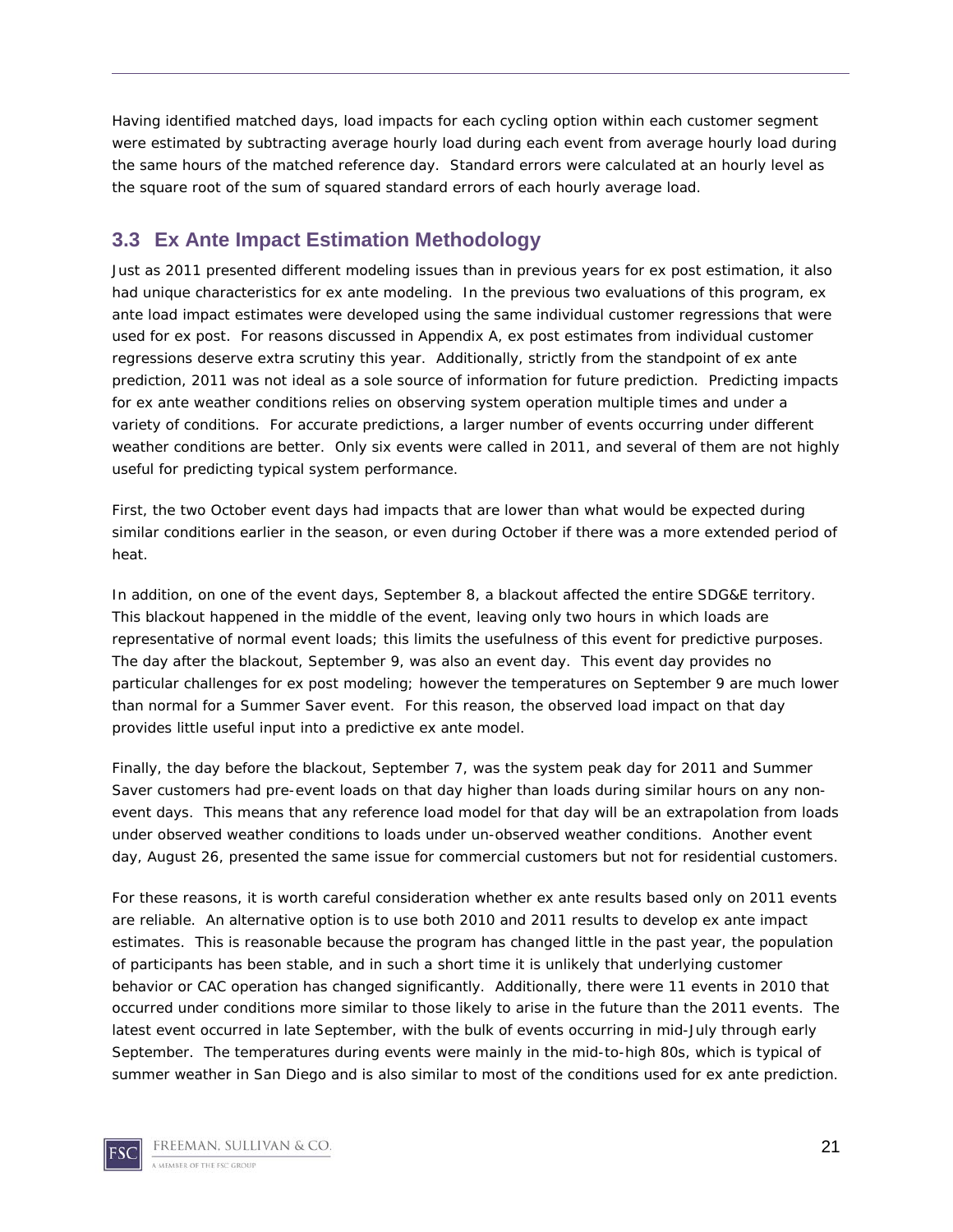Having identified matched days, load impacts for each cycling option within each customer segment were estimated by subtracting average hourly load during each event from average hourly load during the same hours of the matched reference day. Standard errors were calculated at an hourly level as the square root of the sum of squared standard errors of each hourly average load.

## 3.3 Ex Ante Impact Estimation Methodology

Just as 2011 presented different modeling issues than in previous years for ex post estimation, it also had unique characteristics for ex ante modeling. In the previous two evaluations of this program, ex ante load impact estimates were developed using the same individual customer regressions that were used for ex post. For reasons discussed in Appendix A, ex post estimates from individual customer regressions deserve extra scrutiny this year. Additionally, strictly from the standpoint of ex ante prediction, 2011 was not ideal as a sole source of information for future prediction. Predicting impacts for ex ante weather conditions relies on observing system operation multiple times and under a variety of conditions. For accurate predictions, a larger number of events occurring under different weather conditions are better. Only six events were called in 2011, and several of them are not highly useful for predicting typical system performance.

First, the two October event days had impacts that are lower than what would be expected during similar conditions earlier in the season, or even during October if there was a more extended period of heat.

In addition, on one of the event days, September 8, a blackout affected the entire SDG&E territory. This blackout happened in the middle of the event, leaving only two hours in which loads are representative of normal event loads; this limits the usefulness of this event for predictive purposes. The day after the blackout, September 9, was also an event day. This event day provides no particular challenges for ex post modeling; however the temperatures on September 9 are much lower than normal for a Summer Saver event. For this reason, the observed load impact on that day provides little useful input into a predictive ex ante model.

Finally, the day before the blackout, September 7, was the system peak day for 2011 and Summer Saver customers had pre-event loads on that day higher than loads during similar hours on any non-event days. This means that any reference load model for that day will be an extrapolation from loads under observed weather conditions to loads under un-observed weather conditions. Another event day, August 26, presented the same issue for commercial customers but not for residential customers.

For these reasons, it is worth careful consideration whether ex ante results based only on 2011 events are reliable. An alternative option is to use both 2010 and 2011 results to develop ex ante impact estimates. This is reasonable because the program has changed little in the past year, the population of participants has been stable, and in such a short time it is unlikely that underlying customer behavior or CAC operation has changed significantly. Additionally, there were 11 events in 2010 that occurred under conditions more similar to those likely to arise in the future than the 2011 events. The latest event occurred in late September, with the bulk of events occurring in mid-July through early September. The temperatures during events were mainly in the mid-to-high 80s, which is typical of summer weather in San Diego and is also similar to most of the conditions used for ex ante prediction.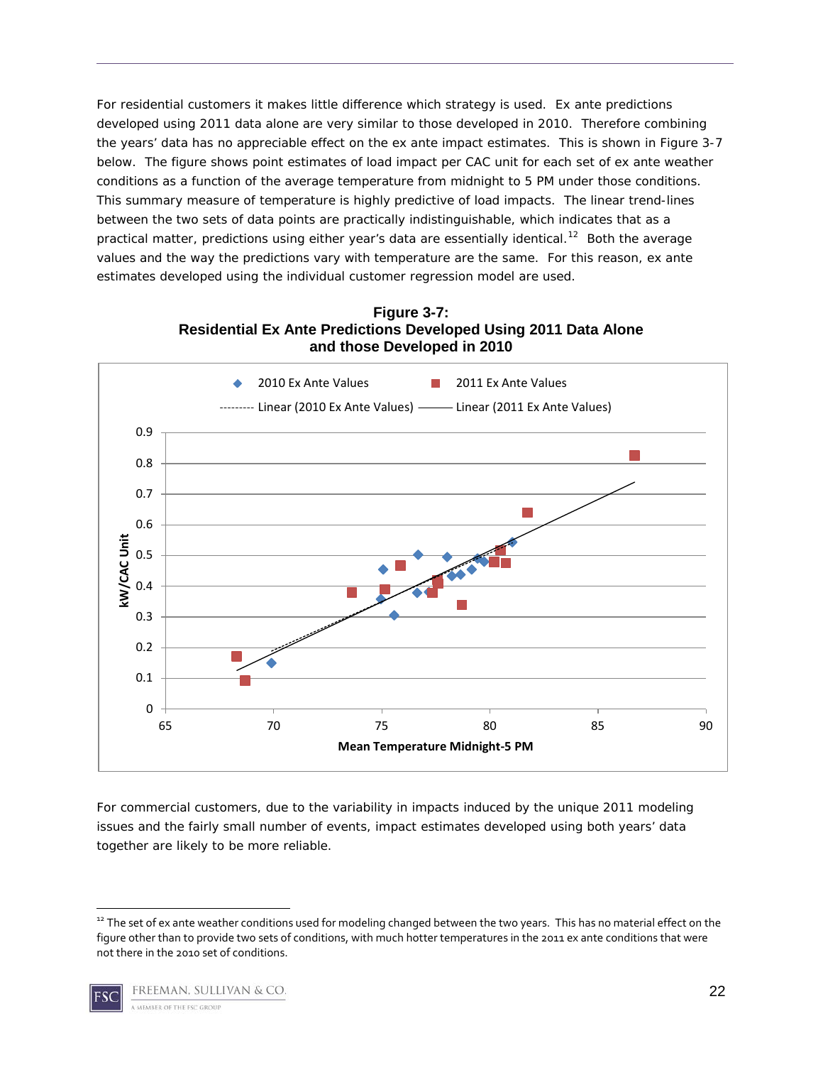For residential customers it makes little difference which strategy is used. Ex ante predictions developed using 2011 data alone are very similar to those developed in 2010. Therefore combining the years' data has no appreciable effect on the ex ante impact estimates. This is shown in Figure 3-7 below. The figure shows point estimates of load impact per CAC unit for each set of ex ante weather conditions as a function of the average temperature from midnight to 5 PM under those conditions. This summary measure of temperature is highly predictive of load impacts. The linear trend-lines between the two sets of data points are practically indistinguishable, which indicates that as a practical matter, predictions using either year's data are essentially identical.[12] Both the average values and the way the predictions vary with temperature are the same. For this reason, ex ante estimates developed using the individual customer regression model are used.

**Figure 3-7: Residential Ex Ante Predictions Developed Using 2011 Data Alone and those Developed in 2010**

For commercial customers, due to the variability in impacts induced by the unique 2011 modeling issues and the fairly small number of events, impact estimates developed using both years' data together are likely to be more reliable.

---

[12] The set of ex ante weather conditions used for modeling changed between the two years. This has no material effect on the figure other than to provide two sets of conditions, with much hotter temperatures in the 2011 ex ante conditions that were not there in the 2010 set of conditions.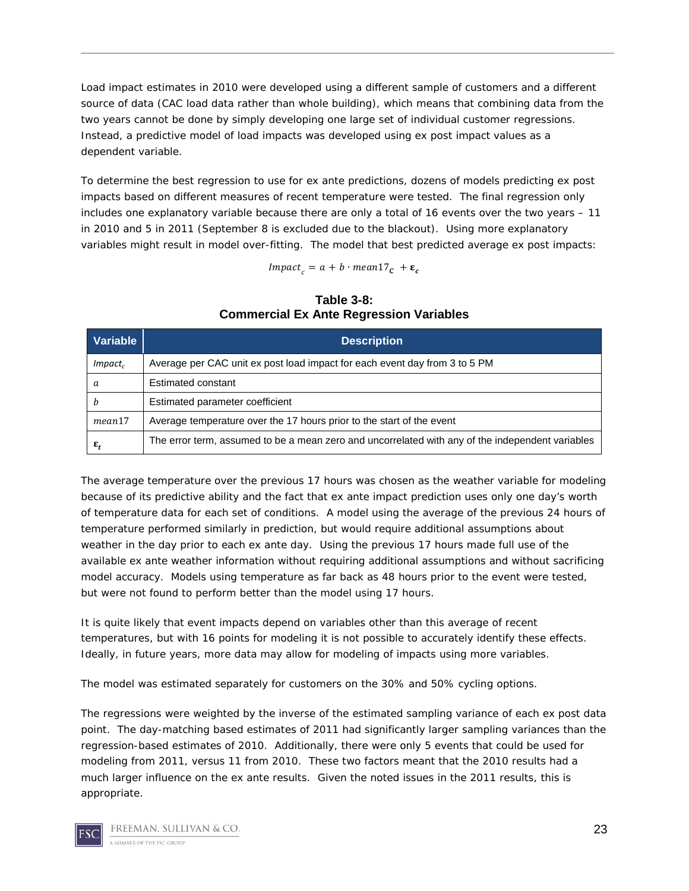Load impact estimates in 2010 were developed using a different sample of customers and a different source of data (CAC load data rather than whole building), which means that combining data from the two years cannot be done by simply developing one large set of individual customer regressions. Instead, a predictive model of load impacts was developed using ex post impact values as a dependent variable.

To determine the best regression to use for ex ante predictions, dozens of models predicting ex post impacts based on different measures of recent temperature were tested. The final regression only includes one explanatory variable because there are only a total of 16 events over the two years – 11 in 2010 and 5 in 2011 (September 8 is excluded due to the blackout). Using more explanatory variables might result in model over-fitting. The model that best predicted average ex post impacts:

$$Impact_c = a + b \cdot mean17_{\mathbf{c}} + \boldsymbol{\varepsilon}_c$$

**Table 3-8: Commercial Ex Ante Regression Variables**

| Variable | Description |
|---|---|
| $Impact_c$ | Average per CAC unit ex post load impact for each event day from 3 to 5 PM |
| $a$ | Estimated constant |
| $b$ | Estimated parameter coefficient |
| $mean17$ | Average temperature over the 17 hours prior to the start of the event |
| $\boldsymbol{\varepsilon}_t$ | The error term, assumed to be a mean zero and uncorrelated with any of the independent variables |

The average temperature over the previous 17 hours was chosen as the weather variable for modeling because of its predictive ability and the fact that ex ante impact prediction uses only one day's worth of temperature data for each set of conditions. A model using the average of the previous 24 hours of temperature performed similarly in prediction, but would require additional assumptions about weather in the day prior to each ex ante day. Using the previous 17 hours made full use of the available ex ante weather information without requiring additional assumptions and without sacrificing model accuracy. Models using temperature as far back as 48 hours prior to the event were tested, but were not found to perform better than the model using 17 hours.

It is quite likely that event impacts depend on variables other than this average of recent temperatures, but with 16 points for modeling it is not possible to accurately identify these effects. Ideally, in future years, more data may allow for modeling of impacts using more variables.

The model was estimated separately for customers on the 30% and 50% cycling options.

The regressions were weighted by the inverse of the estimated sampling variance of each ex post data point. The day-matching based estimates of 2011 had significantly larger sampling variances than the regression-based estimates of 2010. Additionally, there were only 5 events that could be used for modeling from 2011, versus 11 from 2010. These two factors meant that the 2010 results had a much larger influence on the ex ante results. Given the noted issues in the 2011 results, this is appropriate.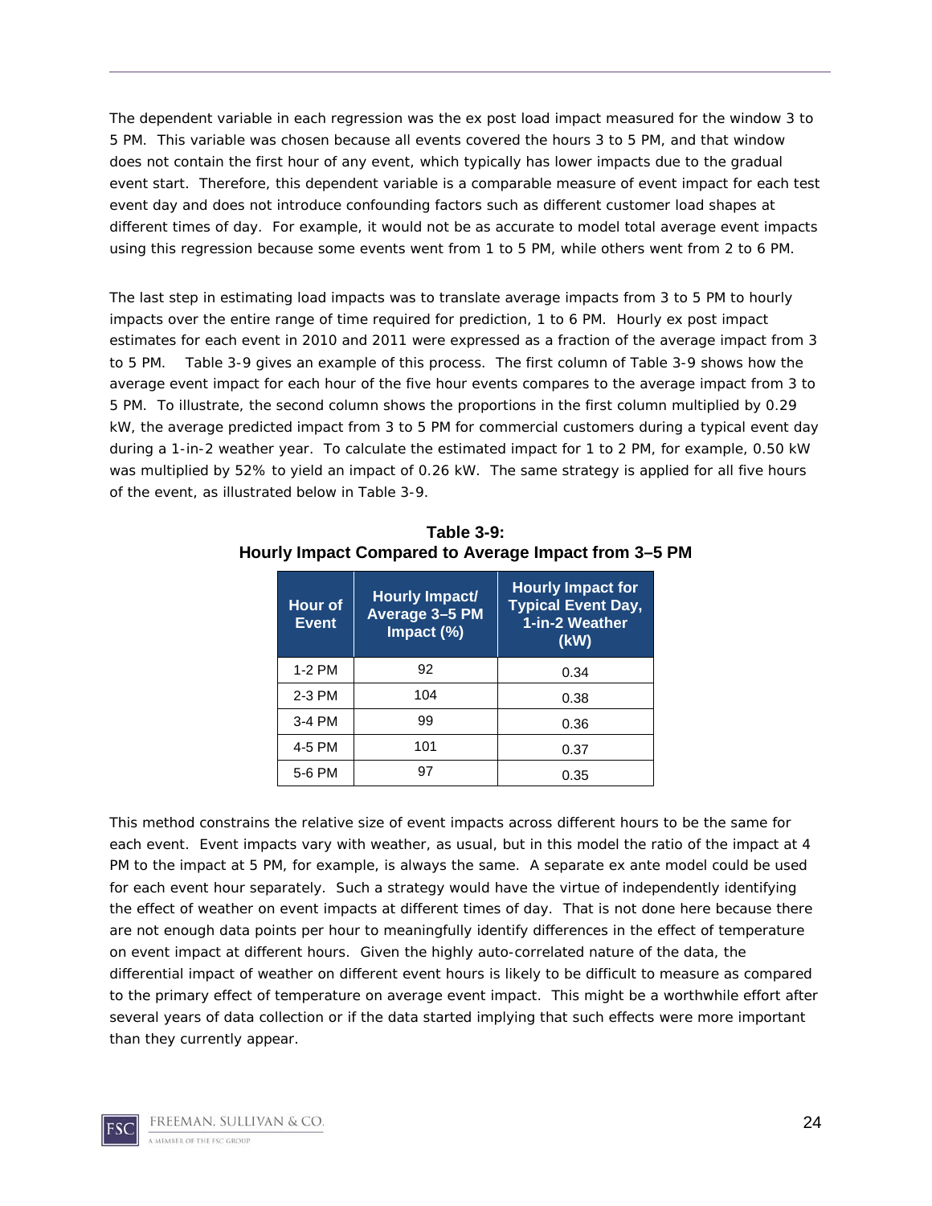The dependent variable in each regression was the ex post load impact measured for the window 3 to 5 PM. This variable was chosen because all events covered the hours 3 to 5 PM, and that window does not contain the first hour of any event, which typically has lower impacts due to the gradual event start. Therefore, this dependent variable is a comparable measure of event impact for each test event day and does not introduce confounding factors such as different customer load shapes at different times of day. For example, it would not be as accurate to model total average event impacts using this regression because some events went from 1 to 5 PM, while others went from 2 to 6 PM.

The last step in estimating load impacts was to translate average impacts from 3 to 5 PM to hourly impacts over the entire range of time required for prediction, 1 to 6 PM. Hourly ex post impact estimates for each event in 2010 and 2011 were expressed as a fraction of the average impact from 3 to 5 PM. Table 3-9 gives an example of this process. The first column of Table 3-9 shows how the average event impact for each hour of the five hour events compares to the average impact from 3 to 5 PM. To illustrate, the second column shows the proportions in the first column multiplied by 0.29 kW, the average predicted impact from 3 to 5 PM for commercial customers during a typical event day during a 1-in-2 weather year. To calculate the estimated impact for 1 to 2 PM, for example, 0.50 kW was multiplied by 52% to yield an impact of 0.26 kW. The same strategy is applied for all five hours of the event, as illustrated below in Table 3-9.

**Table 3-9:**
**Hourly Impact Compared to Average Impact from 3–5 PM**

| Hour of Event | Hourly Impact/ Average 3–5 PM Impact (%) | Hourly Impact for Typical Event Day, 1-in-2 Weather (kW) |
|---|---|---|
| 1-2 PM | 92 | 0.34 |
| 2-3 PM | 104 | 0.38 |
| 3-4 PM | 99 | 0.36 |
| 4-5 PM | 101 | 0.37 |
| 5-6 PM | 97 | 0.35 |

This method constrains the relative size of event impacts across different hours to be the same for each event. Event impacts vary with weather, as usual, but in this model the ratio of the impact at 4 PM to the impact at 5 PM, for example, is always the same. A separate ex ante model could be used for each event hour separately. Such a strategy would have the virtue of independently identifying the effect of weather on event impacts at different times of day. That is not done here because there are not enough data points per hour to meaningfully identify differences in the effect of temperature on event impact at different hours. Given the highly auto-correlated nature of the data, the differential impact of weather on different event hours is likely to be difficult to measure as compared to the primary effect of temperature on average event impact. This might be a worthwhile effort after several years of data collection or if the data started implying that such effects were more important than they currently appear.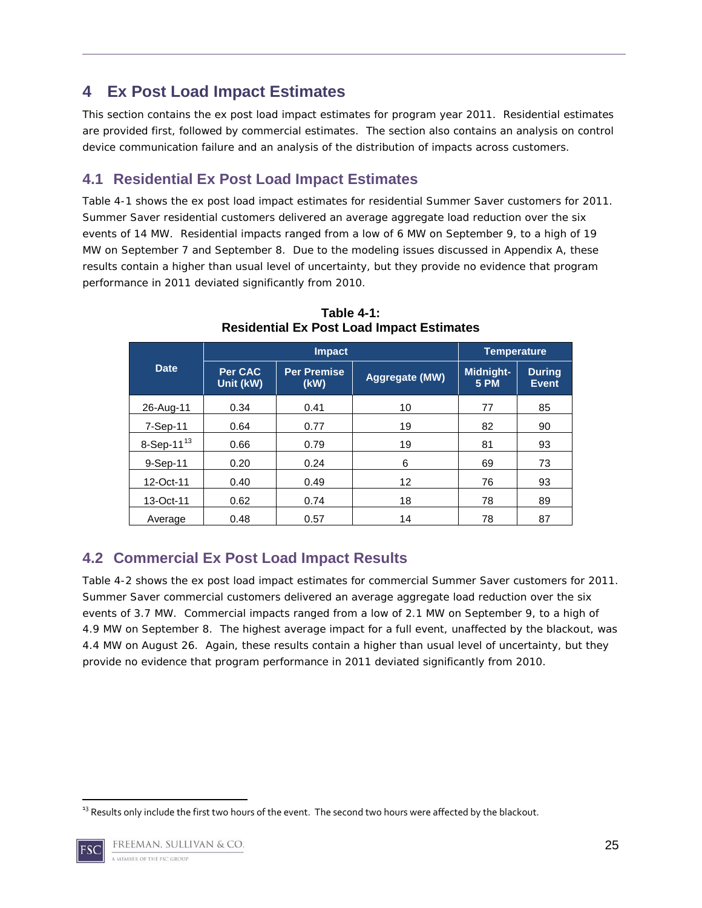# 4 Ex Post Load Impact Estimates

This section contains the ex post load impact estimates for program year 2011. Residential estimates are provided first, followed by commercial estimates. The section also contains an analysis on control device communication failure and an analysis of the distribution of impacts across customers.

## 4.1 Residential Ex Post Load Impact Estimates

Table 4-1 shows the ex post load impact estimates for residential Summer Saver customers for 2011. Summer Saver residential customers delivered an average aggregate load reduction over the six events of 14 MW. Residential impacts ranged from a low of 6 MW on September 9, to a high of 19 MW on September 7 and September 8. Due to the modeling issues discussed in Appendix A, these results contain a higher than usual level of uncertainty, but they provide no evidence that program performance in 2011 deviated significantly from 2010.

**Table 4-1: Residential Ex Post Load Impact Estimates**

| Date | Impact | | | Temperature | |
|---|---|---|---|---|---|
| | Per CAC Unit (kW) | Per Premise (kW) | Aggregate (MW) | Midnight-5 PM | During Event |
| 26-Aug-11 | 0.34 | 0.41 | 10 | 77 | 85 |
| 7-Sep-11 | 0.64 | 0.77 | 19 | 82 | 90 |
| 8-Sep-11[13] | 0.66 | 0.79 | 19 | 81 | 93 |
| 9-Sep-11 | 0.20 | 0.24 | 6 | 69 | 73 |
| 12-Oct-11 | 0.40 | 0.49 | 12 | 76 | 93 |
| 13-Oct-11 | 0.62 | 0.74 | 18 | 78 | 89 |
| Average | 0.48 | 0.57 | 14 | 78 | 87 |

## 4.2 Commercial Ex Post Load Impact Results

Table 4-2 shows the ex post load impact estimates for commercial Summer Saver customers for 2011. Summer Saver commercial customers delivered an average aggregate load reduction over the six events of 3.7 MW. Commercial impacts ranged from a low of 2.1 MW on September 9, to a high of 4.9 MW on September 8. The highest average impact for a full event, unaffected by the blackout, was 4.4 MW on August 26. Again, these results contain a higher than usual level of uncertainty, but they provide no evidence that program performance in 2011 deviated significantly from 2010.

[13] Results only include the first two hours of the event. The second two hours were affected by the blackout.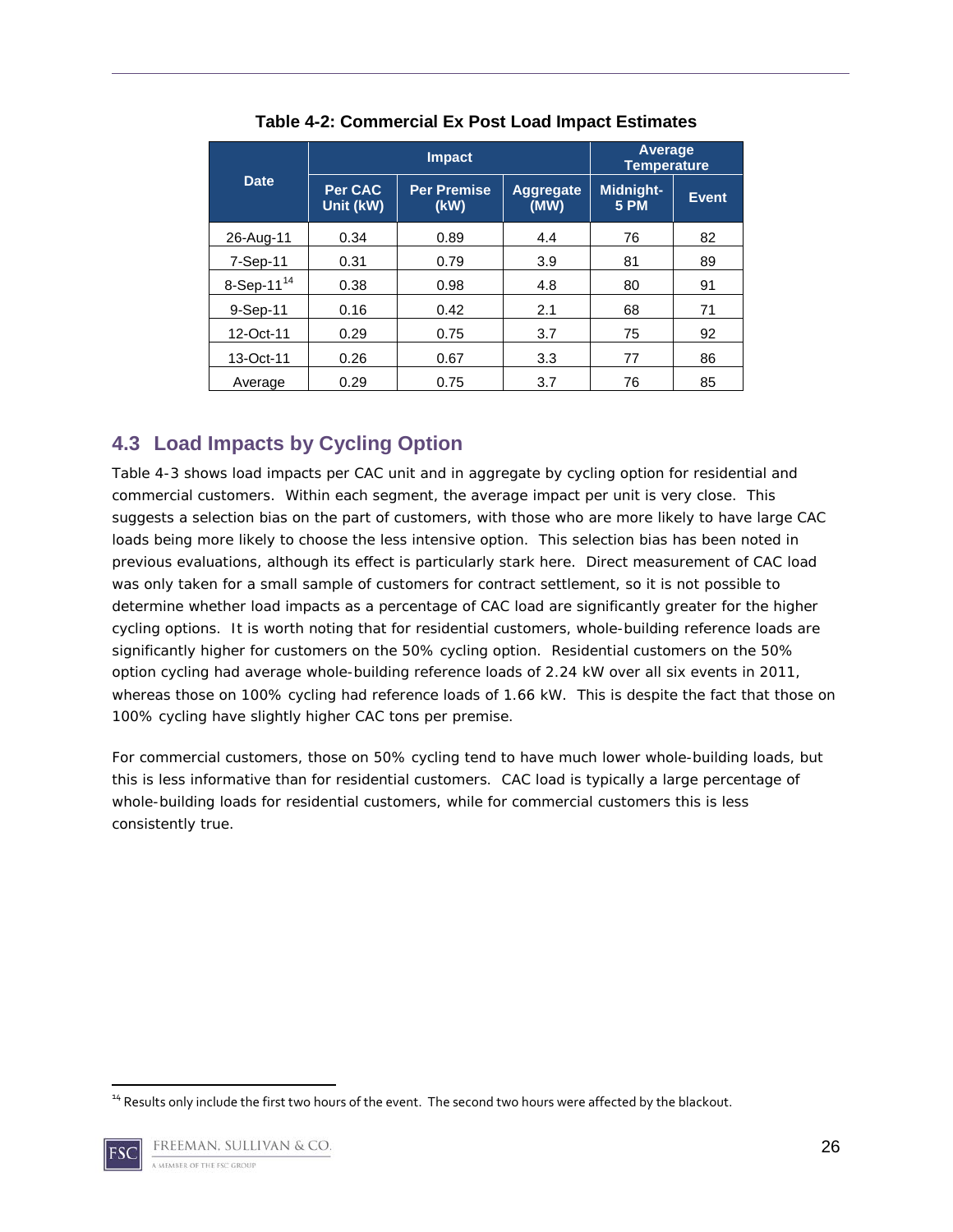**Table 4-2: Commercial Ex Post Load Impact Estimates**

| Date | Impact | | | Average Temperature | |
|---|---|---|---|---|---|
| | Per CAC Unit (kW) | Per Premise (kW) | Aggregate (MW) | Midnight-5 PM | Event |
| 26-Aug-11 | 0.34 | 0.89 | 4.4 | 76 | 82 |
| 7-Sep-11 | 0.31 | 0.79 | 3.9 | 81 | 89 |
| 8-Sep-11[14] | 0.38 | 0.98 | 4.8 | 80 | 91 |
| 9-Sep-11 | 0.16 | 0.42 | 2.1 | 68 | 71 |
| 12-Oct-11 | 0.29 | 0.75 | 3.7 | 75 | 92 |
| 13-Oct-11 | 0.26 | 0.67 | 3.3 | 77 | 86 |
| Average | 0.29 | 0.75 | 3.7 | 76 | 85 |

## 4.3 Load Impacts by Cycling Option

Table 4-3 shows load impacts per CAC unit and in aggregate by cycling option for residential and commercial customers. Within each segment, the average impact per unit is very close. This suggests a selection bias on the part of customers, with those who are more likely to have large CAC loads being more likely to choose the less intensive option. This selection bias has been noted in previous evaluations, although its effect is particularly stark here. Direct measurement of CAC load was only taken for a small sample of customers for contract settlement, so it is not possible to determine whether load impacts as a percentage of CAC load are significantly greater for the higher cycling options. It is worth noting that for residential customers, whole-building reference loads are significantly higher for customers on the 50% cycling option. Residential customers on the 50% option cycling had average whole-building reference loads of 2.24 kW over all six events in 2011, whereas those on 100% cycling had reference loads of 1.66 kW. This is despite the fact that those on 100% cycling have slightly higher CAC tons per premise.

For commercial customers, those on 50% cycling tend to have much lower whole-building loads, but this is less informative than for residential customers. CAC load is typically a large percentage of whole-building loads for residential customers, while for commercial customers this is less consistently true.

[14] Results only include the first two hours of the event. The second two hours were affected by the blackout.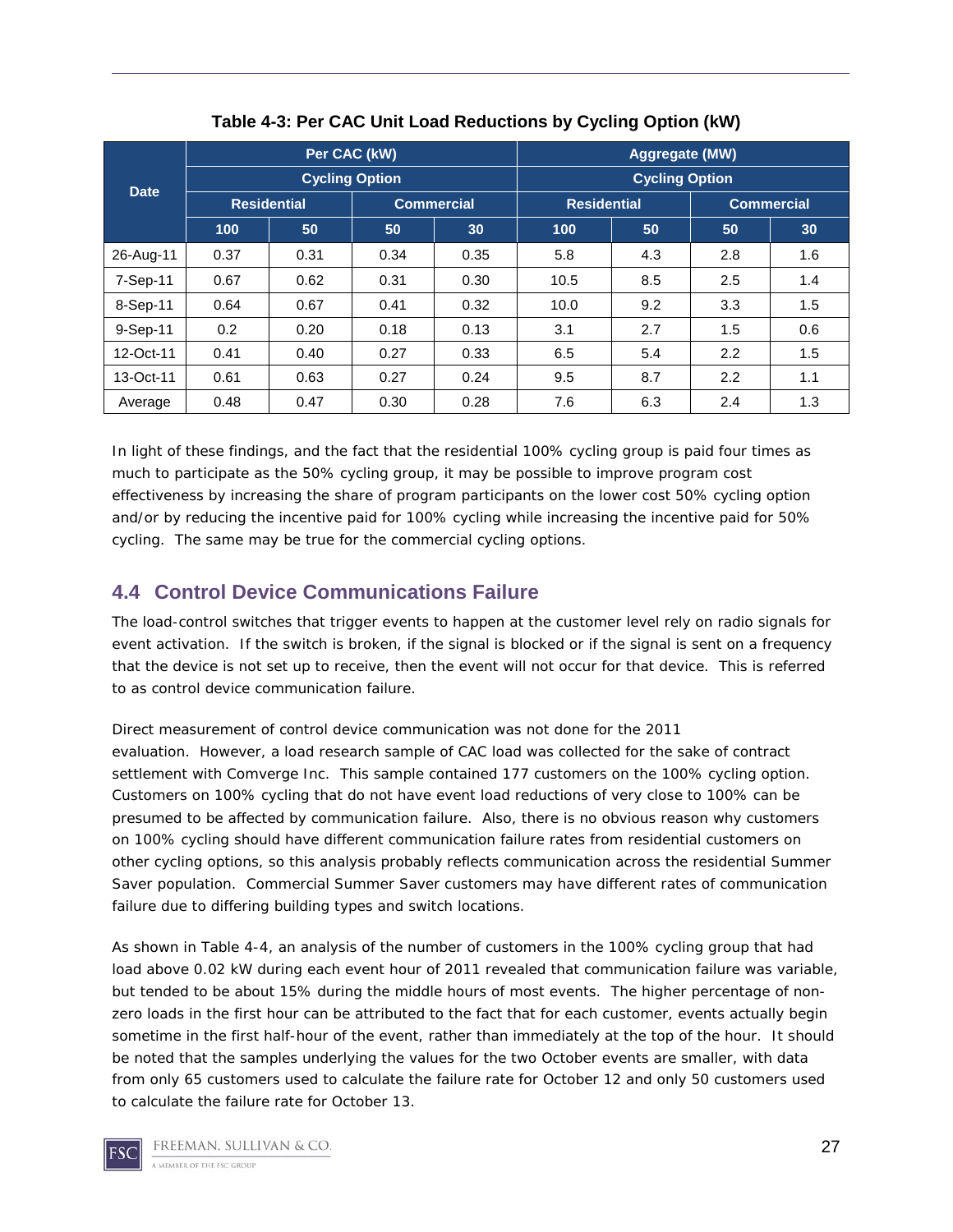**Table 4-3: Per CAC Unit Load Reductions by Cycling Option (kW)**

| Date | Per CAC (kW) | | | | Aggregate (MW) | | | |
|---|---|---|---|---|---|---|---|---|
| | Cycling Option | | | | Cycling Option | | | |
| | Residential | | Commercial | | Residential | | Commercial | |
| | 100 | 50 | 50 | 30 | 100 | 50 | 50 | 30 |
| 26-Aug-11 | 0.37 | 0.31 | 0.34 | 0.35 | 5.8 | 4.3 | 2.8 | 1.6 |
| 7-Sep-11 | 0.67 | 0.62 | 0.31 | 0.30 | 10.5 | 8.5 | 2.5 | 1.4 |
| 8-Sep-11 | 0.64 | 0.67 | 0.41 | 0.32 | 10.0 | 9.2 | 3.3 | 1.5 |
| 9-Sep-11 | 0.2 | 0.20 | 0.18 | 0.13 | 3.1 | 2.7 | 1.5 | 0.6 |
| 12-Oct-11 | 0.41 | 0.40 | 0.27 | 0.33 | 6.5 | 5.4 | 2.2 | 1.5 |
| 13-Oct-11 | 0.61 | 0.63 | 0.27 | 0.24 | 9.5 | 8.7 | 2.2 | 1.1 |
| Average | 0.48 | 0.47 | 0.30 | 0.28 | 7.6 | 6.3 | 2.4 | 1.3 |

In light of these findings, and the fact that the residential 100% cycling group is paid four times as much to participate as the 50% cycling group, it may be possible to improve program cost effectiveness by increasing the share of program participants on the lower cost 50% cycling option and/or by reducing the incentive paid for 100% cycling while increasing the incentive paid for 50% cycling. The same may be true for the commercial cycling options.

## 4.4 Control Device Communications Failure

The load-control switches that trigger events to happen at the customer level rely on radio signals for event activation. If the switch is broken, if the signal is blocked or if the signal is sent on a frequency that the device is not set up to receive, then the event will not occur for that device. This is referred to as control device communication failure.

Direct measurement of control device communication was not done for the 2011 evaluation. However, a load research sample of CAC load was collected for the sake of contract settlement with Comverge Inc. This sample contained 177 customers on the 100% cycling option. Customers on 100% cycling that do not have event load reductions of very close to 100% can be presumed to be affected by communication failure. Also, there is no obvious reason why customers on 100% cycling should have different communication failure rates from residential customers on other cycling options, so this analysis probably reflects communication across the residential Summer Saver population. Commercial Summer Saver customers may have different rates of communication failure due to differing building types and switch locations.

As shown in Table 4-4, an analysis of the number of customers in the 100% cycling group that had load above 0.02 kW during each event hour of 2011 revealed that communication failure was variable, but tended to be about 15% during the middle hours of most events. The higher percentage of non-zero loads in the first hour can be attributed to the fact that for each customer, events actually begin sometime in the first half-hour of the event, rather than immediately at the top of the hour. It should be noted that the samples underlying the values for the two October events are smaller, with data from only 65 customers used to calculate the failure rate for October 12 and only 50 customers used to calculate the failure rate for October 13.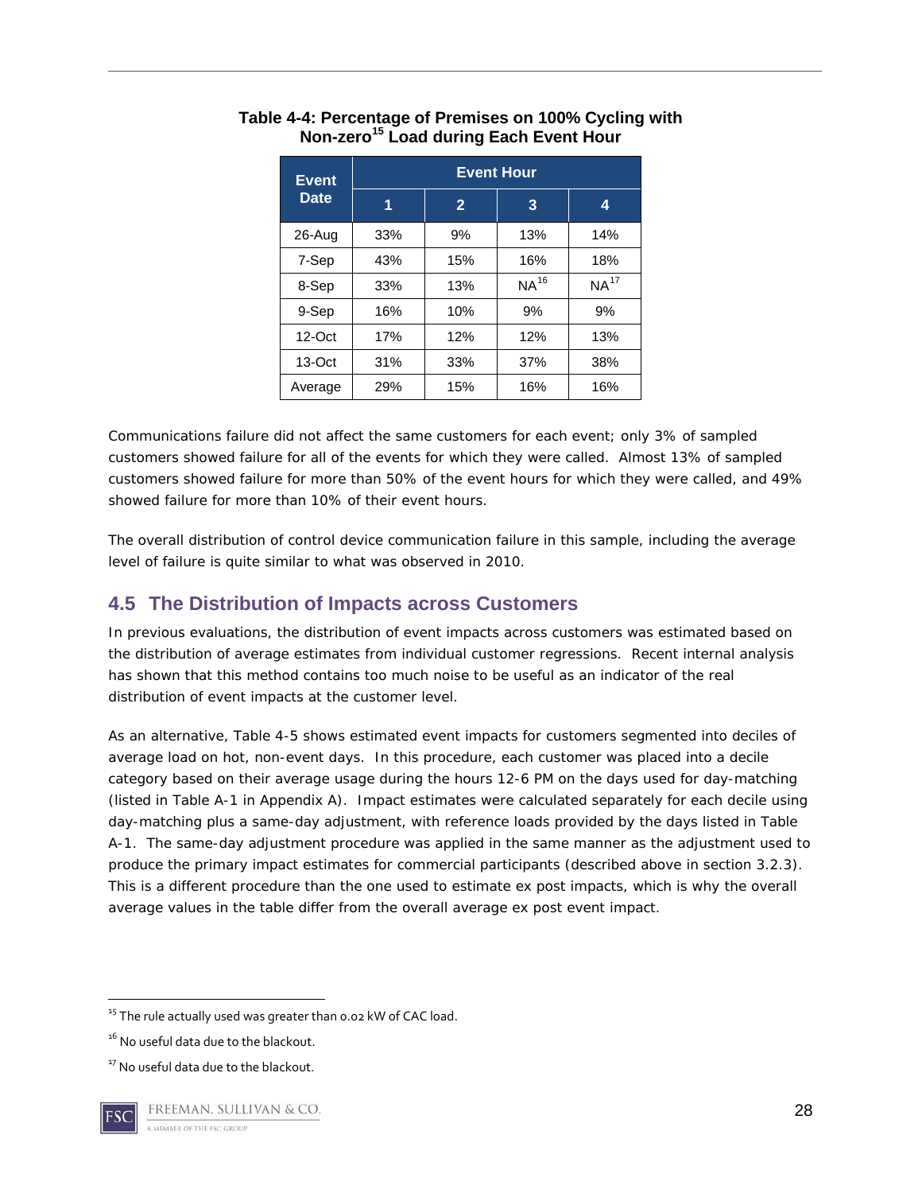**Table 4-4: Percentage of Premises on 100% Cycling with Non-zero[15] Load during Each Event Hour**

| Event Date | Event Hour | | | |
|---|---|---|---|---|
| | 1 | 2 | 3 | 4 |
| 26-Aug | 33% | 9% | 13% | 14% |
| 7-Sep | 43% | 15% | 16% | 18% |
| 8-Sep | 33% | 13% | NA[16] | NA[17] |
| 9-Sep | 16% | 10% | 9% | 9% |
| 12-Oct | 17% | 12% | 12% | 13% |
| 13-Oct | 31% | 33% | 37% | 38% |
| Average | 29% | 15% | 16% | 16% |

Communications failure did not affect the same customers for each event; only 3% of sampled customers showed failure for all of the events for which they were called. Almost 13% of sampled customers showed failure for more than 50% of the event hours for which they were called, and 49% showed failure for more than 10% of their event hours.

The overall distribution of control device communication failure in this sample, including the average level of failure is quite similar to what was observed in 2010.

## 4.5 The Distribution of Impacts across Customers

In previous evaluations, the distribution of event impacts across customers was estimated based on the distribution of average estimates from individual customer regressions. Recent internal analysis has shown that this method contains too much noise to be useful as an indicator of the real distribution of event impacts at the customer level.

As an alternative, Table 4-5 shows estimated event impacts for customers segmented into deciles of average load on hot, non-event days. In this procedure, each customer was placed into a decile category based on their average usage during the hours 12-6 PM on the days used for day-matching (listed in Table A-1 in Appendix A). Impact estimates were calculated separately for each decile using day-matching plus a same-day adjustment, with reference loads provided by the days listed in Table A-1. The same-day adjustment procedure was applied in the same manner as the adjustment used to produce the primary impact estimates for commercial participants (described above in section 3.2.3). This is a different procedure than the one used to estimate ex post impacts, which is why the overall average values in the table differ from the overall average ex post event impact.

---

[15] The rule actually used was greater than 0.02 kW of CAC load.

[16] No useful data due to the blackout.

[17] No useful data due to the blackout.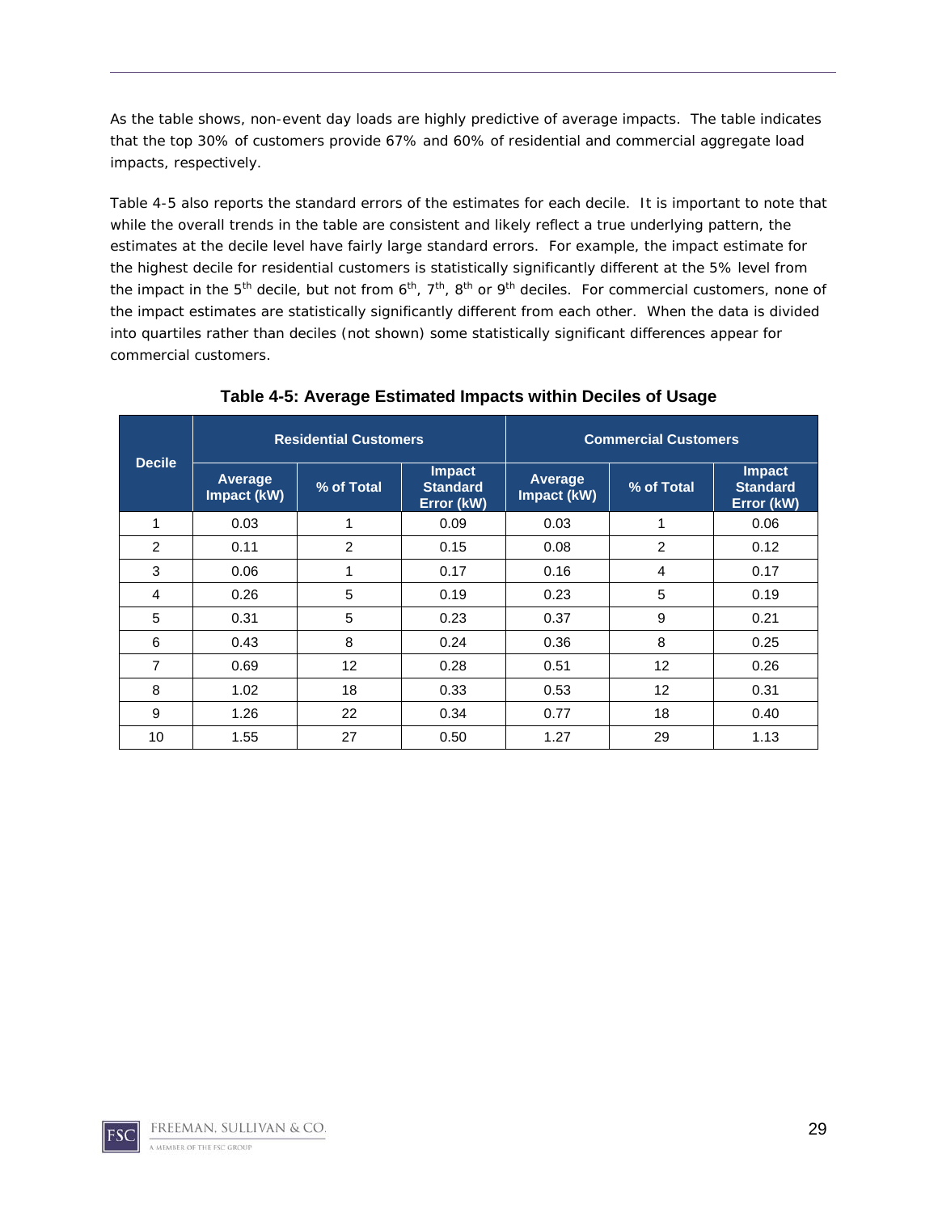As the table shows, non-event day loads are highly predictive of average impacts. The table indicates that the top 30% of customers provide 67% and 60% of residential and commercial aggregate load impacts, respectively.

Table 4-5 also reports the standard errors of the estimates for each decile. It is important to note that while the overall trends in the table are consistent and likely reflect a true underlying pattern, the estimates at the decile level have fairly large standard errors. For example, the impact estimate for the highest decile for residential customers is statistically significantly different at the 5% level from the impact in the 5th decile, but not from 6th, 7th, 8th or 9th deciles. For commercial customers, none of the impact estimates are statistically significantly different from each other. When the data is divided into quartiles rather than deciles (not shown) some statistically significant differences appear for commercial customers.

**Table 4-5: Average Estimated Impacts within Deciles of Usage**

| Decile | Residential Customers | | | Commercial Customers | | |
|---|---|---|---|---|---|---|
| | Average Impact (kW) | % of Total | Impact Standard Error (kW) | Average Impact (kW) | % of Total | Impact Standard Error (kW) |
| 1 | 0.03 | 1 | 0.09 | 0.03 | 1 | 0.06 |
| 2 | 0.11 | 2 | 0.15 | 0.08 | 2 | 0.12 |
| 3 | 0.06 | 1 | 0.17 | 0.16 | 4 | 0.17 |
| 4 | 0.26 | 5 | 0.19 | 0.23 | 5 | 0.19 |
| 5 | 0.31 | 5 | 0.23 | 0.37 | 9 | 0.21 |
| 6 | 0.43 | 8 | 0.24 | 0.36 | 8 | 0.25 |
| 7 | 0.69 | 12 | 0.28 | 0.51 | 12 | 0.26 |
| 8 | 1.02 | 18 | 0.33 | 0.53 | 12 | 0.31 |
| 9 | 1.26 | 22 | 0.34 | 0.77 | 18 | 0.40 |
| 10 | 1.55 | 27 | 0.50 | 1.27 | 29 | 1.13 |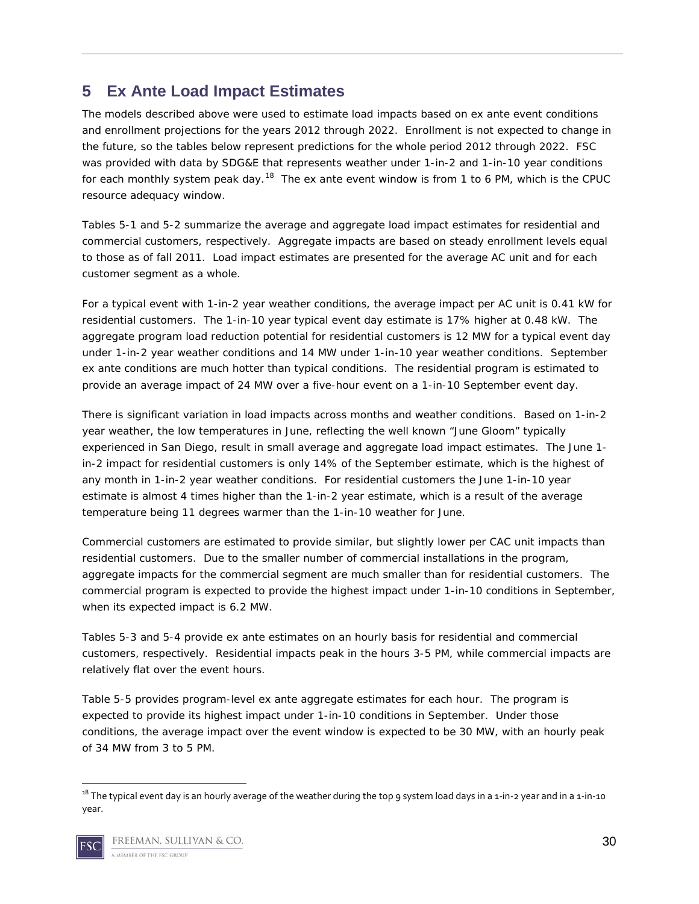# 5 Ex Ante Load Impact Estimates

The models described above were used to estimate load impacts based on ex ante event conditions and enrollment projections for the years 2012 through 2022. Enrollment is not expected to change in the future, so the tables below represent predictions for the whole period 2012 through 2022. FSC was provided with data by SDG&E that represents weather under 1-in-2 and 1-in-10 year conditions for each monthly system peak day.[18] The ex ante event window is from 1 to 6 PM, which is the CPUC resource adequacy window.

Tables 5-1 and 5-2 summarize the average and aggregate load impact estimates for residential and commercial customers, respectively. Aggregate impacts are based on steady enrollment levels equal to those as of fall 2011. Load impact estimates are presented for the average AC unit and for each customer segment as a whole.

For a typical event with 1-in-2 year weather conditions, the average impact per AC unit is 0.41 kW for residential customers. The 1-in-10 year typical event day estimate is 17% higher at 0.48 kW. The aggregate program load reduction potential for residential customers is 12 MW for a typical event day under 1-in-2 year weather conditions and 14 MW under 1-in-10 year weather conditions. September ex ante conditions are much hotter than typical conditions. The residential program is estimated to provide an average impact of 24 MW over a five-hour event on a 1-in-10 September event day.

There is significant variation in load impacts across months and weather conditions. Based on 1-in-2 year weather, the low temperatures in June, reflecting the well known "June Gloom" typically experienced in San Diego, result in small average and aggregate load impact estimates. The June 1-in-2 impact for residential customers is only 14% of the September estimate, which is the highest of any month in 1-in-2 year weather conditions. For residential customers the June 1-in-10 year estimate is almost 4 times higher than the 1-in-2 year estimate, which is a result of the average temperature being 11 degrees warmer than the 1-in-10 weather for June.

Commercial customers are estimated to provide similar, but slightly lower per CAC unit impacts than residential customers. Due to the smaller number of commercial installations in the program, aggregate impacts for the commercial segment are much smaller than for residential customers. The commercial program is expected to provide the highest impact under 1-in-10 conditions in September, when its expected impact is 6.2 MW.

Tables 5-3 and 5-4 provide ex ante estimates on an hourly basis for residential and commercial customers, respectively. Residential impacts peak in the hours 3-5 PM, while commercial impacts are relatively flat over the event hours.

Table 5-5 provides program-level ex ante aggregate estimates for each hour. The program is expected to provide its highest impact under 1-in-10 conditions in September. Under those conditions, the average impact over the event window is expected to be 30 MW, with an hourly peak of 34 MW from 3 to 5 PM.

[18] The typical event day is an hourly average of the weather during the top 9 system load days in a 1-in-2 year and in a 1-in-10 year.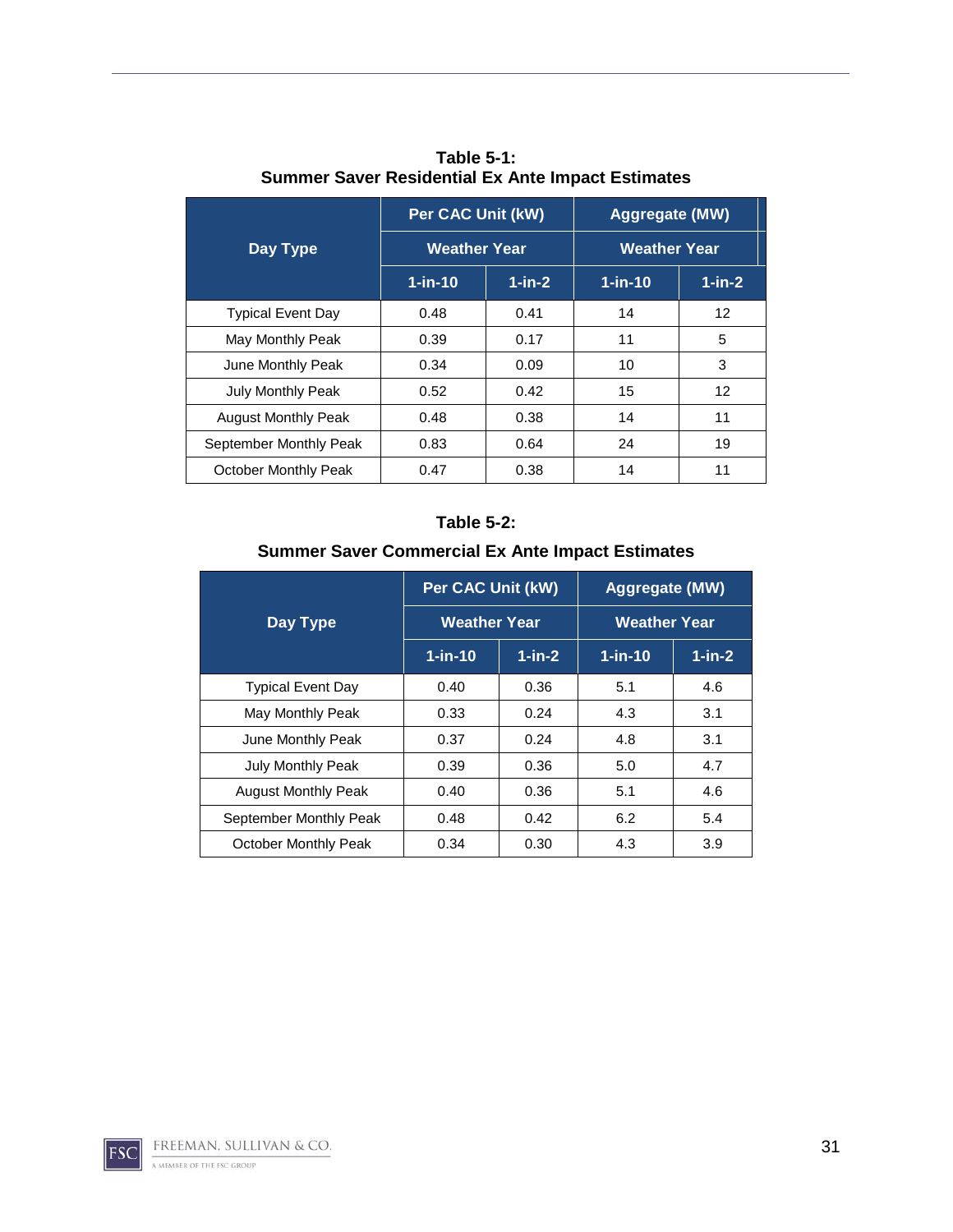**Table 5-1:**
**Summer Saver Residential Ex Ante Impact Estimates**

| Day Type | Per CAC Unit (kW) | | Aggregate (MW) | |
|---|---|---|---|---|
| | Weather Year | | Weather Year | |
| | 1-in-10 | 1-in-2 | 1-in-10 | 1-in-2 |
| Typical Event Day | 0.48 | 0.41 | 14 | 12 |
| May Monthly Peak | 0.39 | 0.17 | 11 | 5 |
| June Monthly Peak | 0.34 | 0.09 | 10 | 3 |
| July Monthly Peak | 0.52 | 0.42 | 15 | 12 |
| August Monthly Peak | 0.48 | 0.38 | 14 | 11 |
| September Monthly Peak | 0.83 | 0.64 | 24 | 19 |
| October Monthly Peak | 0.47 | 0.38 | 14 | 11 |

**Table 5-2:**
**Summer Saver Commercial Ex Ante Impact Estimates**

| Day Type | Per CAC Unit (kW) | | Aggregate (MW) | |
|---|---|---|---|---|
| | Weather Year | | Weather Year | |
| | 1-in-10 | 1-in-2 | 1-in-10 | 1-in-2 |
| Typical Event Day | 0.40 | 0.36 | 5.1 | 4.6 |
| May Monthly Peak | 0.33 | 0.24 | 4.3 | 3.1 |
| June Monthly Peak | 0.37 | 0.24 | 4.8 | 3.1 |
| July Monthly Peak | 0.39 | 0.36 | 5.0 | 4.7 |
| August Monthly Peak | 0.40 | 0.36 | 5.1 | 4.6 |
| September Monthly Peak | 0.48 | 0.42 | 6.2 | 5.4 |
| October Monthly Peak | 0.34 | 0.30 | 4.3 | 3.9 |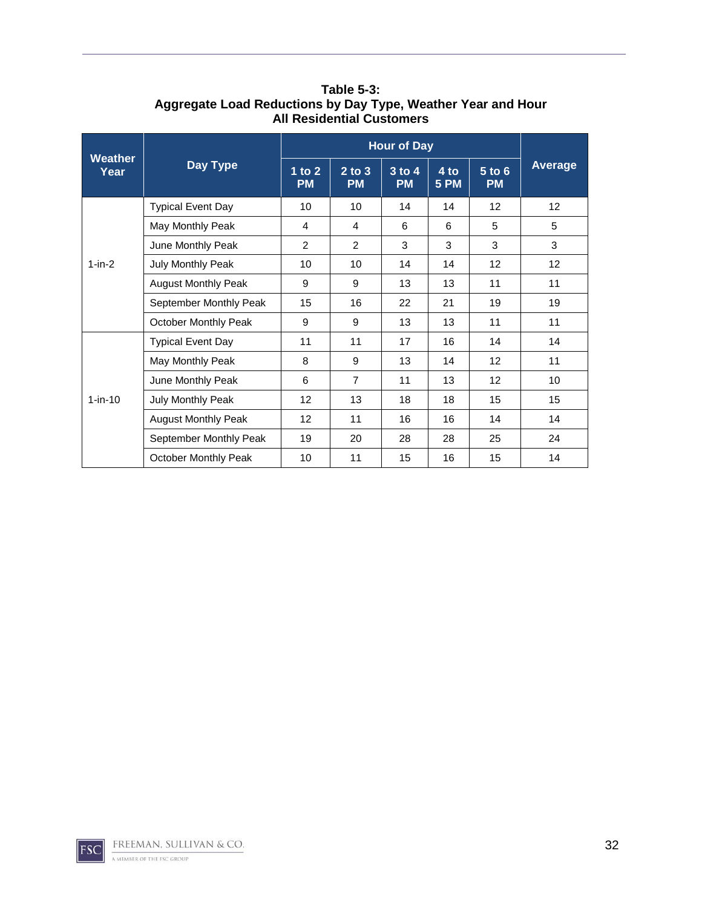**Table 5-3:
Aggregate Load Reductions by Day Type, Weather Year and Hour
All Residential Customers**

| Weather Year | Day Type | Hour of Day | | | | | Average |
|---|---|---|---|---|---|---|---|
| | | 1 to 2 PM | 2 to 3 PM | 3 to 4 PM | 4 to 5 PM | 5 to 6 PM | |
| 1-in-2 | Typical Event Day | 10 | 10 | 14 | 14 | 12 | 12 |
| | May Monthly Peak | 4 | 4 | 6 | 6 | 5 | 5 |
| | June Monthly Peak | 2 | 2 | 3 | 3 | 3 | 3 |
| | July Monthly Peak | 10 | 10 | 14 | 14 | 12 | 12 |
| | August Monthly Peak | 9 | 9 | 13 | 13 | 11 | 11 |
| | September Monthly Peak | 15 | 16 | 22 | 21 | 19 | 19 |
| | October Monthly Peak | 9 | 9 | 13 | 13 | 11 | 11 |
| 1-in-10 | Typical Event Day | 11 | 11 | 17 | 16 | 14 | 14 |
| | May Monthly Peak | 8 | 9 | 13 | 14 | 12 | 11 |
| | June Monthly Peak | 6 | 7 | 11 | 13 | 12 | 10 |
| | July Monthly Peak | 12 | 13 | 18 | 18 | 15 | 15 |
| | August Monthly Peak | 12 | 11 | 16 | 16 | 14 | 14 |
| | September Monthly Peak | 19 | 20 | 28 | 28 | 25 | 24 |
| | October Monthly Peak | 10 | 11 | 15 | 16 | 15 | 14 |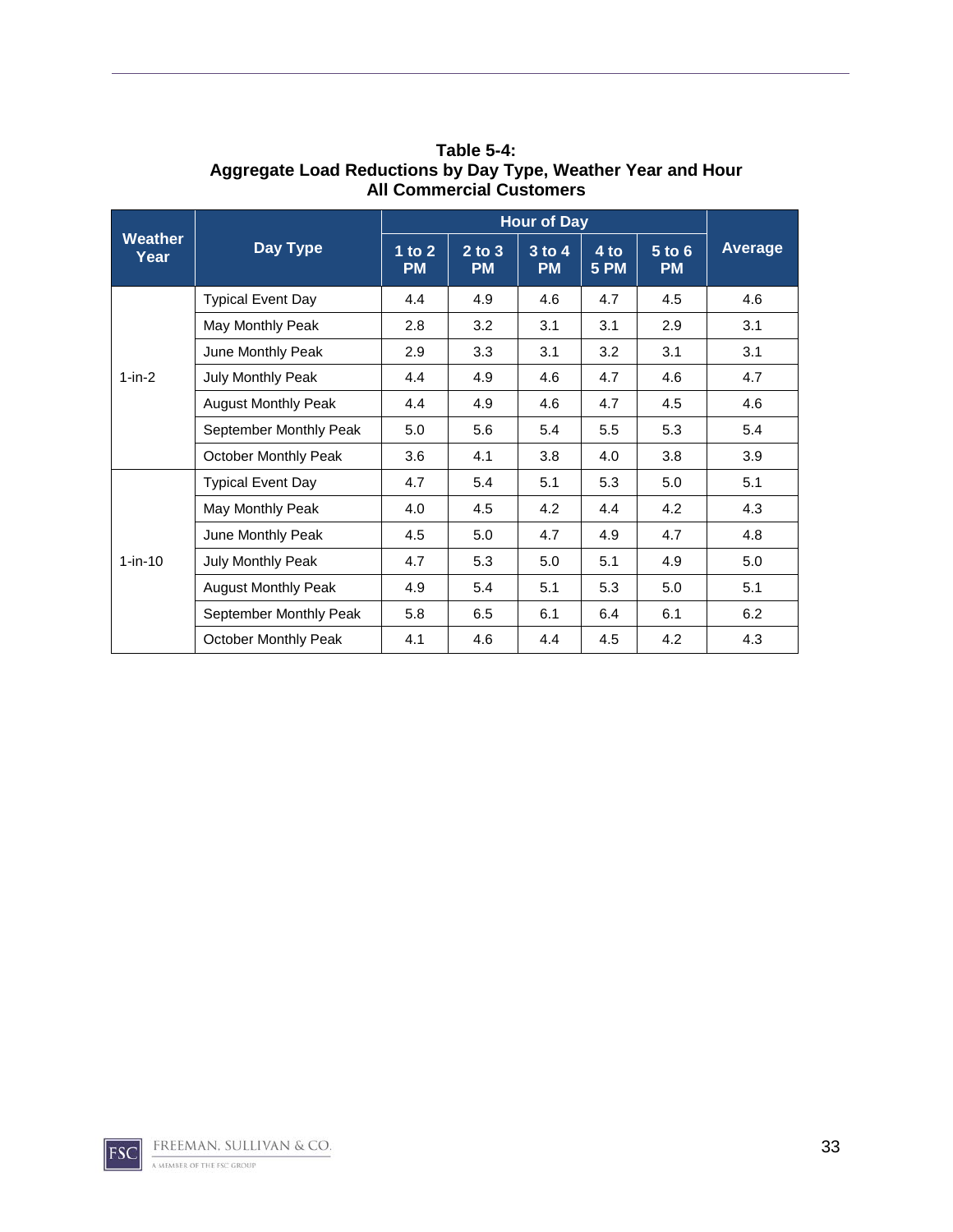**Table 5-4:**
**Aggregate Load Reductions by Day Type, Weather Year and Hour**
**All Commercial Customers**

| Weather Year | Day Type | Hour of Day | | | | | Average |
|---|---|---|---|---|---|---|---|
| | | 1 to 2 PM | 2 to 3 PM | 3 to 4 PM | 4 to 5 PM | 5 to 6 PM | |
| 1-in-2 | Typical Event Day | 4.4 | 4.9 | 4.6 | 4.7 | 4.5 | 4.6 |
| | May Monthly Peak | 2.8 | 3.2 | 3.1 | 3.1 | 2.9 | 3.1 |
| | June Monthly Peak | 2.9 | 3.3 | 3.1 | 3.2 | 3.1 | 3.1 |
| | July Monthly Peak | 4.4 | 4.9 | 4.6 | 4.7 | 4.6 | 4.7 |
| | August Monthly Peak | 4.4 | 4.9 | 4.6 | 4.7 | 4.5 | 4.6 |
| | September Monthly Peak | 5.0 | 5.6 | 5.4 | 5.5 | 5.3 | 5.4 |
| | October Monthly Peak | 3.6 | 4.1 | 3.8 | 4.0 | 3.8 | 3.9 |
| 1-in-10 | Typical Event Day | 4.7 | 5.4 | 5.1 | 5.3 | 5.0 | 5.1 |
| | May Monthly Peak | 4.0 | 4.5 | 4.2 | 4.4 | 4.2 | 4.3 |
| | June Monthly Peak | 4.5 | 5.0 | 4.7 | 4.9 | 4.7 | 4.8 |
| | July Monthly Peak | 4.7 | 5.3 | 5.0 | 5.1 | 4.9 | 5.0 |
| | August Monthly Peak | 4.9 | 5.4 | 5.1 | 5.3 | 5.0 | 5.1 |
| | September Monthly Peak | 5.8 | 6.5 | 6.1 | 6.4 | 6.1 | 6.2 |
| | October Monthly Peak | 4.1 | 4.6 | 4.4 | 4.5 | 4.2 | 4.3 |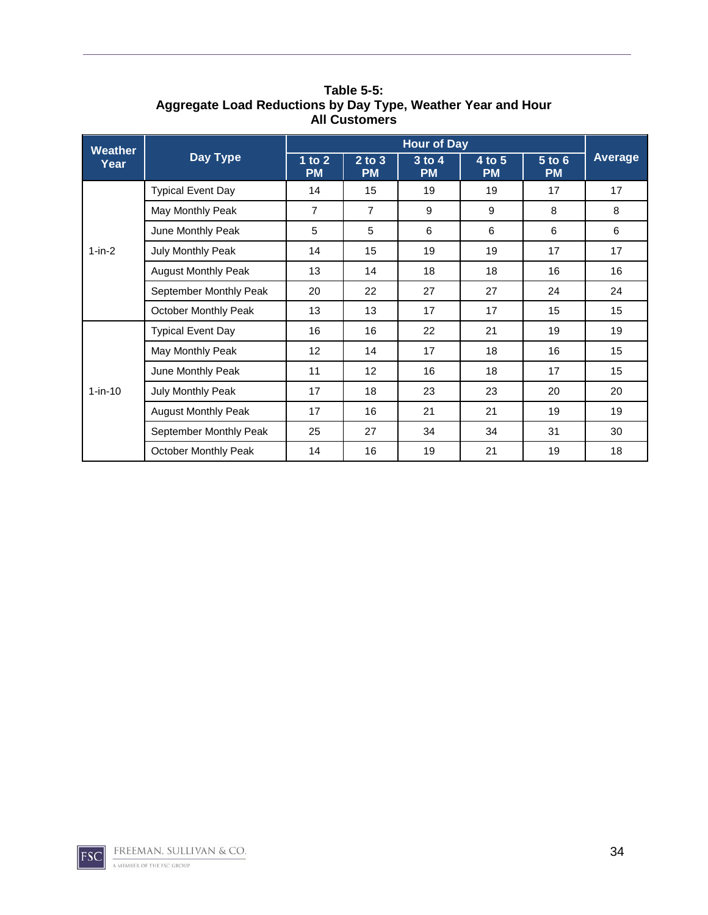**Table 5-5:**
**Aggregate Load Reductions by Day Type, Weather Year and Hour**
**All Customers**

| Weather Year | Day Type | Hour of Day | | | | | Average |
|---|---|---|---|---|---|---|---|
| | | 1 to 2 PM | 2 to 3 PM | 3 to 4 PM | 4 to 5 PM | 5 to 6 PM | |
| 1-in-2 | Typical Event Day | 14 | 15 | 19 | 19 | 17 | 17 |
| | May Monthly Peak | 7 | 7 | 9 | 9 | 8 | 8 |
| | June Monthly Peak | 5 | 5 | 6 | 6 | 6 | 6 |
| | July Monthly Peak | 14 | 15 | 19 | 19 | 17 | 17 |
| | August Monthly Peak | 13 | 14 | 18 | 18 | 16 | 16 |
| | September Monthly Peak | 20 | 22 | 27 | 27 | 24 | 24 |
| | October Monthly Peak | 13 | 13 | 17 | 17 | 15 | 15 |
| 1-in-10 | Typical Event Day | 16 | 16 | 22 | 21 | 19 | 19 |
| | May Monthly Peak | 12 | 14 | 17 | 18 | 16 | 15 |
| | June Monthly Peak | 11 | 12 | 16 | 18 | 17 | 15 |
| | July Monthly Peak | 17 | 18 | 23 | 23 | 20 | 20 |
| | August Monthly Peak | 17 | 16 | 21 | 21 | 19 | 19 |
| | September Monthly Peak | 25 | 27 | 34 | 34 | 31 | 30 |
| | October Monthly Peak | 14 | 16 | 19 | 21 | 19 | 18 |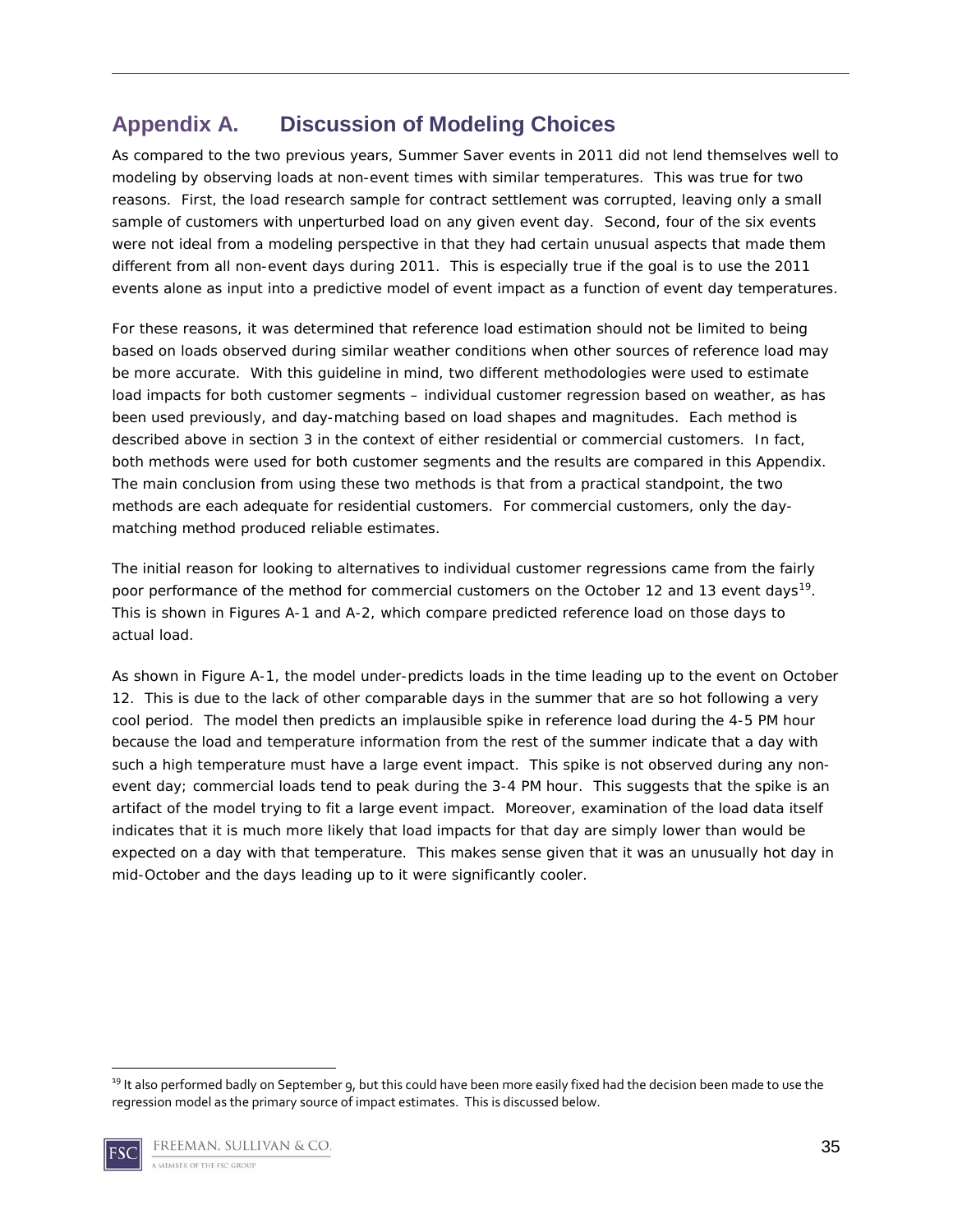# Appendix A. Discussion of Modeling Choices

As compared to the two previous years, Summer Saver events in 2011 did not lend themselves well to modeling by observing loads at non-event times with similar temperatures. This was true for two reasons. First, the load research sample for contract settlement was corrupted, leaving only a small sample of customers with unperturbed load on any given event day. Second, four of the six events were not ideal from a modeling perspective in that they had certain unusual aspects that made them different from all non-event days during 2011. This is especially true if the goal is to use the 2011 events alone as input into a predictive model of event impact as a function of event day temperatures.

For these reasons, it was determined that reference load estimation should not be limited to being based on loads observed during similar weather conditions when other sources of reference load may be more accurate. With this guideline in mind, two different methodologies were used to estimate load impacts for both customer segments – individual customer regression based on weather, as has been used previously, and day-matching based on load shapes and magnitudes. Each method is described above in section 3 in the context of either residential or commercial customers. In fact, both methods were used for both customer segments and the results are compared in this Appendix. The main conclusion from using these two methods is that from a practical standpoint, the two methods are each adequate for residential customers. For commercial customers, only the day-matching method produced reliable estimates.

The initial reason for looking to alternatives to individual customer regressions came from the fairly poor performance of the method for commercial customers on the October 12 and 13 event days[19]. This is shown in Figures A-1 and A-2, which compare predicted reference load on those days to actual load.

As shown in Figure A-1, the model under-predicts loads in the time leading up to the event on October 12. This is due to the lack of other comparable days in the summer that are so hot following a very cool period. The model then predicts an implausible spike in reference load during the 4-5 PM hour because the load and temperature information from the rest of the summer indicate that a day with such a high temperature must have a large event impact. This spike is not observed during any non-event day; commercial loads tend to peak during the 3-4 PM hour. This suggests that the spike is an artifact of the model trying to fit a large event impact. Moreover, examination of the load data itself indicates that it is much more likely that load impacts for that day are simply lower than would be expected on a day with that temperature. This makes sense given that it was an unusually hot day in mid-October and the days leading up to it were significantly cooler.

[19] It also performed badly on September 9, but this could have been more easily fixed had the decision been made to use the regression model as the primary source of impact estimates. This is discussed below.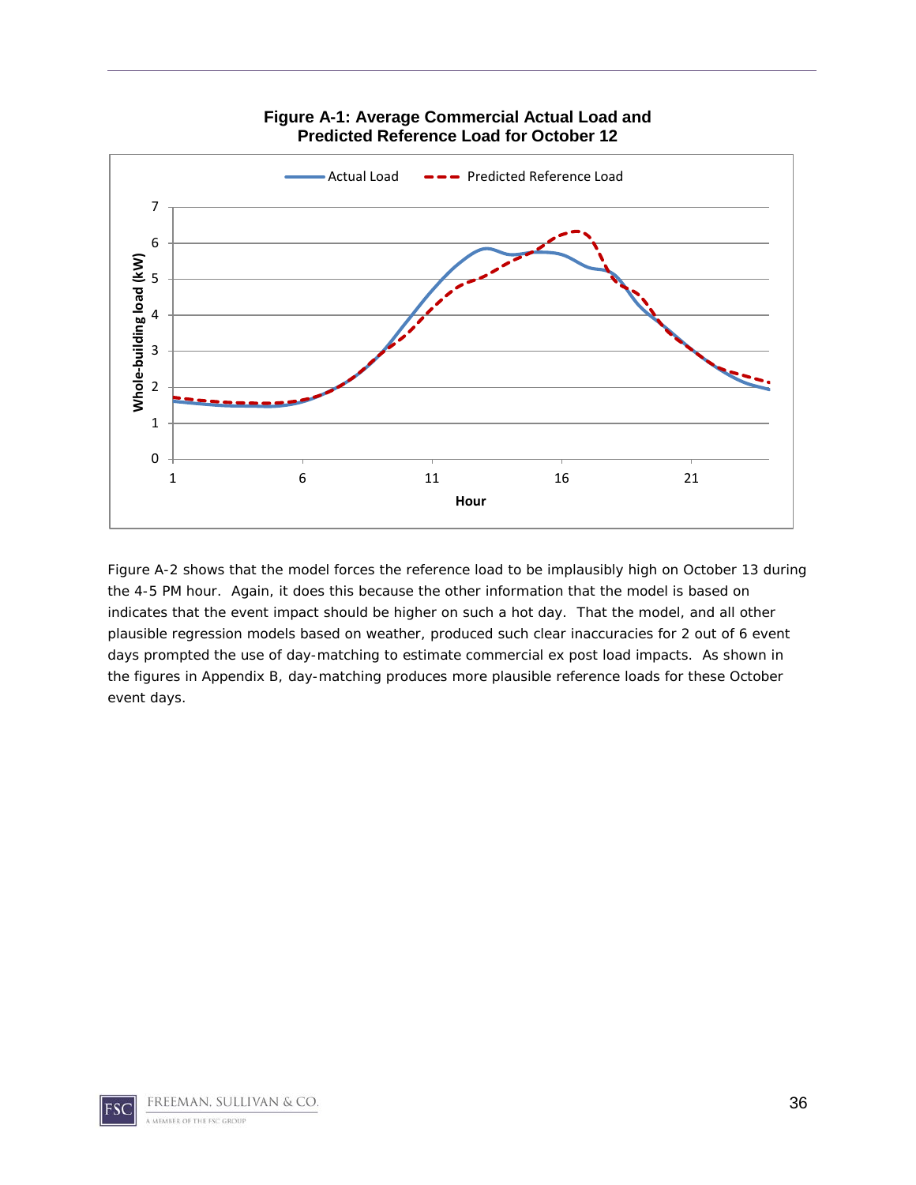**Figure A-1: Average Commercial Actual Load and Predicted Reference Load for October 12**

Figure A-2 shows that the model forces the reference load to be implausibly high on October 13 during the 4-5 PM hour. Again, it does this because the other information that the model is based on indicates that the event impact should be higher on such a hot day. That the model, and all other plausible regression models based on weather, produced such clear inaccuracies for 2 out of 6 event days prompted the use of day-matching to estimate commercial ex post load impacts. As shown in the figures in Appendix B, day-matching produces more plausible reference loads for these October event days.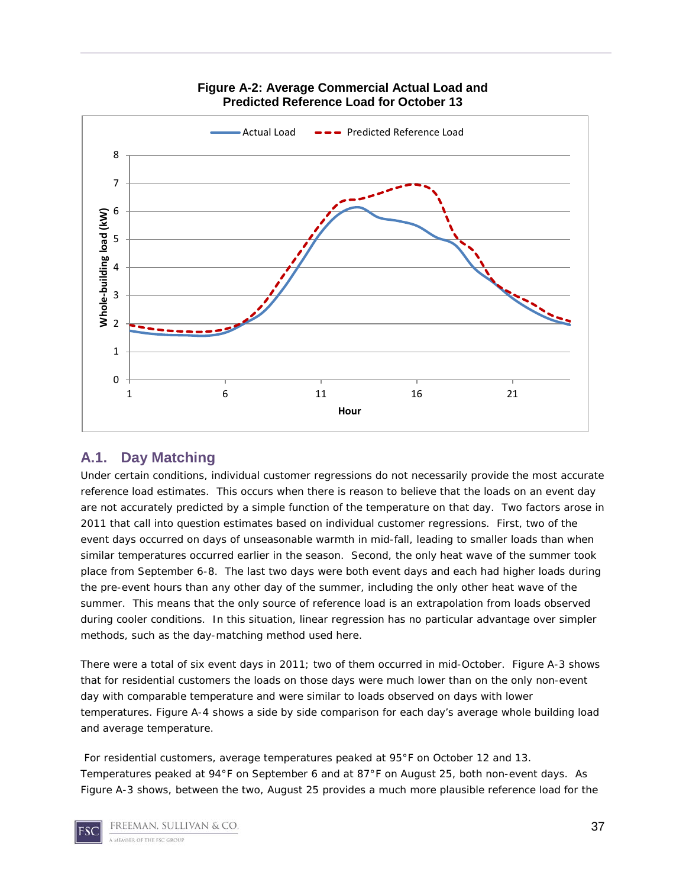**Figure A-2: Average Commercial Actual Load and Predicted Reference Load for October 13**

## A.1. Day Matching

Under certain conditions, individual customer regressions do not necessarily provide the most accurate reference load estimates. This occurs when there is reason to believe that the loads on an event day are not accurately predicted by a simple function of the temperature on that day. Two factors arose in 2011 that call into question estimates based on individual customer regressions. First, two of the event days occurred on days of unseasonable warmth in mid-fall, leading to smaller loads than when similar temperatures occurred earlier in the season. Second, the only heat wave of the summer took place from September 6-8. The last two days were both event days and each had higher loads during the pre-event hours than any other day of the summer, including the only other heat wave of the summer. This means that the only source of reference load is an extrapolation from loads observed during cooler conditions. In this situation, linear regression has no particular advantage over simpler methods, such as the day-matching method used here.

There were a total of six event days in 2011; two of them occurred in mid-October. Figure A-3 shows that for residential customers the loads on those days were much lower than on the only non-event day with comparable temperature and were similar to loads observed on days with lower temperatures. Figure A-4 shows a side by side comparison for each day's average whole building load and average temperature.

For residential customers, average temperatures peaked at 95°F on October 12 and 13. Temperatures peaked at 94°F on September 6 and at 87°F on August 25, both non-event days. As Figure A-3 shows, between the two, August 25 provides a much more plausible reference load for the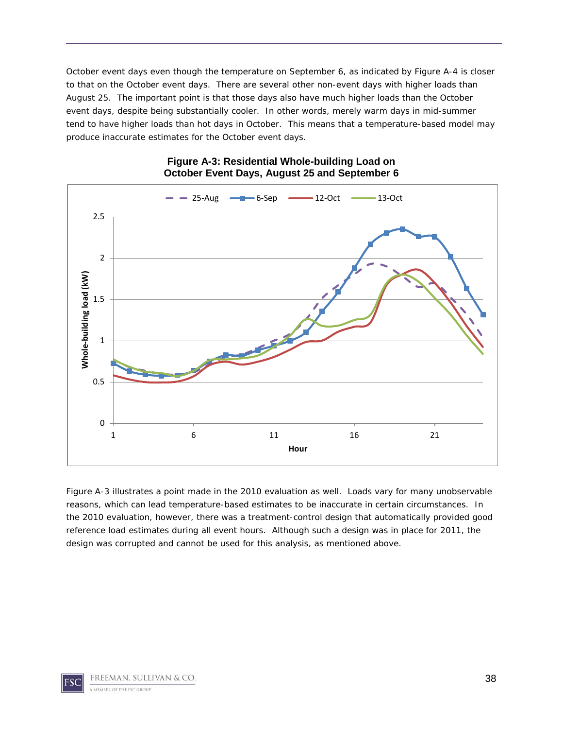October event days even though the temperature on September 6, as indicated by Figure A-4 is closer to that on the October event days. There are several other non-event days with higher loads than August 25. The important point is that those days also have much higher loads than the October event days, despite being substantially cooler. In other words, merely warm days in mid-summer tend to have higher loads than hot days in October. This means that a temperature-based model may produce inaccurate estimates for the October event days.

**Figure A-3: Residential Whole-building Load on October Event Days, August 25 and September 6**

Figure A-3 illustrates a point made in the 2010 evaluation as well. Loads vary for many unobservable reasons, which can lead temperature-based estimates to be inaccurate in certain circumstances. In the 2010 evaluation, however, there was a treatment-control design that automatically provided good reference load estimates during all event hours. Although such a design was in place for 2011, the design was corrupted and cannot be used for this analysis, as mentioned above.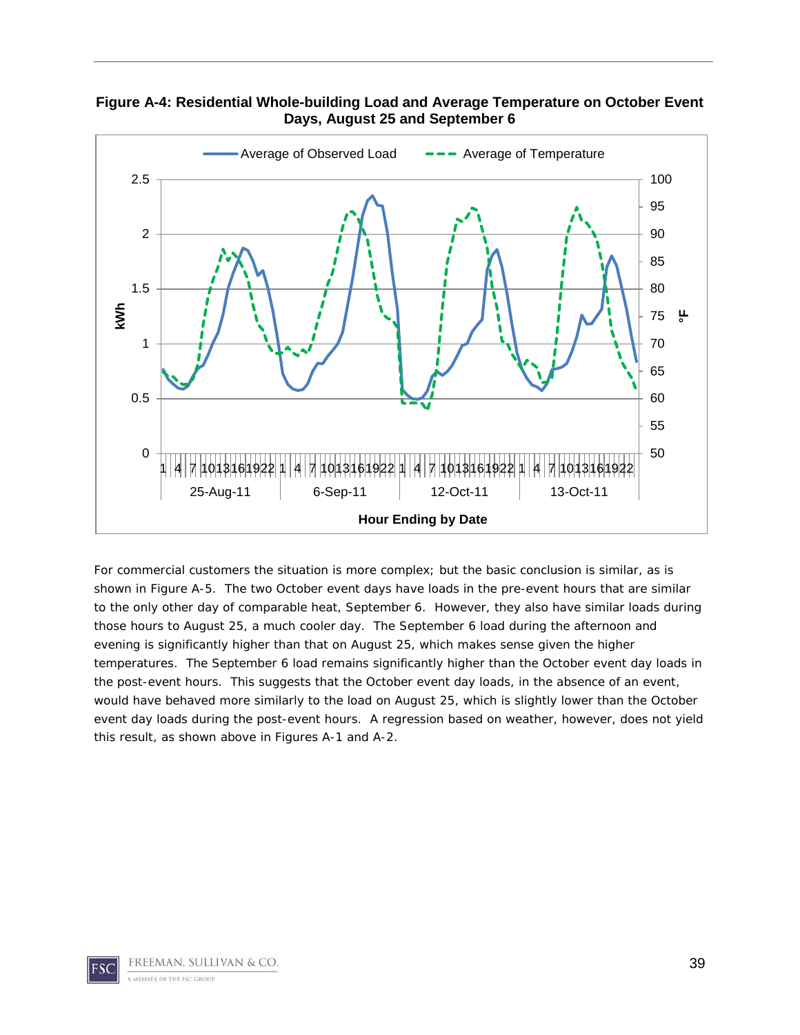**Figure A-4: Residential Whole-building Load and Average Temperature on October Event Days, August 25 and September 6**

For commercial customers the situation is more complex; but the basic conclusion is similar, as is shown in Figure A-5. The two October event days have loads in the pre-event hours that are similar to the only other day of comparable heat, September 6. However, they also have similar loads during those hours to August 25, a much cooler day. The September 6 load during the afternoon and evening is significantly higher than that on August 25, which makes sense given the higher temperatures. The September 6 load remains significantly higher than the October event day loads in the post-event hours. This suggests that the October event day loads, in the absence of an event, would have behaved more similarly to the load on August 25, which is slightly lower than the October event day loads during the post-event hours. A regression based on weather, however, does not yield this result, as shown above in Figures A-1 and A-2.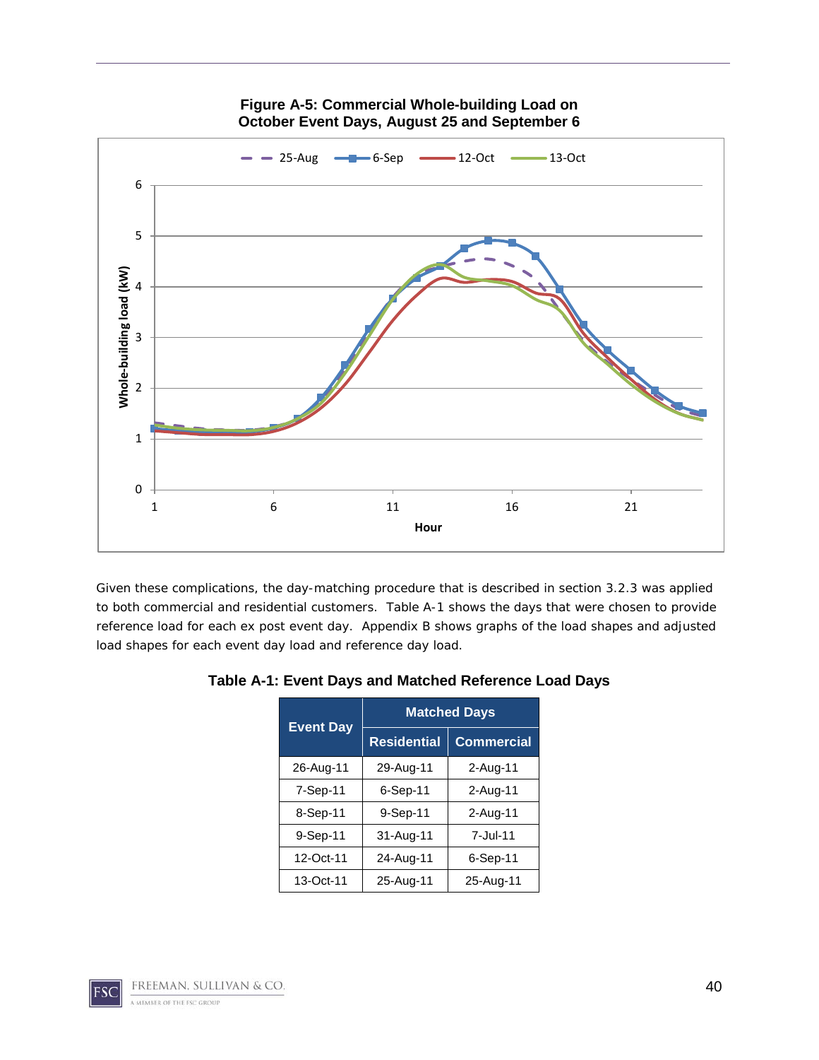**Figure A-5: Commercial Whole-building Load on October Event Days, August 25 and September 6**

Given these complications, the day-matching procedure that is described in section 3.2.3 was applied to both commercial and residential customers. Table A-1 shows the days that were chosen to provide reference load for each ex post event day. Appendix B shows graphs of the load shapes and adjusted load shapes for each event day load and reference day load.

**Table A-1: Event Days and Matched Reference Load Days**

| Event Day | Matched Days | |
|---|---|---|
| | Residential | Commercial |
| 26-Aug-11 | 29-Aug-11 | 2-Aug-11 |
| 7-Sep-11 | 6-Sep-11 | 2-Aug-11 |
| 8-Sep-11 | 9-Sep-11 | 2-Aug-11 |
| 9-Sep-11 | 31-Aug-11 | 7-Jul-11 |
| 12-Oct-11 | 24-Aug-11 | 6-Sep-11 |
| 13-Oct-11 | 25-Aug-11 | 25-Aug-11 |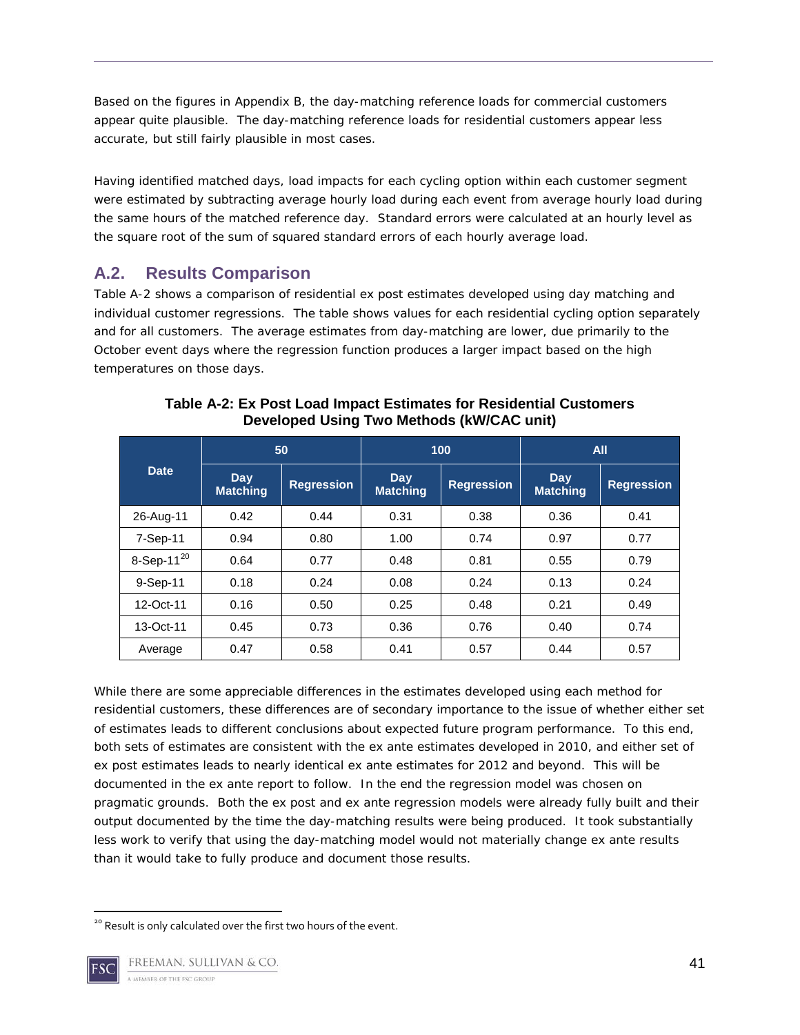Based on the figures in Appendix B, the day-matching reference loads for commercial customers appear quite plausible. The day-matching reference loads for residential customers appear less accurate, but still fairly plausible in most cases.

Having identified matched days, load impacts for each cycling option within each customer segment were estimated by subtracting average hourly load during each event from average hourly load during the same hours of the matched reference day. Standard errors were calculated at an hourly level as the square root of the sum of squared standard errors of each hourly average load.

## A.2. Results Comparison

Table A-2 shows a comparison of residential ex post estimates developed using day matching and individual customer regressions. The table shows values for each residential cycling option separately and for all customers. The average estimates from day-matching are lower, due primarily to the October event days where the regression function produces a larger impact based on the high temperatures on those days.

**Table A-2: Ex Post Load Impact Estimates for Residential Customers Developed Using Two Methods (kW/CAC unit)**

| Date | 50 | | 100 | | All | |
|---|---|---|---|---|---|---|
| | Day Matching | Regression | Day Matching | Regression | Day Matching | Regression |
| 26-Aug-11 | 0.42 | 0.44 | 0.31 | 0.38 | 0.36 | 0.41 |
| 7-Sep-11 | 0.94 | 0.80 | 1.00 | 0.74 | 0.97 | 0.77 |
| 8-Sep-11[20] | 0.64 | 0.77 | 0.48 | 0.81 | 0.55 | 0.79 |
| 9-Sep-11 | 0.18 | 0.24 | 0.08 | 0.24 | 0.13 | 0.24 |
| 12-Oct-11 | 0.16 | 0.50 | 0.25 | 0.48 | 0.21 | 0.49 |
| 13-Oct-11 | 0.45 | 0.73 | 0.36 | 0.76 | 0.40 | 0.74 |
| Average | 0.47 | 0.58 | 0.41 | 0.57 | 0.44 | 0.57 |

While there are some appreciable differences in the estimates developed using each method for residential customers, these differences are of secondary importance to the issue of whether either set of estimates leads to different conclusions about expected future program performance. To this end, both sets of estimates are consistent with the ex ante estimates developed in 2010, and either set of ex post estimates leads to nearly identical ex ante estimates for 2012 and beyond. This will be documented in the ex ante report to follow. In the end the regression model was chosen on pragmatic grounds. Both the ex post and ex ante regression models were already fully built and their output documented by the time the day-matching results were being produced. It took substantially less work to verify that using the day-matching model would not materially change ex ante results than it would take to fully produce and document those results.

[20] Result is only calculated over the first two hours of the event.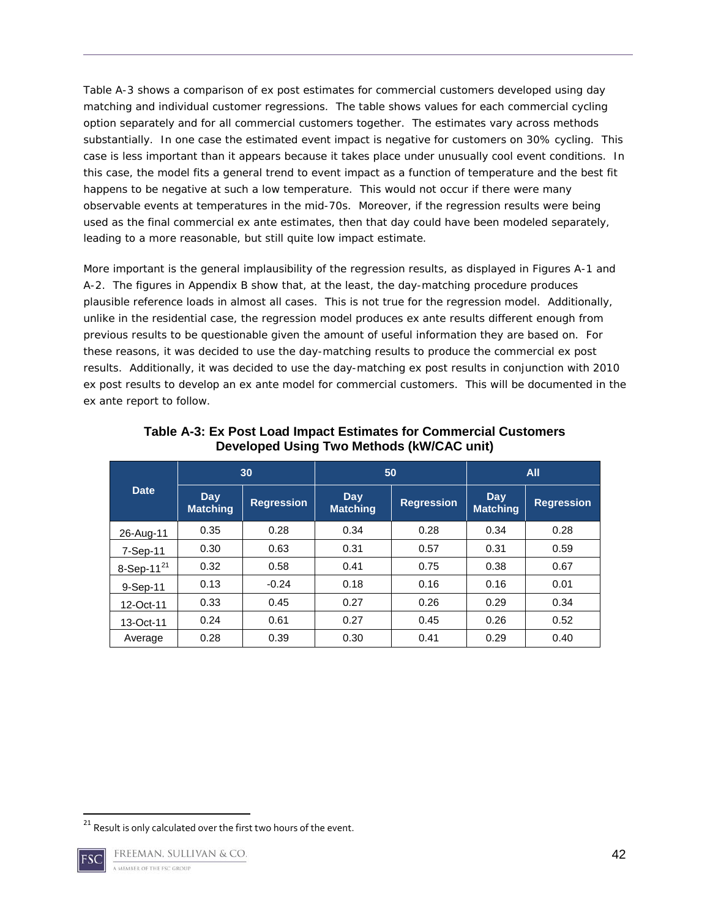Table A-3 shows a comparison of ex post estimates for commercial customers developed using day matching and individual customer regressions. The table shows values for each commercial cycling option separately and for all commercial customers together. The estimates vary across methods substantially. In one case the estimated event impact is negative for customers on 30% cycling. This case is less important than it appears because it takes place under unusually cool event conditions. In this case, the model fits a general trend to event impact as a function of temperature and the best fit happens to be negative at such a low temperature. This would not occur if there were many observable events at temperatures in the mid-70s. Moreover, if the regression results were being used as the final commercial ex ante estimates, then that day could have been modeled separately, leading to a more reasonable, but still quite low impact estimate.

More important is the general implausibility of the regression results, as displayed in Figures A-1 and A-2. The figures in Appendix B show that, at the least, the day-matching procedure produces plausible reference loads in almost all cases. This is not true for the regression model. Additionally, unlike in the residential case, the regression model produces ex ante results different enough from previous results to be questionable given the amount of useful information they are based on. For these reasons, it was decided to use the day-matching results to produce the commercial ex post results. Additionally, it was decided to use the day-matching ex post results in conjunction with 2010 ex post results to develop an ex ante model for commercial customers. This will be documented in the ex ante report to follow.

**Table A-3: Ex Post Load Impact Estimates for Commercial Customers Developed Using Two Methods (kW/CAC unit)**

| Date | 30 | | 50 | | All | |
|---|---|---|---|---|---|---|
| | Day Matching | Regression | Day Matching | Regression | Day Matching | Regression |
| 26-Aug-11 | 0.35 | 0.28 | 0.34 | 0.28 | 0.34 | 0.28 |
| 7-Sep-11 | 0.30 | 0.63 | 0.31 | 0.57 | 0.31 | 0.59 |
| 8-Sep-11[21] | 0.32 | 0.58 | 0.41 | 0.75 | 0.38 | 0.67 |
| 9-Sep-11 | 0.13 | -0.24 | 0.18 | 0.16 | 0.16 | 0.01 |
| 12-Oct-11 | 0.33 | 0.45 | 0.27 | 0.26 | 0.29 | 0.34 |
| 13-Oct-11 | 0.24 | 0.61 | 0.27 | 0.45 | 0.26 | 0.52 |
| Average | 0.28 | 0.39 | 0.30 | 0.41 | 0.29 | 0.40 |

[21] Result is only calculated over the first two hours of the event.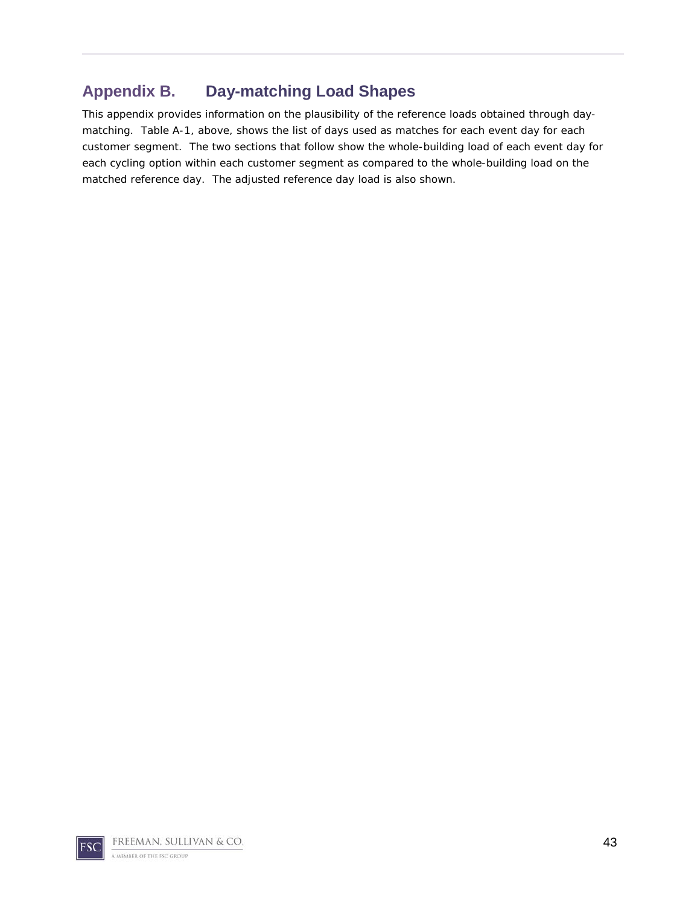# Appendix B. Day-matching Load Shapes

This appendix provides information on the plausibility of the reference loads obtained through day-matching. Table A-1, above, shows the list of days used as matches for each event day for each customer segment. The two sections that follow show the whole-building load of each event day for each cycling option within each customer segment as compared to the whole-building load on the matched reference day. The adjusted reference day load is also shown.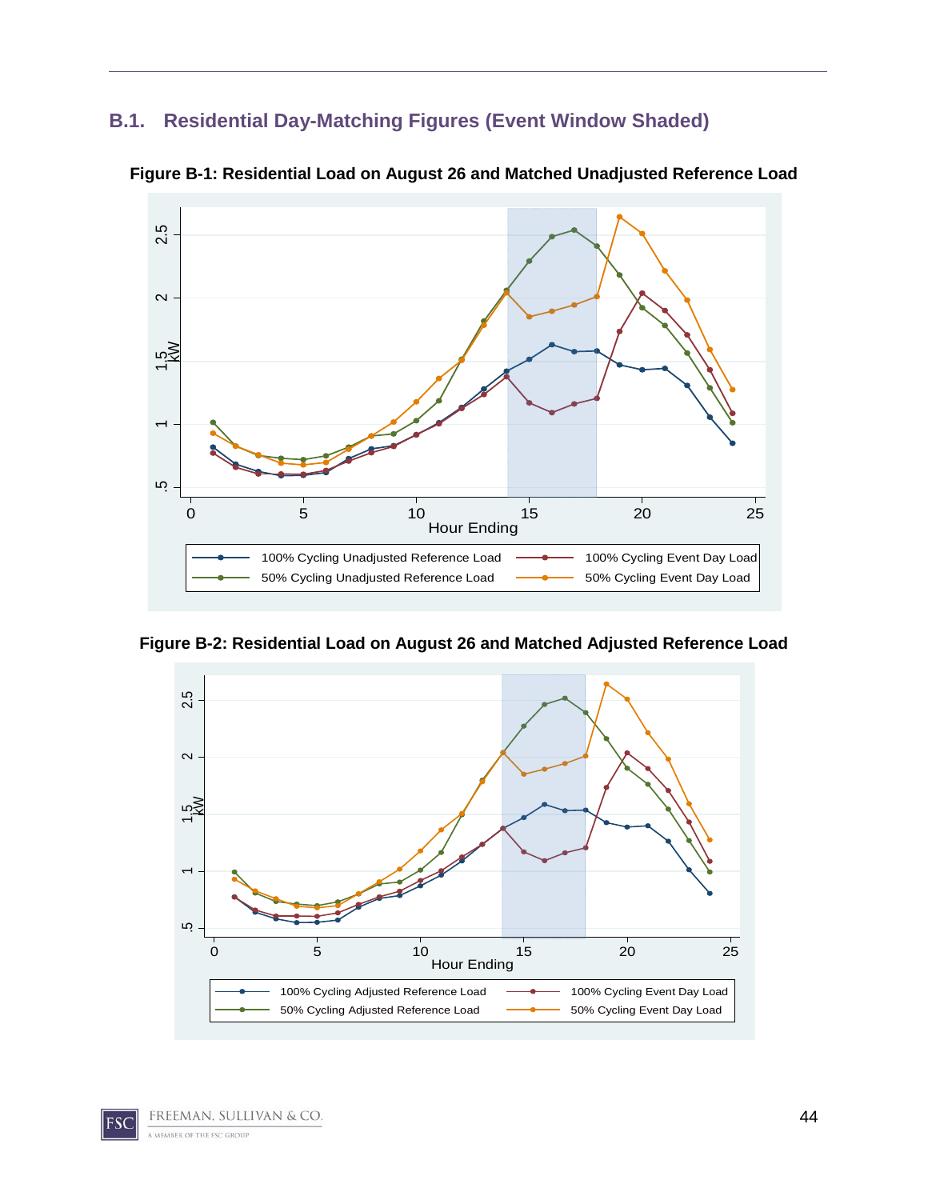## B.1. Residential Day-Matching Figures (Event Window Shaded)

**Figure B-1: Residential Load on August 26 and Matched Unadjusted Reference Load**

**Figure B-2: Residential Load on August 26 and Matched Adjusted Reference Load**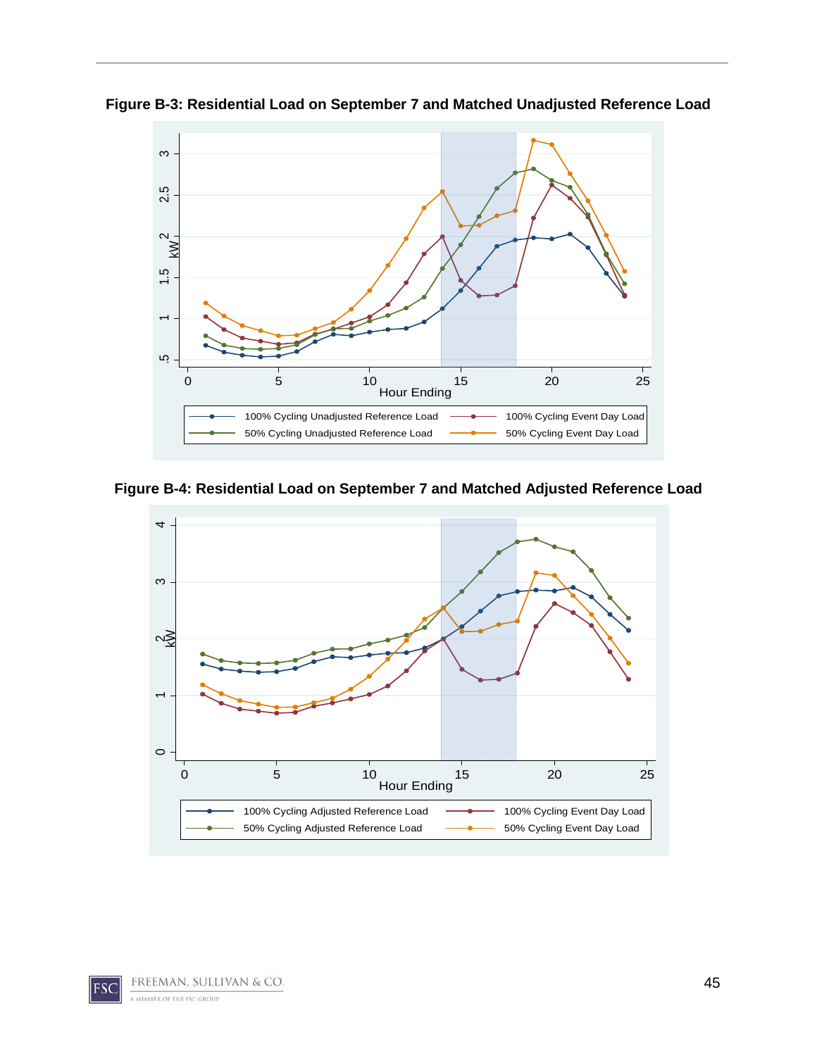**Figure B-3: Residential Load on September 7 and Matched Unadjusted Reference Load**

**Figure B-4: Residential Load on September 7 and Matched Adjusted Reference Load**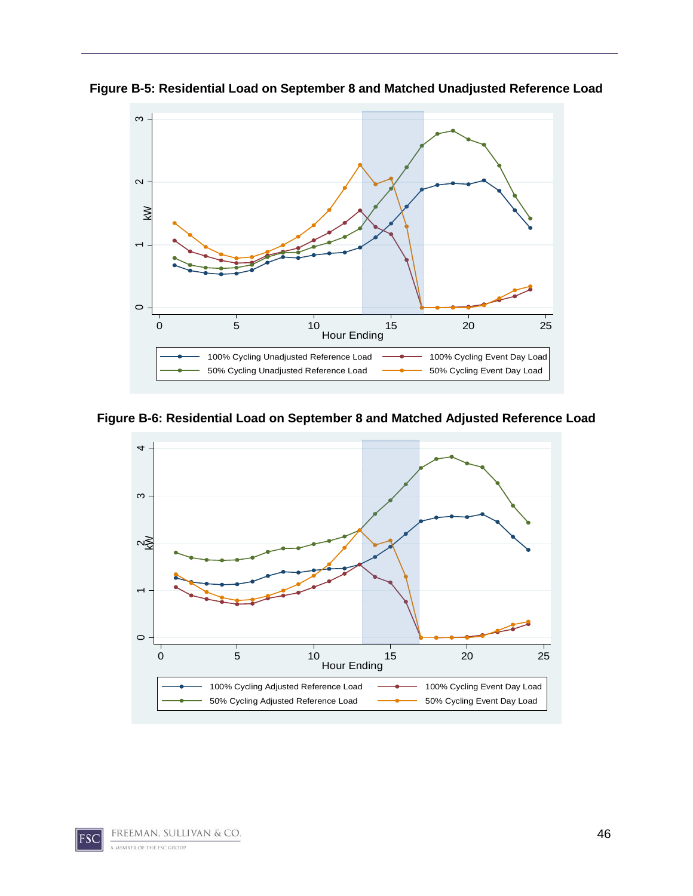**Figure B-5: Residential Load on September 8 and Matched Unadjusted Reference Load**

**Figure B-6: Residential Load on September 8 and Matched Adjusted Reference Load**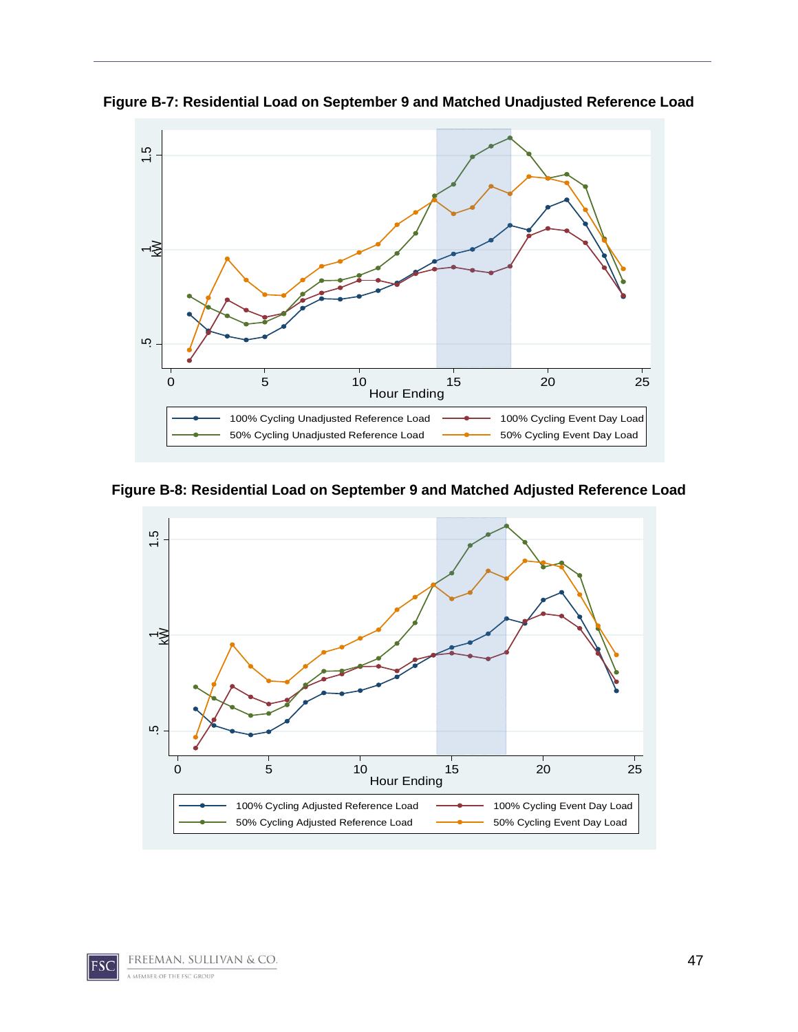**Figure B-7: Residential Load on September 9 and Matched Unadjusted Reference Load**

**Figure B-8: Residential Load on September 9 and Matched Adjusted Reference Load**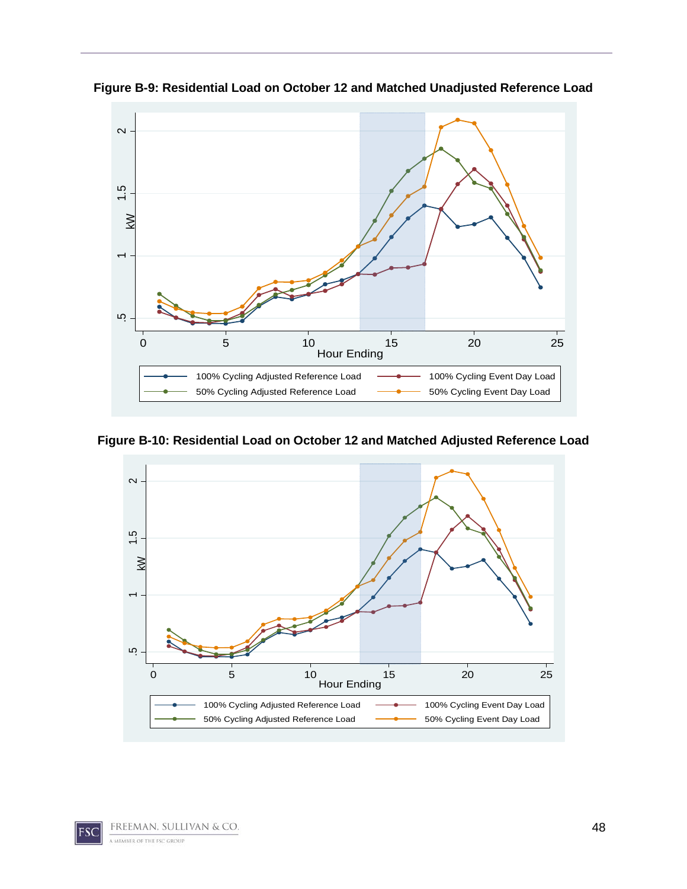**Figure B-9: Residential Load on October 12 and Matched Unadjusted Reference Load**

**Figure B-10: Residential Load on October 12 and Matched Adjusted Reference Load**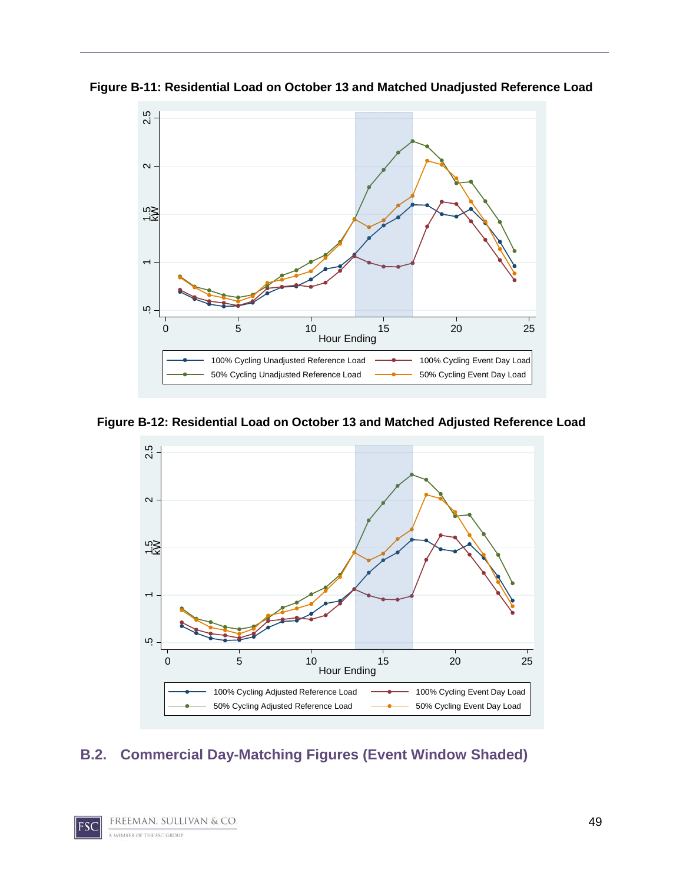**Figure B-11: Residential Load on October 13 and Matched Unadjusted Reference Load**

**Figure B-12: Residential Load on October 13 and Matched Adjusted Reference Load**

## B.2. Commercial Day-Matching Figures (Event Window Shaded)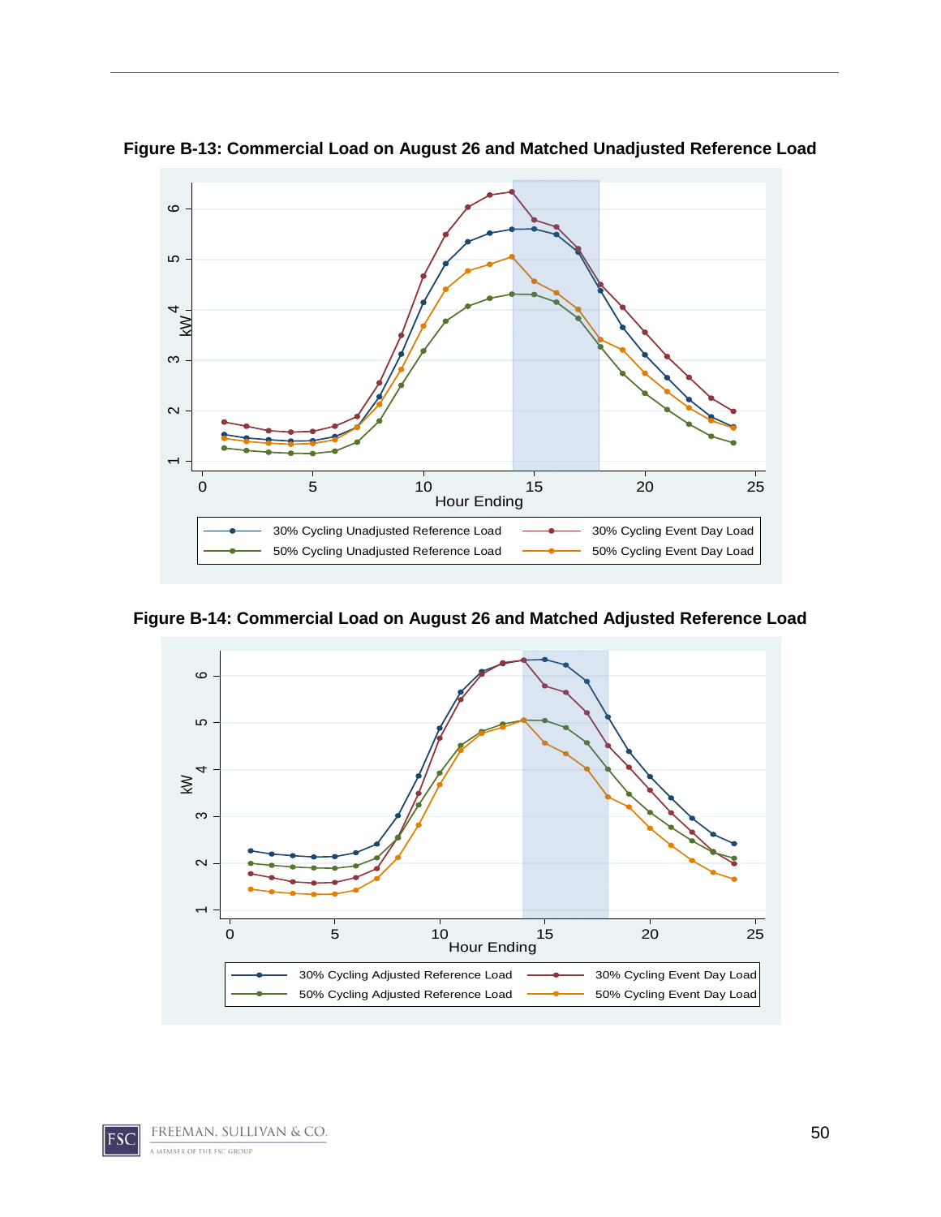**Figure B-13: Commercial Load on August 26 and Matched Unadjusted Reference Load**

**Figure B-14: Commercial Load on August 26 and Matched Adjusted Reference Load**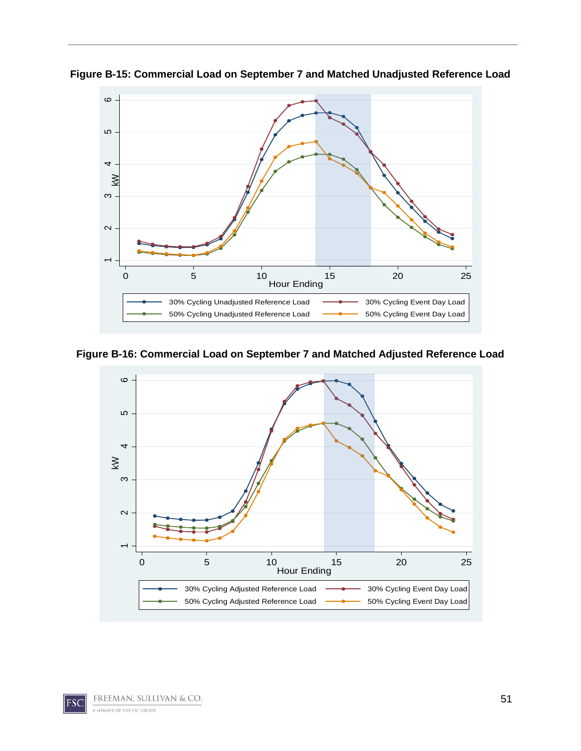**Figure B-15: Commercial Load on September 7 and Matched Unadjusted Reference Load**

**Figure B-16: Commercial Load on September 7 and Matched Adjusted Reference Load**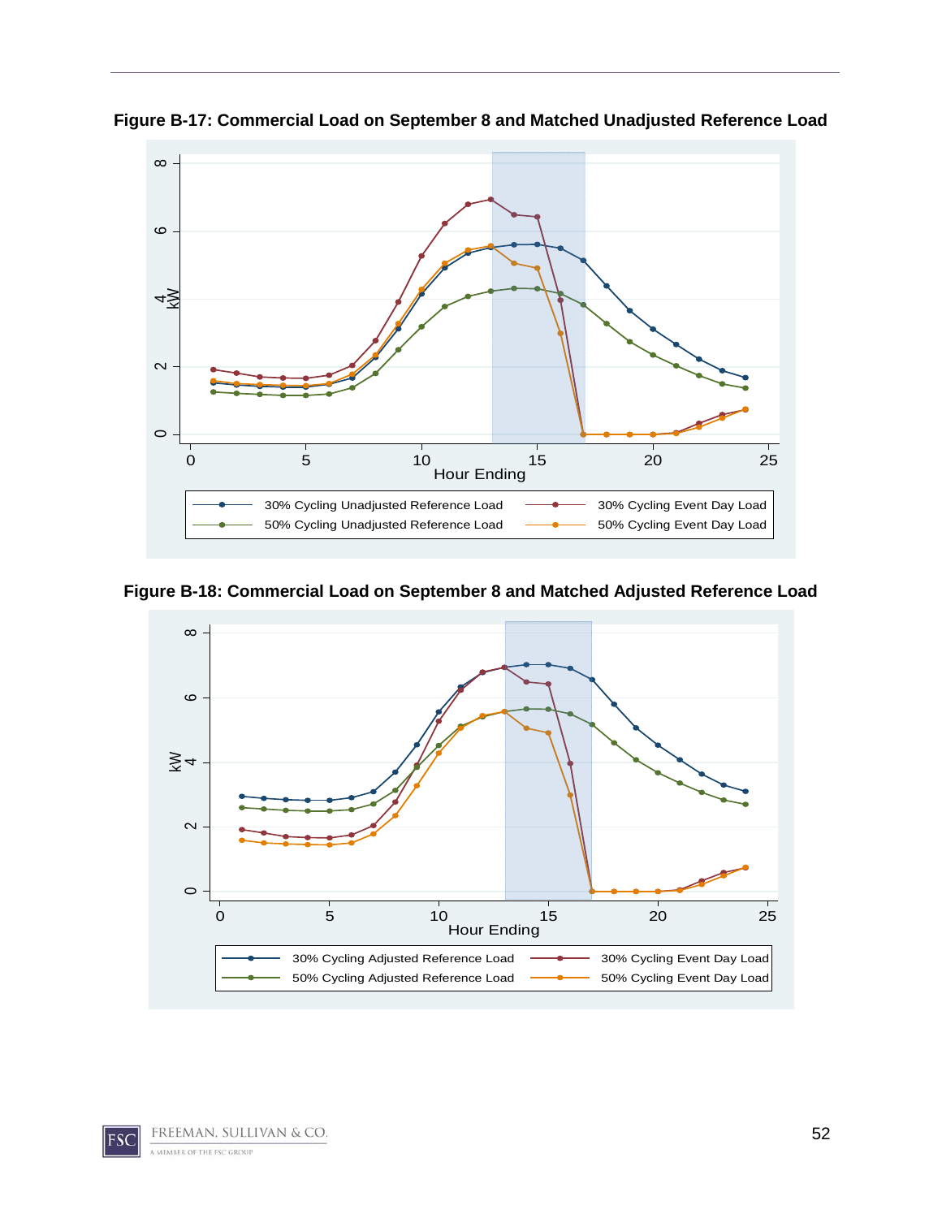**Figure B-17: Commercial Load on September 8 and Matched Unadjusted Reference Load**

**Figure B-18: Commercial Load on September 8 and Matched Adjusted Reference Load**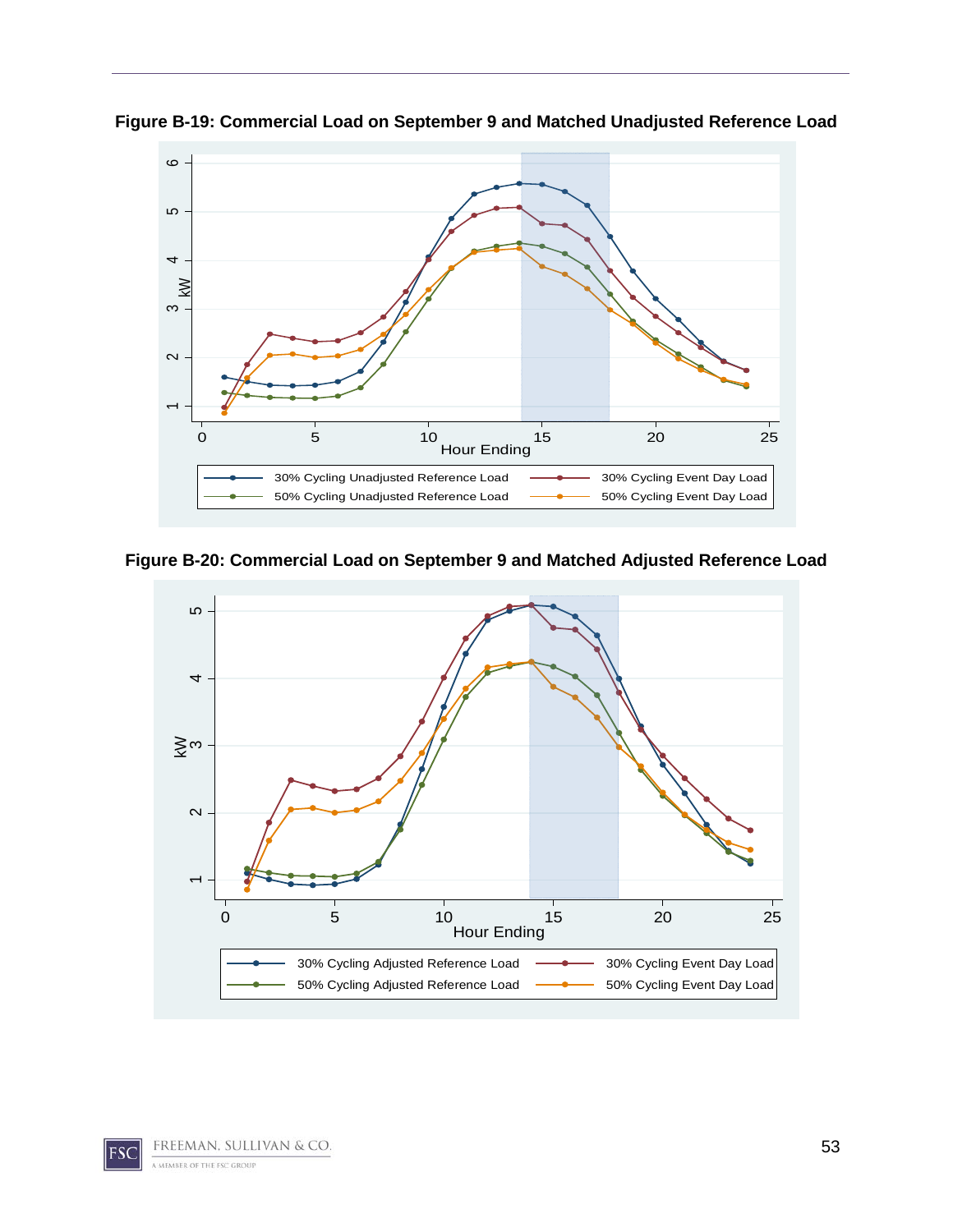**Figure B-19: Commercial Load on September 9 and Matched Unadjusted Reference Load**

**Figure B-20: Commercial Load on September 9 and Matched Adjusted Reference Load**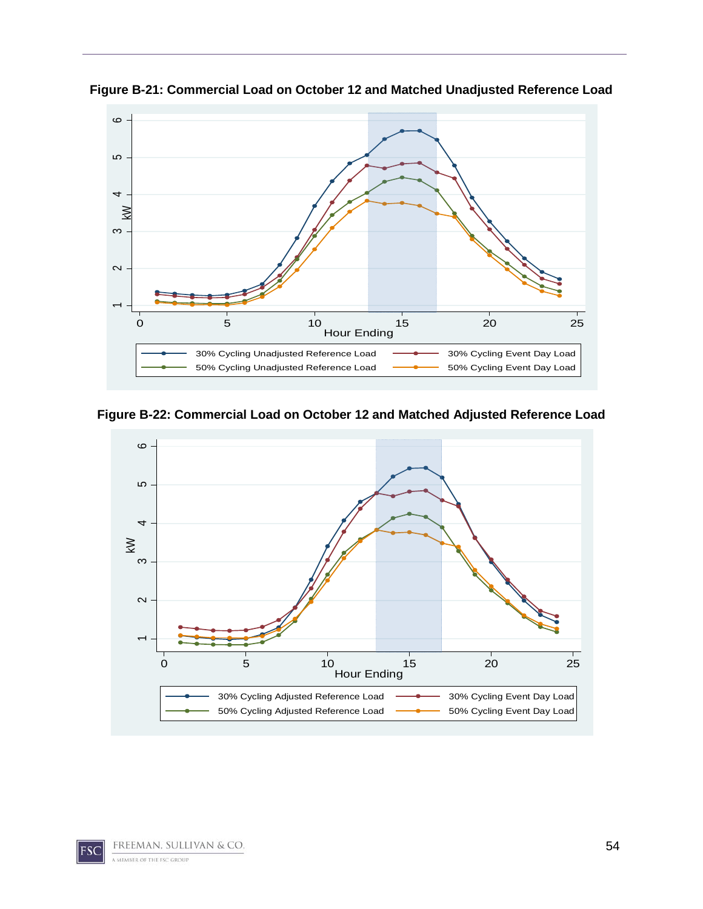**Figure B-21: Commercial Load on October 12 and Matched Unadjusted Reference Load**

**Figure B-22: Commercial Load on October 12 and Matched Adjusted Reference Load**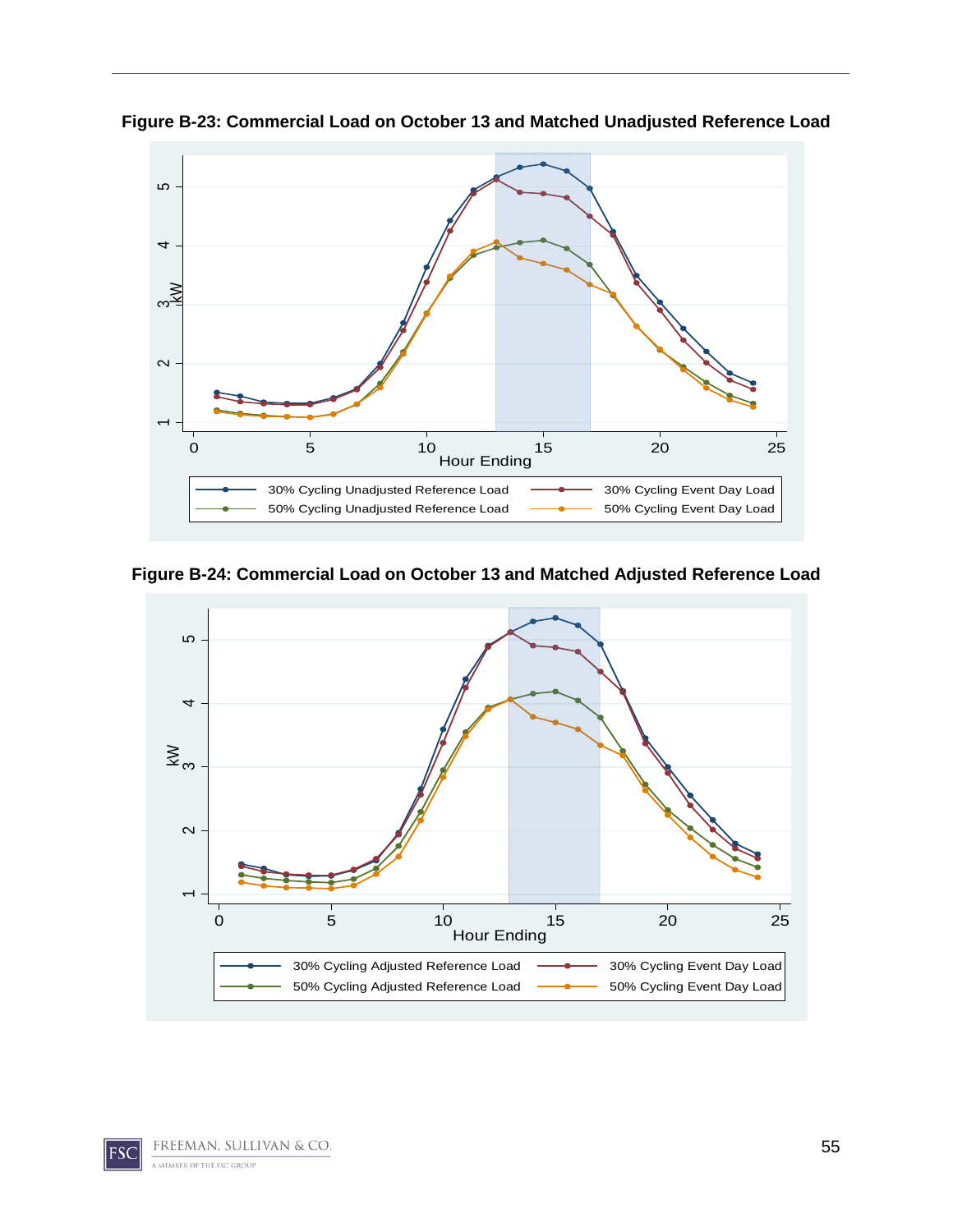**Figure B-23: Commercial Load on October 13 and Matched Unadjusted Reference Load**

**Figure B-24: Commercial Load on October 13 and Matched Adjusted Reference Load**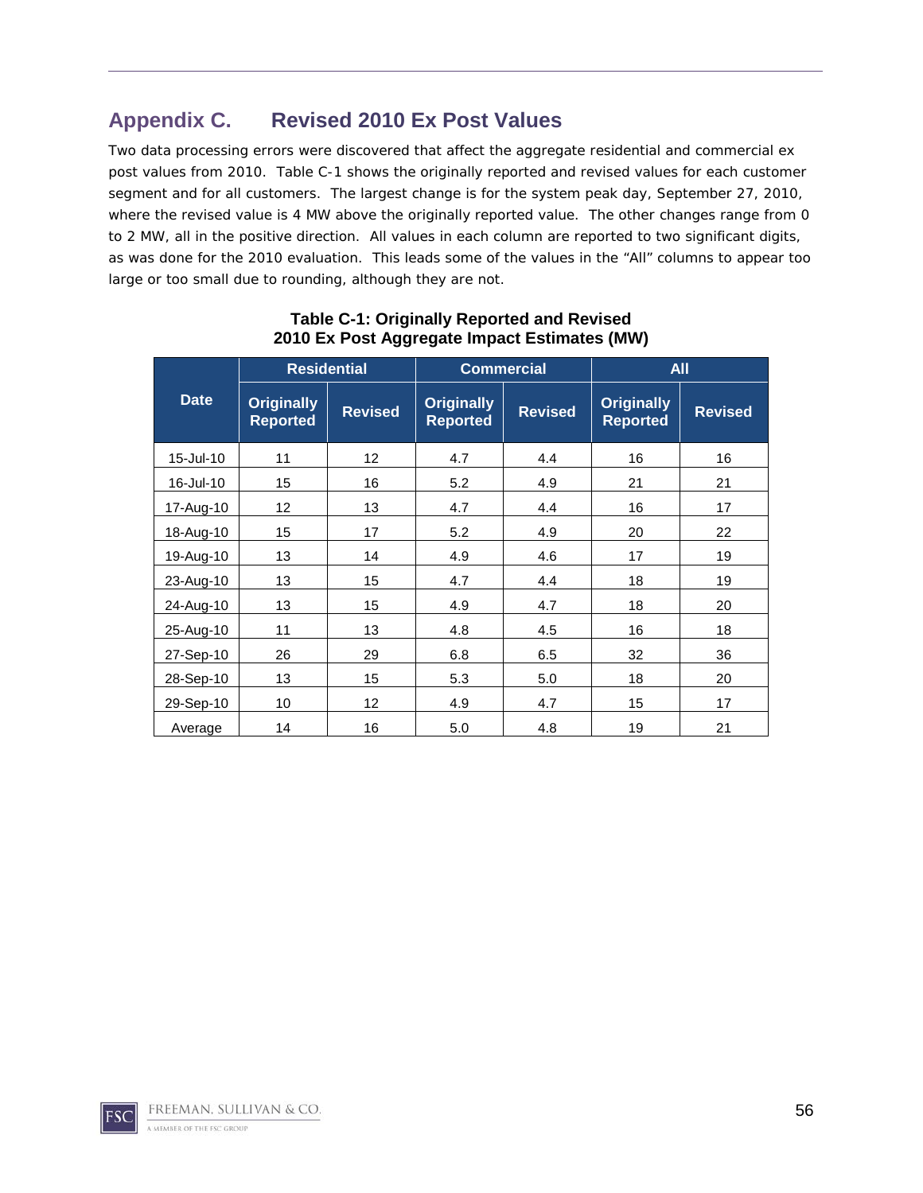## Appendix C. Revised 2010 Ex Post Values

Two data processing errors were discovered that affect the aggregate residential and commercial ex post values from 2010. Table C-1 shows the originally reported and revised values for each customer segment and for all customers. The largest change is for the system peak day, September 27, 2010, where the revised value is 4 MW above the originally reported value. The other changes range from 0 to 2 MW, all in the positive direction. All values in each column are reported to two significant digits, as was done for the 2010 evaluation. This leads some of the values in the "All" columns to appear too large or too small due to rounding, although they are not.

**Table C-1: Originally Reported and Revised 2010 Ex Post Aggregate Impact Estimates (MW)**

| Date | Residential | | Commercial | | All | |
|---|---|---|---|---|---|---|
| | Originally Reported | Revised | Originally Reported | Revised | Originally Reported | Revised |
| 15-Jul-10 | 11 | 12 | 4.7 | 4.4 | 16 | 16 |
| 16-Jul-10 | 15 | 16 | 5.2 | 4.9 | 21 | 21 |
| 17-Aug-10 | 12 | 13 | 4.7 | 4.4 | 16 | 17 |
| 18-Aug-10 | 15 | 17 | 5.2 | 4.9 | 20 | 22 |
| 19-Aug-10 | 13 | 14 | 4.9 | 4.6 | 17 | 19 |
| 23-Aug-10 | 13 | 15 | 4.7 | 4.4 | 18 | 19 |
| 24-Aug-10 | 13 | 15 | 4.9 | 4.7 | 18 | 20 |
| 25-Aug-10 | 11 | 13 | 4.8 | 4.5 | 16 | 18 |
| 27-Sep-10 | 26 | 29 | 6.8 | 6.5 | 32 | 36 |
| 28-Sep-10 | 13 | 15 | 5.3 | 5.0 | 18 | 20 |
| 29-Sep-10 | 10 | 12 | 4.9 | 4.7 | 15 | 17 |
| Average | 14 | 16 | 5.0 | 4.8 | 19 | 21 |